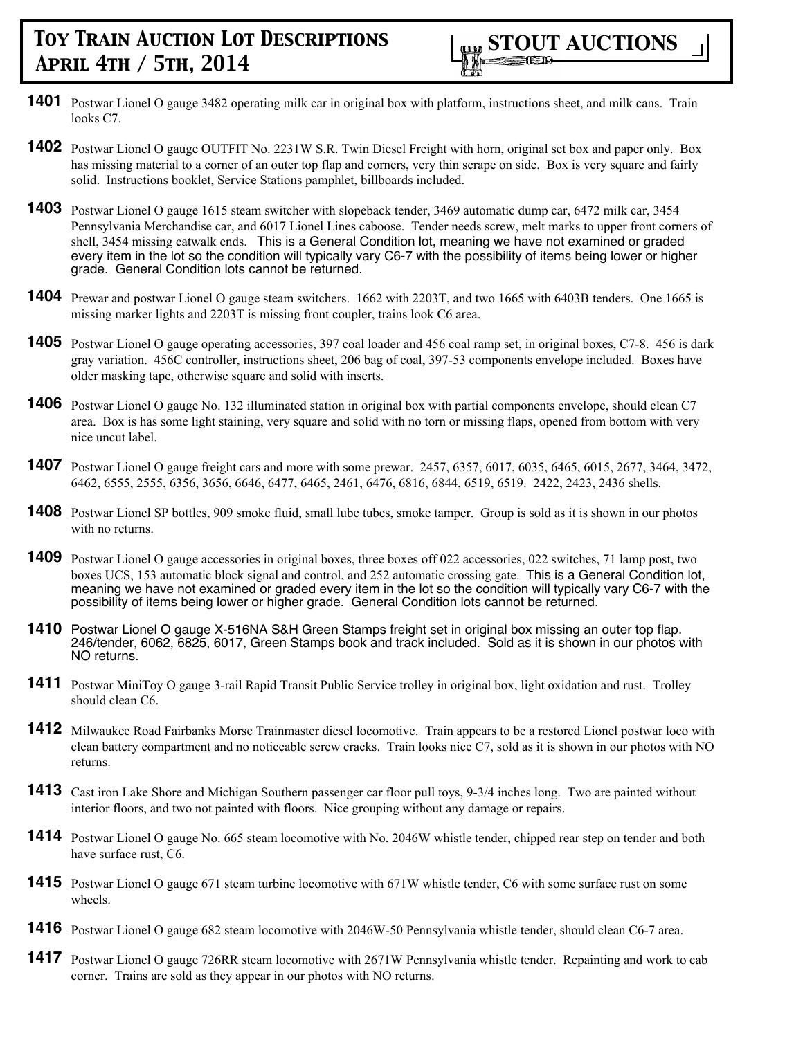# Toy Train Auction Lot Descriptions April 4th / 5th, 2014

**STOUT AUCTIONS**

**1401** Postwar Lionel O gauge 3482 operating milk car in original box with platform, instructions sheet, and milk cans. Train looks C7.

**1402** Postwar Lionel O gauge OUTFIT No. 2231W S.R. Twin Diesel Freight with horn, original set box and paper only. Box has missing material to a corner of an outer top flap and corners, very thin scrape on side. Box is very square and fairly solid. Instructions booklet, Service Stations pamphlet, billboards included.

**1403** Postwar Lionel O gauge 1615 steam switcher with slopeback tender, 3469 automatic dump car, 6472 milk car, 3454 Pennsylvania Merchandise car, and 6017 Lionel Lines caboose. Tender needs screw, melt marks to upper front corners of shell, 3454 missing catwalk ends. This is a General Condition lot, meaning we have not examined or graded every item in the lot so the condition will typically vary C6-7 with the possibility of items being lower or higher grade. General Condition lots cannot be returned.

**1404** Prewar and postwar Lionel O gauge steam switchers. 1662 with 2203T, and two 1665 with 6403B tenders. One 1665 is missing marker lights and 2203T is missing front coupler, trains look C6 area.

**1405** Postwar Lionel O gauge operating accessories, 397 coal loader and 456 coal ramp set, in original boxes, C7-8. 456 is dark gray variation. 456C controller, instructions sheet, 206 bag of coal, 397-53 components envelope included. Boxes have older masking tape, otherwise square and solid with inserts.

**1406** Postwar Lionel O gauge No. 132 illuminated station in original box with partial components envelope, should clean C7 area. Box is has some light staining, very square and solid with no torn or missing flaps, opened from bottom with very nice uncut label.

**1407** Postwar Lionel O gauge freight cars and more with some prewar. 2457, 6357, 6017, 6035, 6465, 6015, 2677, 3464, 3472, 6462, 6555, 2555, 6356, 3656, 6646, 6477, 6465, 2461, 6476, 6816, 6844, 6519, 6519. 2422, 2423, 2436 shells.

**1408** Postwar Lionel SP bottles, 909 smoke fluid, small lube tubes, smoke tamper. Group is sold as it is shown in our photos with no returns.

**1409** Postwar Lionel O gauge accessories in original boxes, three boxes off 022 accessories, 022 switches, 71 lamp post, two boxes UCS, 153 automatic block signal and control, and 252 automatic crossing gate. This is a General Condition lot, meaning we have not examined or graded every item in the lot so the condition will typically vary C6-7 with the possibility of items being lower or higher grade. General Condition lots cannot be returned.

**1410** Postwar Lionel O gauge X-516NA S&H Green Stamps freight set in original box missing an outer top flap. 246/tender, 6062, 6825, 6017, Green Stamps book and track included. Sold as it is shown in our photos with NO returns.

**1411** Postwar MiniToy O gauge 3-rail Rapid Transit Public Service trolley in original box, light oxidation and rust. Trolley should clean C6.

**1412** Milwaukee Road Fairbanks Morse Trainmaster diesel locomotive. Train appears to be a restored Lionel postwar loco with clean battery compartment and no noticeable screw cracks. Train looks nice C7, sold as it is shown in our photos with NO returns.

**1413** Cast iron Lake Shore and Michigan Southern passenger car floor pull toys, 9-3/4 inches long. Two are painted without interior floors, and two not painted with floors. Nice grouping without any damage or repairs.

**1414** Postwar Lionel O gauge No. 665 steam locomotive with No. 2046W whistle tender, chipped rear step on tender and both have surface rust, C6.

**1415** Postwar Lionel O gauge 671 steam turbine locomotive with 671W whistle tender, C6 with some surface rust on some wheels.

**1416** Postwar Lionel O gauge 682 steam locomotive with 2046W-50 Pennsylvania whistle tender, should clean C6-7 area.

**1417** Postwar Lionel O gauge 726RR steam locomotive with 2671W Pennsylvania whistle tender. Repainting and work to cab corner. Trains are sold as they appear in our photos with NO returns.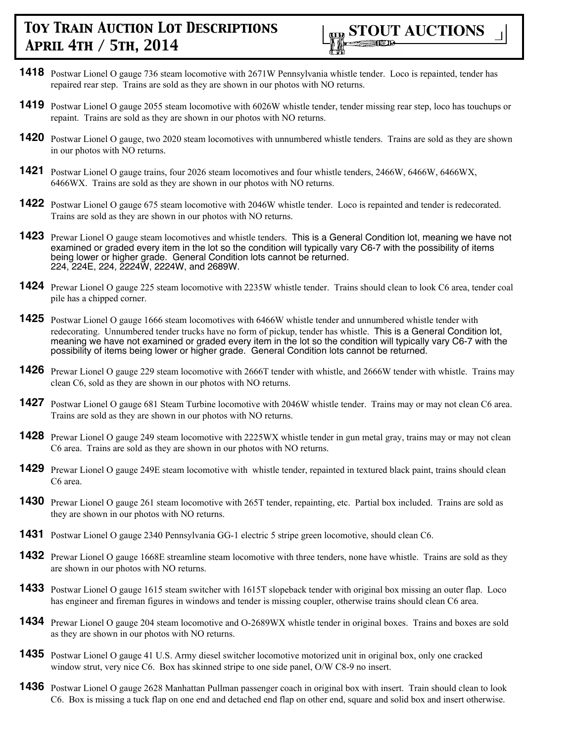**1418** Postwar Lionel O gauge 736 steam locomotive with 2671W Pennsylvania whistle tender. Loco is repainted, tender has repaired rear step. Trains are sold as they are shown in our photos with NO returns.

**1419** Postwar Lionel O gauge 2055 steam locomotive with 6026W whistle tender, tender missing rear step, loco has touchups or repaint. Trains are sold as they are shown in our photos with NO returns.

**1420** Postwar Lionel O gauge, two 2020 steam locomotives with unnumbered whistle tenders. Trains are sold as they are shown in our photos with NO returns.

**1421** Postwar Lionel O gauge trains, four 2026 steam locomotives and four whistle tenders, 2466W, 6466W, 6466WX, 6466WX. Trains are sold as they are shown in our photos with NO returns.

**1422** Postwar Lionel O gauge 675 steam locomotive with 2046W whistle tender. Loco is repainted and tender is redecorated. Trains are sold as they are shown in our photos with NO returns.

**1423** Prewar Lionel O gauge steam locomotives and whistle tenders. This is a General Condition lot, meaning we have not examined or graded every item in the lot so the condition will typically vary C6-7 with the possibility of items being lower or higher grade. General Condition lots cannot be returned.
224, 224E, 224, 2224W, 2224W, and 2689W.

**1424** Prewar Lionel O gauge 225 steam locomotive with 2235W whistle tender. Trains should clean to look C6 area, tender coal pile has a chipped corner.

**1425** Postwar Lionel O gauge 1666 steam locomotives with 6466W whistle tender and unnumbered whistle tender with redecorating. Unnumbered tender trucks have no form of pickup, tender has whistle. This is a General Condition lot, meaning we have not examined or graded every item in the lot so the condition will typically vary C6-7 with the possibility of items being lower or higher grade. General Condition lots cannot be returned.

**1426** Prewar Lionel O gauge 229 steam locomotive with 2666T tender with whistle, and 2666W tender with whistle. Trains may clean C6, sold as they are shown in our photos with NO returns.

**1427** Postwar Lionel O gauge 681 Steam Turbine locomotive with 2046W whistle tender. Trains may or may not clean C6 area. Trains are sold as they are shown in our photos with NO returns.

**1428** Prewar Lionel O gauge 249 steam locomotive with 2225WX whistle tender in gun metal gray, trains may or may not clean C6 area. Trains are sold as they are shown in our photos with NO returns.

**1429** Prewar Lionel O gauge 249E steam locomotive with whistle tender, repainted in textured black paint, trains should clean C6 area.

**1430** Prewar Lionel O gauge 261 steam locomotive with 265T tender, repainting, etc. Partial box included. Trains are sold as they are shown in our photos with NO returns.

**1431** Postwar Lionel O gauge 2340 Pennsylvania GG-1 electric 5 stripe green locomotive, should clean C6.

**1432** Prewar Lionel O gauge 1668E streamline steam locomotive with three tenders, none have whistle. Trains are sold as they are shown in our photos with NO returns.

**1433** Postwar Lionel O gauge 1615 steam switcher with 1615T slopeback tender with original box missing an outer flap. Loco has engineer and fireman figures in windows and tender is missing coupler, otherwise trains should clean C6 area.

**1434** Prewar Lionel O gauge 204 steam locomotive and O-2689WX whistle tender in original boxes. Trains and boxes are sold as they are shown in our photos with NO returns.

**1435** Postwar Lionel O gauge 41 U.S. Army diesel switcher locomotive motorized unit in original box, only one cracked window strut, very nice C6. Box has skinned stripe to one side panel, O/W C8-9 no insert.

**1436** Postwar Lionel O gauge 2628 Manhattan Pullman passenger coach in original box with insert. Train should clean to look C6. Box is missing a tuck flap on one end and detached end flap on other end, square and solid box and insert otherwise.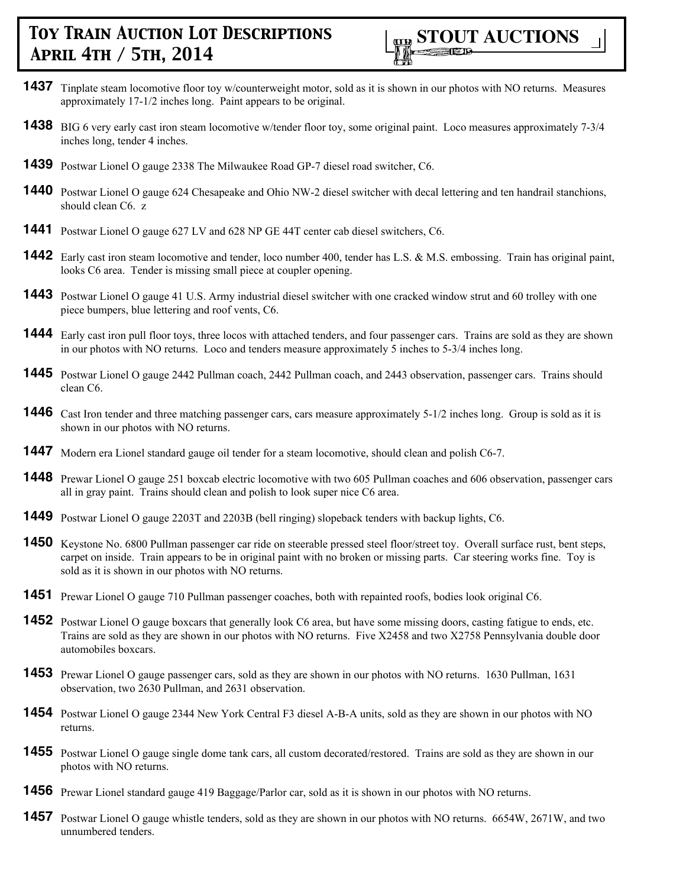**1437** Tinplate steam locomotive floor toy w/counterweight motor, sold as it is shown in our photos with NO returns. Measures approximately 17-1/2 inches long. Paint appears to be original.

**1438** BIG 6 very early cast iron steam locomotive w/tender floor toy, some original paint. Loco measures approximately 7-3/4 inches long, tender 4 inches.

**1439** Postwar Lionel O gauge 2338 The Milwaukee Road GP-7 diesel road switcher, C6.

**1440** Postwar Lionel O gauge 624 Chesapeake and Ohio NW-2 diesel switcher with decal lettering and ten handrail stanchions, should clean C6. z

**1441** Postwar Lionel O gauge 627 LV and 628 NP GE 44T center cab diesel switchers, C6.

**1442** Early cast iron steam locomotive and tender, loco number 400, tender has L.S. & M.S. embossing. Train has original paint, looks C6 area. Tender is missing small piece at coupler opening.

**1443** Postwar Lionel O gauge 41 U.S. Army industrial diesel switcher with one cracked window strut and 60 trolley with one piece bumpers, blue lettering and roof vents, C6.

**1444** Early cast iron pull floor toys, three locos with attached tenders, and four passenger cars. Trains are sold as they are shown in our photos with NO returns. Loco and tenders measure approximately 5 inches to 5-3/4 inches long.

**1445** Postwar Lionel O gauge 2442 Pullman coach, 2442 Pullman coach, and 2443 observation, passenger cars. Trains should clean C6.

**1446** Cast Iron tender and three matching passenger cars, cars measure approximately 5-1/2 inches long. Group is sold as it is shown in our photos with NO returns.

**1447** Modern era Lionel standard gauge oil tender for a steam locomotive, should clean and polish C6-7.

**1448** Prewar Lionel O gauge 251 boxcab electric locomotive with two 605 Pullman coaches and 606 observation, passenger cars all in gray paint. Trains should clean and polish to look super nice C6 area.

**1449** Postwar Lionel O gauge 2203T and 2203B (bell ringing) slopeback tenders with backup lights, C6.

**1450** Keystone No. 6800 Pullman passenger car ride on steerable pressed steel floor/street toy. Overall surface rust, bent steps, carpet on inside. Train appears to be in original paint with no broken or missing parts. Car steering works fine. Toy is sold as it is shown in our photos with NO returns.

**1451** Prewar Lionel O gauge 710 Pullman passenger coaches, both with repainted roofs, bodies look original C6.

**1452** Postwar Lionel O gauge boxcars that generally look C6 area, but have some missing doors, casting fatigue to ends, etc. Trains are sold as they are shown in our photos with NO returns. Five X2458 and two X2758 Pennsylvania double door automobiles boxcars.

**1453** Prewar Lionel O gauge passenger cars, sold as they are shown in our photos with NO returns. 1630 Pullman, 1631 observation, two 2630 Pullman, and 2631 observation.

**1454** Postwar Lionel O gauge 2344 New York Central F3 diesel A-B-A units, sold as they are shown in our photos with NO returns.

**1455** Postwar Lionel O gauge single dome tank cars, all custom decorated/restored. Trains are sold as they are shown in our photos with NO returns.

**1456** Prewar Lionel standard gauge 419 Baggage/Parlor car, sold as it is shown in our photos with NO returns.

**1457** Postwar Lionel O gauge whistle tenders, sold as they are shown in our photos with NO returns. 6654W, 2671W, and two unnumbered tenders.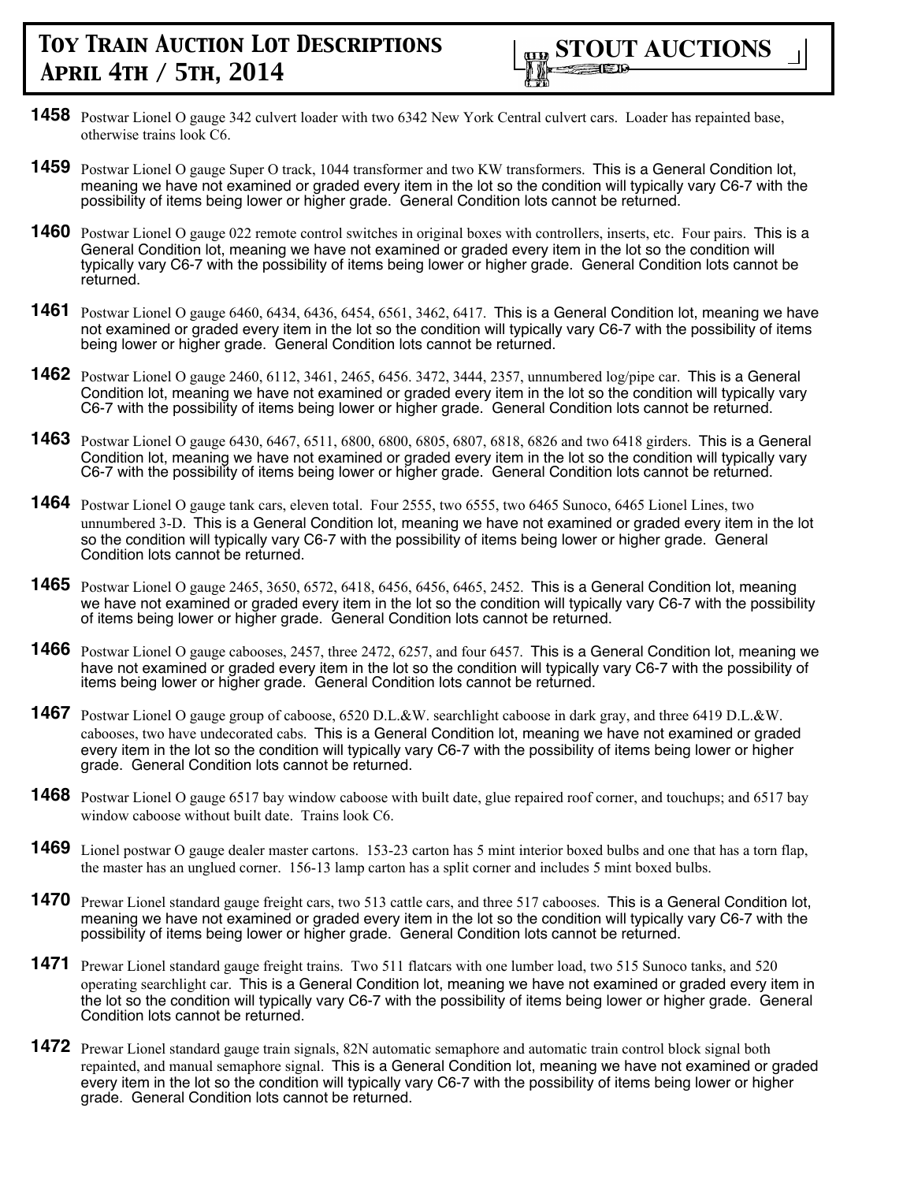**1458** Postwar Lionel O gauge 342 culvert loader with two 6342 New York Central culvert cars. Loader has repainted base, otherwise trains look C6.

**1459** Postwar Lionel O gauge Super O track, 1044 transformer and two KW transformers. This is a General Condition lot, meaning we have not examined or graded every item in the lot so the condition will typically vary C6-7 with the possibility of items being lower or higher grade. General Condition lots cannot be returned.

**1460** Postwar Lionel O gauge 022 remote control switches in original boxes with controllers, inserts, etc. Four pairs. This is a General Condition lot, meaning we have not examined or graded every item in the lot so the condition will typically vary C6-7 with the possibility of items being lower or higher grade. General Condition lots cannot be returned.

**1461** Postwar Lionel O gauge 6460, 6434, 6436, 6454, 6561, 3462, 6417. This is a General Condition lot, meaning we have not examined or graded every item in the lot so the condition will typically vary C6-7 with the possibility of items being lower or higher grade. General Condition lots cannot be returned.

**1462** Postwar Lionel O gauge 2460, 6112, 3461, 2465, 6456. 3472, 3444, 2357, unnumbered log/pipe car. This is a General Condition lot, meaning we have not examined or graded every item in the lot so the condition will typically vary C6-7 with the possibility of items being lower or higher grade. General Condition lots cannot be returned.

**1463** Postwar Lionel O gauge 6430, 6467, 6511, 6800, 6800, 6805, 6807, 6818, 6826 and two 6418 girders. This is a General Condition lot, meaning we have not examined or graded every item in the lot so the condition will typically vary C6-7 with the possibility of items being lower or higher grade. General Condition lots cannot be returned.

**1464** Postwar Lionel O gauge tank cars, eleven total. Four 2555, two 6555, two 6465 Sunoco, 6465 Lionel Lines, two unnumbered 3-D. This is a General Condition lot, meaning we have not examined or graded every item in the lot so the condition will typically vary C6-7 with the possibility of items being lower or higher grade. General Condition lots cannot be returned.

**1465** Postwar Lionel O gauge 2465, 3650, 6572, 6418, 6456, 6456, 6465, 2452. This is a General Condition lot, meaning we have not examined or graded every item in the lot so the condition will typically vary C6-7 with the possibility of items being lower or higher grade. General Condition lots cannot be returned.

**1466** Postwar Lionel O gauge cabooses, 2457, three 2472, 6257, and four 6457. This is a General Condition lot, meaning we have not examined or graded every item in the lot so the condition will typically vary C6-7 with the possibility of items being lower or higher grade. General Condition lots cannot be returned.

**1467** Postwar Lionel O gauge group of caboose, 6520 D.L.&W. searchlight caboose in dark gray, and three 6419 D.L.&W. cabooses, two have undecorated cabs. This is a General Condition lot, meaning we have not examined or graded every item in the lot so the condition will typically vary C6-7 with the possibility of items being lower or higher grade. General Condition lots cannot be returned.

**1468** Postwar Lionel O gauge 6517 bay window caboose with built date, glue repaired roof corner, and touchups; and 6517 bay window caboose without built date. Trains look C6.

**1469** Lionel postwar O gauge dealer master cartons. 153-23 carton has 5 mint interior boxed bulbs and one that has a torn flap, the master has an unglued corner. 156-13 lamp carton has a split corner and includes 5 mint boxed bulbs.

**1470** Prewar Lionel standard gauge freight cars, two 513 cattle cars, and three 517 cabooses. This is a General Condition lot, meaning we have not examined or graded every item in the lot so the condition will typically vary C6-7 with the possibility of items being lower or higher grade. General Condition lots cannot be returned.

**1471** Prewar Lionel standard gauge freight trains. Two 511 flatcars with one lumber load, two 515 Sunoco tanks, and 520 operating searchlight car. This is a General Condition lot, meaning we have not examined or graded every item in the lot so the condition will typically vary C6-7 with the possibility of items being lower or higher grade. General Condition lots cannot be returned.

**1472** Prewar Lionel standard gauge train signals, 82N automatic semaphore and automatic train control block signal both repainted, and manual semaphore signal. This is a General Condition lot, meaning we have not examined or graded every item in the lot so the condition will typically vary C6-7 with the possibility of items being lower or higher grade. General Condition lots cannot be returned.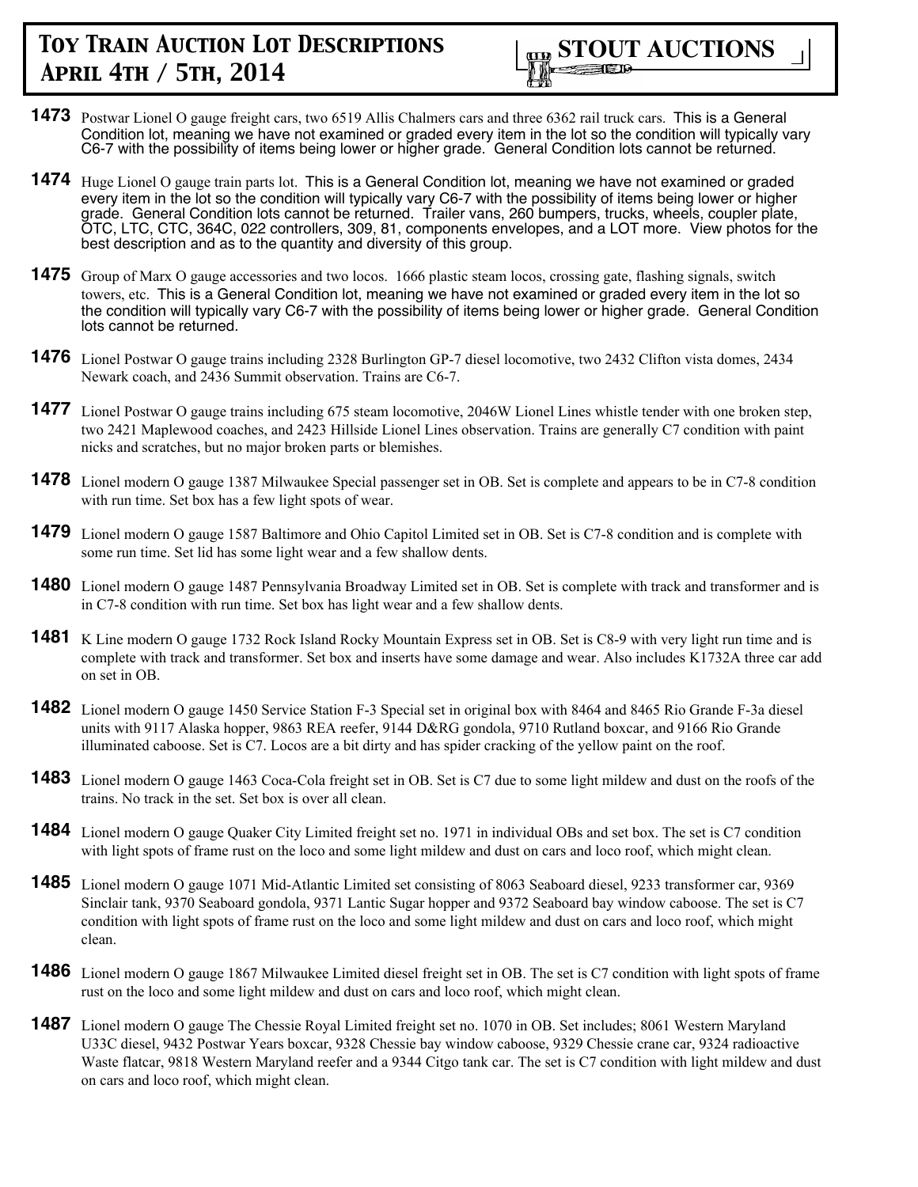**1473** Postwar Lionel O gauge freight cars, two 6519 Allis Chalmers cars and three 6362 rail truck cars. This is a General Condition lot, meaning we have not examined or graded every item in the lot so the condition will typically vary C6-7 with the possibility of items being lower or higher grade. General Condition lots cannot be returned.

**1474** Huge Lionel O gauge train parts lot. This is a General Condition lot, meaning we have not examined or graded every item in the lot so the condition will typically vary C6-7 with the possibility of items being lower or higher grade. General Condition lots cannot be returned. Trailer vans, 260 bumpers, trucks, wheels, coupler plate, OTC, LTC, CTC, 364C, 022 controllers, 309, 81, components envelopes, and a LOT more. View photos for the best description and as to the quantity and diversity of this group.

**1475** Group of Marx O gauge accessories and two locos. 1666 plastic steam locos, crossing gate, flashing signals, switch towers, etc. This is a General Condition lot, meaning we have not examined or graded every item in the lot so the condition will typically vary C6-7 with the possibility of items being lower or higher grade. General Condition lots cannot be returned.

**1476** Lionel Postwar O gauge trains including 2328 Burlington GP-7 diesel locomotive, two 2432 Clifton vista domes, 2434 Newark coach, and 2436 Summit observation. Trains are C6-7.

**1477** Lionel Postwar O gauge trains including 675 steam locomotive, 2046W Lionel Lines whistle tender with one broken step, two 2421 Maplewood coaches, and 2423 Hillside Lionel Lines observation. Trains are generally C7 condition with paint nicks and scratches, but no major broken parts or blemishes.

**1478** Lionel modern O gauge 1387 Milwaukee Special passenger set in OB. Set is complete and appears to be in C7-8 condition with run time. Set box has a few light spots of wear.

**1479** Lionel modern O gauge 1587 Baltimore and Ohio Capitol Limited set in OB. Set is C7-8 condition and is complete with some run time. Set lid has some light wear and a few shallow dents.

**1480** Lionel modern O gauge 1487 Pennsylvania Broadway Limited set in OB. Set is complete with track and transformer and is in C7-8 condition with run time. Set box has light wear and a few shallow dents.

**1481** K Line modern O gauge 1732 Rock Island Rocky Mountain Express set in OB. Set is C8-9 with very light run time and is complete with track and transformer. Set box and inserts have some damage and wear. Also includes K1732A three car add on set in OB.

**1482** Lionel modern O gauge 1450 Service Station F-3 Special set in original box with 8464 and 8465 Rio Grande F-3a diesel units with 9117 Alaska hopper, 9863 REA reefer, 9144 D&RG gondola, 9710 Rutland boxcar, and 9166 Rio Grande illuminated caboose. Set is C7. Locos are a bit dirty and has spider cracking of the yellow paint on the roof.

**1483** Lionel modern O gauge 1463 Coca-Cola freight set in OB. Set is C7 due to some light mildew and dust on the roofs of the trains. No track in the set. Set box is over all clean.

**1484** Lionel modern O gauge Quaker City Limited freight set no. 1971 in individual OBs and set box. The set is C7 condition with light spots of frame rust on the loco and some light mildew and dust on cars and loco roof, which might clean.

**1485** Lionel modern O gauge 1071 Mid-Atlantic Limited set consisting of 8063 Seaboard diesel, 9233 transformer car, 9369 Sinclair tank, 9370 Seaboard gondola, 9371 Lantic Sugar hopper and 9372 Seaboard bay window caboose. The set is C7 condition with light spots of frame rust on the loco and some light mildew and dust on cars and loco roof, which might clean.

**1486** Lionel modern O gauge 1867 Milwaukee Limited diesel freight set in OB. The set is C7 condition with light spots of frame rust on the loco and some light mildew and dust on cars and loco roof, which might clean.

**1487** Lionel modern O gauge The Chessie Royal Limited freight set no. 1070 in OB. Set includes; 8061 Western Maryland U33C diesel, 9432 Postwar Years boxcar, 9328 Chessie bay window caboose, 9329 Chessie crane car, 9324 radioactive Waste flatcar, 9818 Western Maryland reefer and a 9344 Citgo tank car. The set is C7 condition with light mildew and dust on cars and loco roof, which might clean.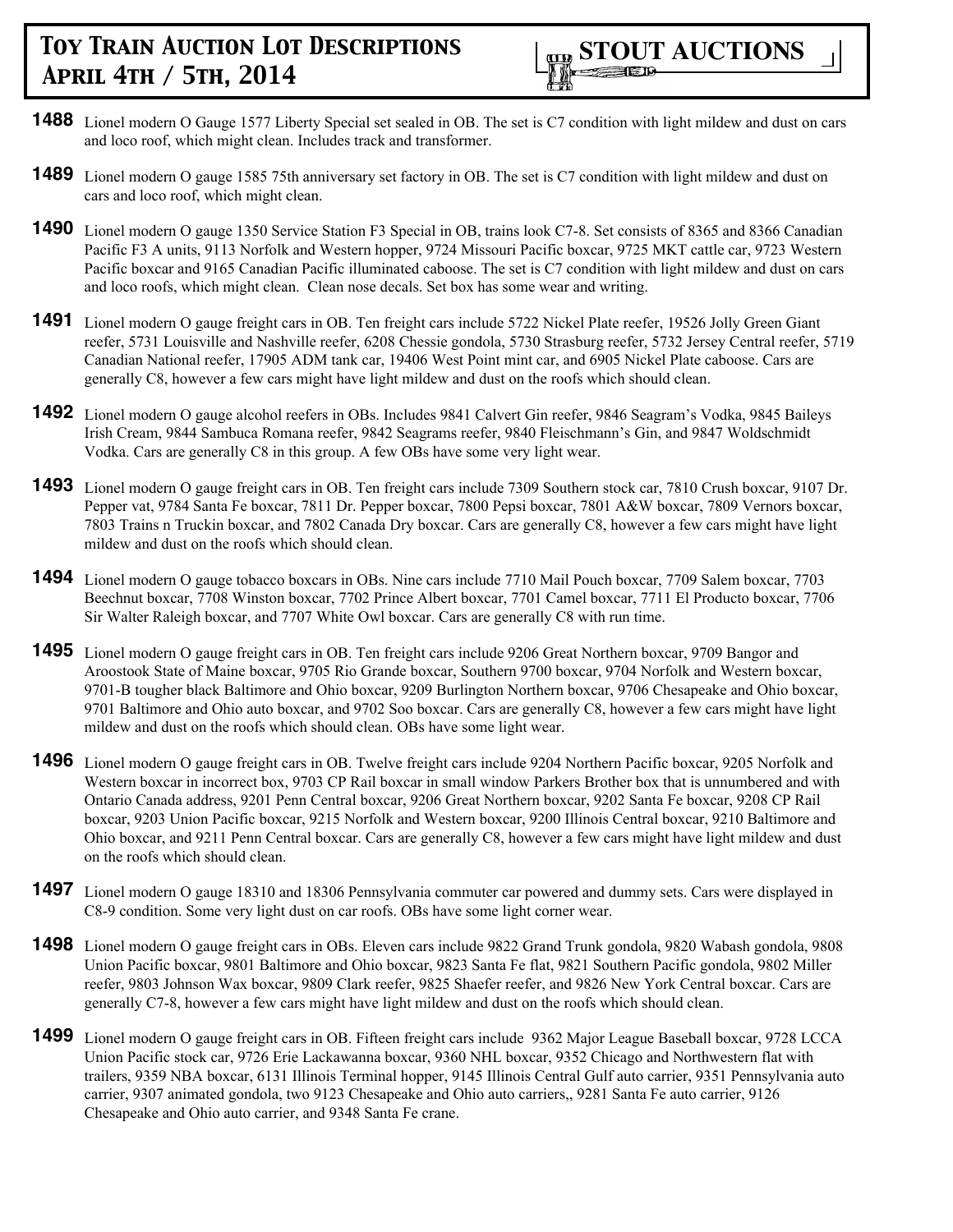**1488** Lionel modern O Gauge 1577 Liberty Special set sealed in OB. The set is C7 condition with light mildew and dust on cars and loco roof, which might clean. Includes track and transformer.

**1489** Lionel modern O gauge 1585 75th anniversary set factory in OB. The set is C7 condition with light mildew and dust on cars and loco roof, which might clean.

**1490** Lionel modern O gauge 1350 Service Station F3 Special in OB, trains look C7-8. Set consists of 8365 and 8366 Canadian Pacific F3 A units, 9113 Norfolk and Western hopper, 9724 Missouri Pacific boxcar, 9725 MKT cattle car, 9723 Western Pacific boxcar and 9165 Canadian Pacific illuminated caboose. The set is C7 condition with light mildew and dust on cars and loco roofs, which might clean. Clean nose decals. Set box has some wear and writing.

**1491** Lionel modern O gauge freight cars in OB. Ten freight cars include 5722 Nickel Plate reefer, 19526 Jolly Green Giant reefer, 5731 Louisville and Nashville reefer, 6208 Chessie gondola, 5730 Strasburg reefer, 5732 Jersey Central reefer, 5719 Canadian National reefer, 17905 ADM tank car, 19406 West Point mint car, and 6905 Nickel Plate caboose. Cars are generally C8, however a few cars might have light mildew and dust on the roofs which should clean.

**1492** Lionel modern O gauge alcohol reefers in OBs. Includes 9841 Calvert Gin reefer, 9846 Seagram's Vodka, 9845 Baileys Irish Cream, 9844 Sambuca Romana reefer, 9842 Seagrams reefer, 9840 Fleischmann's Gin, and 9847 Woldschmidt Vodka. Cars are generally C8 in this group. A few OBs have some very light wear.

**1493** Lionel modern O gauge freight cars in OB. Ten freight cars include 7309 Southern stock car, 7810 Crush boxcar, 9107 Dr. Pepper vat, 9784 Santa Fe boxcar, 7811 Dr. Pepper boxcar, 7800 Pepsi boxcar, 7801 A&W boxcar, 7809 Vernors boxcar, 7803 Trains n Truckin boxcar, and 7802 Canada Dry boxcar. Cars are generally C8, however a few cars might have light mildew and dust on the roofs which should clean.

**1494** Lionel modern O gauge tobacco boxcars in OBs. Nine cars include 7710 Mail Pouch boxcar, 7709 Salem boxcar, 7703 Beechnut boxcar, 7708 Winston boxcar, 7702 Prince Albert boxcar, 7701 Camel boxcar, 7711 El Producto boxcar, 7706 Sir Walter Raleigh boxcar, and 7707 White Owl boxcar. Cars are generally C8 with run time.

**1495** Lionel modern O gauge freight cars in OB. Ten freight cars include 9206 Great Northern boxcar, 9709 Bangor and Aroostook State of Maine boxcar, 9705 Rio Grande boxcar, Southern 9700 boxcar, 9704 Norfolk and Western boxcar, 9701-B tougher black Baltimore and Ohio boxcar, 9209 Burlington Northern boxcar, 9706 Chesapeake and Ohio boxcar, 9701 Baltimore and Ohio auto boxcar, and 9702 Soo boxcar. Cars are generally C8, however a few cars might have light mildew and dust on the roofs which should clean. OBs have some light wear.

**1496** Lionel modern O gauge freight cars in OB. Twelve freight cars include 9204 Northern Pacific boxcar, 9205 Norfolk and Western boxcar in incorrect box, 9703 CP Rail boxcar in small window Parkers Brother box that is unnumbered and with Ontario Canada address, 9201 Penn Central boxcar, 9206 Great Northern boxcar, 9202 Santa Fe boxcar, 9208 CP Rail boxcar, 9203 Union Pacific boxcar, 9215 Norfolk and Western boxcar, 9200 Illinois Central boxcar, 9210 Baltimore and Ohio boxcar, and 9211 Penn Central boxcar. Cars are generally C8, however a few cars might have light mildew and dust on the roofs which should clean.

**1497** Lionel modern O gauge 18310 and 18306 Pennsylvania commuter car powered and dummy sets. Cars were displayed in C8-9 condition. Some very light dust on car roofs. OBs have some light corner wear.

**1498** Lionel modern O gauge freight cars in OBs. Eleven cars include 9822 Grand Trunk gondola, 9820 Wabash gondola, 9808 Union Pacific boxcar, 9801 Baltimore and Ohio boxcar, 9823 Santa Fe flat, 9821 Southern Pacific gondola, 9802 Miller reefer, 9803 Johnson Wax boxcar, 9809 Clark reefer, 9825 Shaefer reefer, and 9826 New York Central boxcar. Cars are generally C7-8, however a few cars might have light mildew and dust on the roofs which should clean.

**1499** Lionel modern O gauge freight cars in OB. Fifteen freight cars include 9362 Major League Baseball boxcar, 9728 LCCA Union Pacific stock car, 9726 Erie Lackawanna boxcar, 9360 NHL boxcar, 9352 Chicago and Northwestern flat with trailers, 9359 NBA boxcar, 6131 Illinois Terminal hopper, 9145 Illinois Central Gulf auto carrier, 9351 Pennsylvania auto carrier, 9307 animated gondola, two 9123 Chesapeake and Ohio auto carriers,, 9281 Santa Fe auto carrier, 9126 Chesapeake and Ohio auto carrier, and 9348 Santa Fe crane.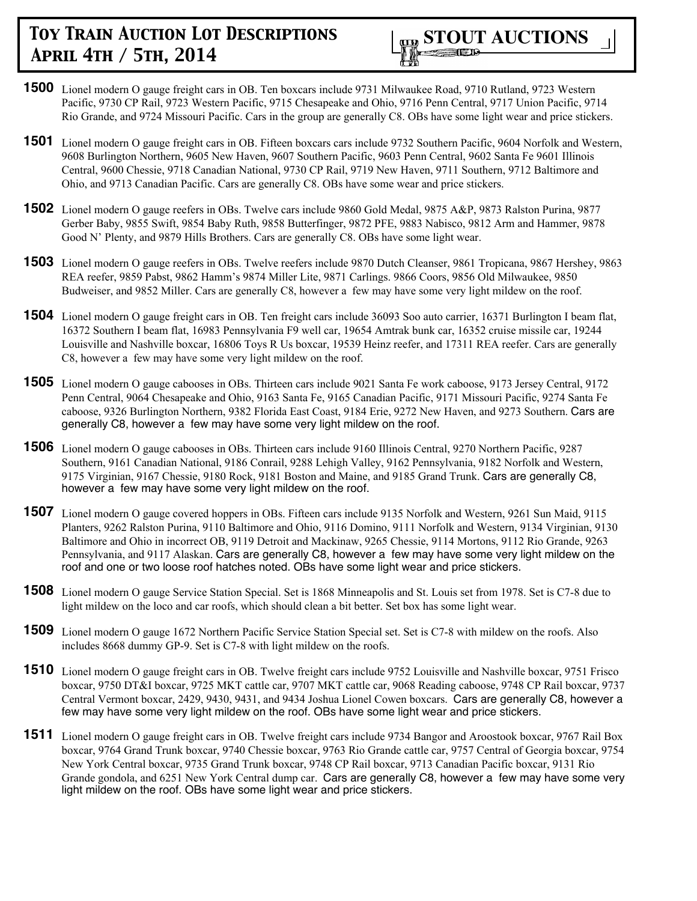**1500** Lionel modern O gauge freight cars in OB. Ten boxcars include 9731 Milwaukee Road, 9710 Rutland, 9723 Western Pacific, 9730 CP Rail, 9723 Western Pacific, 9715 Chesapeake and Ohio, 9716 Penn Central, 9717 Union Pacific, 9714 Rio Grande, and 9724 Missouri Pacific. Cars in the group are generally C8. OBs have some light wear and price stickers.

**1501** Lionel modern O gauge freight cars in OB. Fifteen boxcars cars include 9732 Southern Pacific, 9604 Norfolk and Western, 9608 Burlington Northern, 9605 New Haven, 9607 Southern Pacific, 9603 Penn Central, 9602 Santa Fe 9601 Illinois Central, 9600 Chessie, 9718 Canadian National, 9730 CP Rail, 9719 New Haven, 9711 Southern, 9712 Baltimore and Ohio, and 9713 Canadian Pacific. Cars are generally C8. OBs have some wear and price stickers.

**1502** Lionel modern O gauge reefers in OBs. Twelve cars include 9860 Gold Medal, 9875 A&P, 9873 Ralston Purina, 9877 Gerber Baby, 9855 Swift, 9854 Baby Ruth, 9858 Butterfinger, 9872 PFE, 9883 Nabisco, 9812 Arm and Hammer, 9878 Good N' Plenty, and 9879 Hills Brothers. Cars are generally C8. OBs have some light wear.

**1503** Lionel modern O gauge reefers in OBs. Twelve reefers include 9870 Dutch Cleanser, 9861 Tropicana, 9867 Hershey, 9863 REA reefer, 9859 Pabst, 9862 Hamm's 9874 Miller Lite, 9871 Carlings. 9866 Coors, 9856 Old Milwaukee, 9850 Budweiser, and 9852 Miller. Cars are generally C8, however a few may have some very light mildew on the roof.

**1504** Lionel modern O gauge freight cars in OB. Ten freight cars include 36093 Soo auto carrier, 16371 Burlington I beam flat, 16372 Southern I beam flat, 16983 Pennsylvania F9 well car, 19654 Amtrak bunk car, 16352 cruise missile car, 19244 Louisville and Nashville boxcar, 16806 Toys R Us boxcar, 19539 Heinz reefer, and 17311 REA reefer. Cars are generally C8, however a few may have some very light mildew on the roof.

**1505** Lionel modern O gauge cabooses in OBs. Thirteen cars include 9021 Santa Fe work caboose, 9173 Jersey Central, 9172 Penn Central, 9064 Chesapeake and Ohio, 9163 Santa Fe, 9165 Canadian Pacific, 9171 Missouri Pacific, 9274 Santa Fe caboose, 9326 Burlington Northern, 9382 Florida East Coast, 9184 Erie, 9272 New Haven, and 9273 Southern. Cars are generally C8, however a few may have some very light mildew on the roof.

**1506** Lionel modern O gauge cabooses in OBs. Thirteen cars include 9160 Illinois Central, 9270 Northern Pacific, 9287 Southern, 9161 Canadian National, 9186 Conrail, 9288 Lehigh Valley, 9162 Pennsylvania, 9182 Norfolk and Western, 9175 Virginian, 9167 Chessie, 9180 Rock, 9181 Boston and Maine, and 9185 Grand Trunk. Cars are generally C8, however a few may have some very light mildew on the roof.

**1507** Lionel modern O gauge covered hoppers in OBs. Fifteen cars include 9135 Norfolk and Western, 9261 Sun Maid, 9115 Planters, 9262 Ralston Purina, 9110 Baltimore and Ohio, 9116 Domino, 9111 Norfolk and Western, 9134 Virginian, 9130 Baltimore and Ohio in incorrect OB, 9119 Detroit and Mackinaw, 9265 Chessie, 9114 Mortons, 9112 Rio Grande, 9263 Pennsylvania, and 9117 Alaskan. Cars are generally C8, however a few may have some very light mildew on the roof and one or two loose roof hatches noted. OBs have some light wear and price stickers.

**1508** Lionel modern O gauge Service Station Special. Set is 1868 Minneapolis and St. Louis set from 1978. Set is C7-8 due to light mildew on the loco and car roofs, which should clean a bit better. Set box has some light wear.

**1509** Lionel modern O gauge 1672 Northern Pacific Service Station Special set. Set is C7-8 with mildew on the roofs. Also includes 8668 dummy GP-9. Set is C7-8 with light mildew on the roofs.

**1510** Lionel modern O gauge freight cars in OB. Twelve freight cars include 9752 Louisville and Nashville boxcar, 9751 Frisco boxcar, 9750 DT&I boxcar, 9725 MKT cattle car, 9707 MKT cattle car, 9068 Reading caboose, 9748 CP Rail boxcar, 9737 Central Vermont boxcar, 2429, 9430, 9431, and 9434 Joshua Lionel Cowen boxcars. Cars are generally C8, however a few may have some very light mildew on the roof. OBs have some light wear and price stickers.

**1511** Lionel modern O gauge freight cars in OB. Twelve freight cars include 9734 Bangor and Aroostook boxcar, 9767 Rail Box boxcar, 9764 Grand Trunk boxcar, 9740 Chessie boxcar, 9763 Rio Grande cattle car, 9757 Central of Georgia boxcar, 9754 New York Central boxcar, 9735 Grand Trunk boxcar, 9748 CP Rail boxcar, 9713 Canadian Pacific boxcar, 9131 Rio Grande gondola, and 6251 New York Central dump car. Cars are generally C8, however a few may have some very light mildew on the roof. OBs have some light wear and price stickers.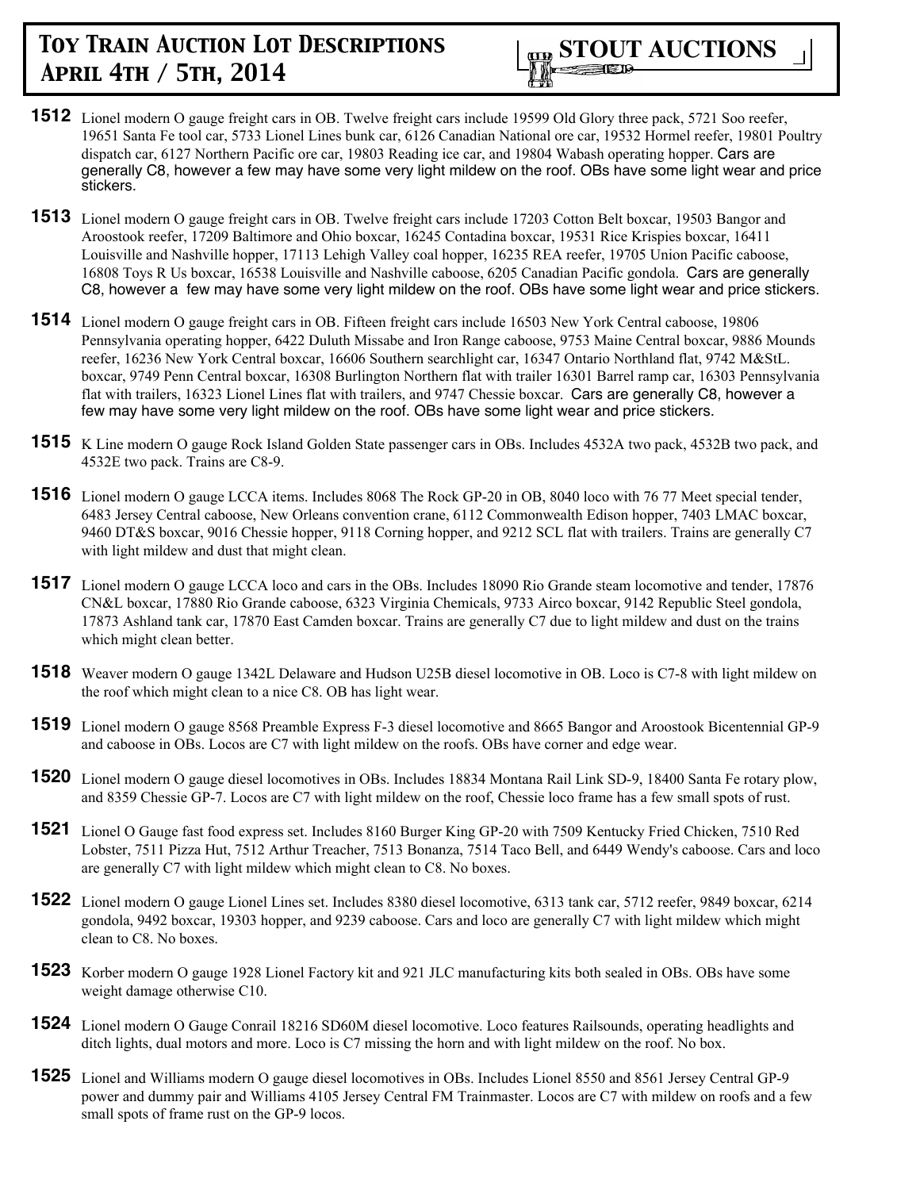**1512** Lionel modern O gauge freight cars in OB. Twelve freight cars include 19599 Old Glory three pack, 5721 Soo reefer, 19651 Santa Fe tool car, 5733 Lionel Lines bunk car, 6126 Canadian National ore car, 19532 Hormel reefer, 19801 Poultry dispatch car, 6127 Northern Pacific ore car, 19803 Reading ice car, and 19804 Wabash operating hopper. Cars are generally C8, however a few may have some very light mildew on the roof. OBs have some light wear and price stickers.

**1513** Lionel modern O gauge freight cars in OB. Twelve freight cars include 17203 Cotton Belt boxcar, 19503 Bangor and Aroostook reefer, 17209 Baltimore and Ohio boxcar, 16245 Contadina boxcar, 19531 Rice Krispies boxcar, 16411 Louisville and Nashville hopper, 17113 Lehigh Valley coal hopper, 16235 REA reefer, 19705 Union Pacific caboose, 16808 Toys R Us boxcar, 16538 Louisville and Nashville caboose, 6205 Canadian Pacific gondola. Cars are generally C8, however a few may have some very light mildew on the roof. OBs have some light wear and price stickers.

**1514** Lionel modern O gauge freight cars in OB. Fifteen freight cars include 16503 New York Central caboose, 19806 Pennsylvania operating hopper, 6422 Duluth Missabe and Iron Range caboose, 9753 Maine Central boxcar, 9886 Mounds reefer, 16236 New York Central boxcar, 16606 Southern searchlight car, 16347 Ontario Northland flat, 9742 M&StL. boxcar, 9749 Penn Central boxcar, 16308 Burlington Northern flat with trailer 16301 Barrel ramp car, 16303 Pennsylvania flat with trailers, 16323 Lionel Lines flat with trailers, and 9747 Chessie boxcar. Cars are generally C8, however a few may have some very light mildew on the roof. OBs have some light wear and price stickers.

**1515** K Line modern O gauge Rock Island Golden State passenger cars in OBs. Includes 4532A two pack, 4532B two pack, and 4532E two pack. Trains are C8-9.

**1516** Lionel modern O gauge LCCA items. Includes 8068 The Rock GP-20 in OB, 8040 loco with 76 77 Meet special tender, 6483 Jersey Central caboose, New Orleans convention crane, 6112 Commonwealth Edison hopper, 7403 LMAC boxcar, 9460 DT&S boxcar, 9016 Chessie hopper, 9118 Corning hopper, and 9212 SCL flat with trailers. Trains are generally C7 with light mildew and dust that might clean.

**1517** Lionel modern O gauge LCCA loco and cars in the OBs. Includes 18090 Rio Grande steam locomotive and tender, 17876 CN&L boxcar, 17880 Rio Grande caboose, 6323 Virginia Chemicals, 9733 Airco boxcar, 9142 Republic Steel gondola, 17873 Ashland tank car, 17870 East Camden boxcar. Trains are generally C7 due to light mildew and dust on the trains which might clean better.

**1518** Weaver modern O gauge 1342L Delaware and Hudson U25B diesel locomotive in OB. Loco is C7-8 with light mildew on the roof which might clean to a nice C8. OB has light wear.

**1519** Lionel modern O gauge 8568 Preamble Express F-3 diesel locomotive and 8665 Bangor and Aroostook Bicentennial GP-9 and caboose in OBs. Locos are C7 with light mildew on the roofs. OBs have corner and edge wear.

**1520** Lionel modern O gauge diesel locomotives in OBs. Includes 18834 Montana Rail Link SD-9, 18400 Santa Fe rotary plow, and 8359 Chessie GP-7. Locos are C7 with light mildew on the roof, Chessie loco frame has a few small spots of rust.

**1521** Lionel O Gauge fast food express set. Includes 8160 Burger King GP-20 with 7509 Kentucky Fried Chicken, 7510 Red Lobster, 7511 Pizza Hut, 7512 Arthur Treacher, 7513 Bonanza, 7514 Taco Bell, and 6449 Wendy's caboose. Cars and loco are generally C7 with light mildew which might clean to C8. No boxes.

**1522** Lionel modern O gauge Lionel Lines set. Includes 8380 diesel locomotive, 6313 tank car, 5712 reefer, 9849 boxcar, 6214 gondola, 9492 boxcar, 19303 hopper, and 9239 caboose. Cars and loco are generally C7 with light mildew which might clean to C8. No boxes.

**1523** Korber modern O gauge 1928 Lionel Factory kit and 921 JLC manufacturing kits both sealed in OBs. OBs have some weight damage otherwise C10.

**1524** Lionel modern O Gauge Conrail 18216 SD60M diesel locomotive. Loco features Railsounds, operating headlights and ditch lights, dual motors and more. Loco is C7 missing the horn and with light mildew on the roof. No box.

**1525** Lionel and Williams modern O gauge diesel locomotives in OBs. Includes Lionel 8550 and 8561 Jersey Central GP-9 power and dummy pair and Williams 4105 Jersey Central FM Trainmaster. Locos are C7 with mildew on roofs and a few small spots of frame rust on the GP-9 locos.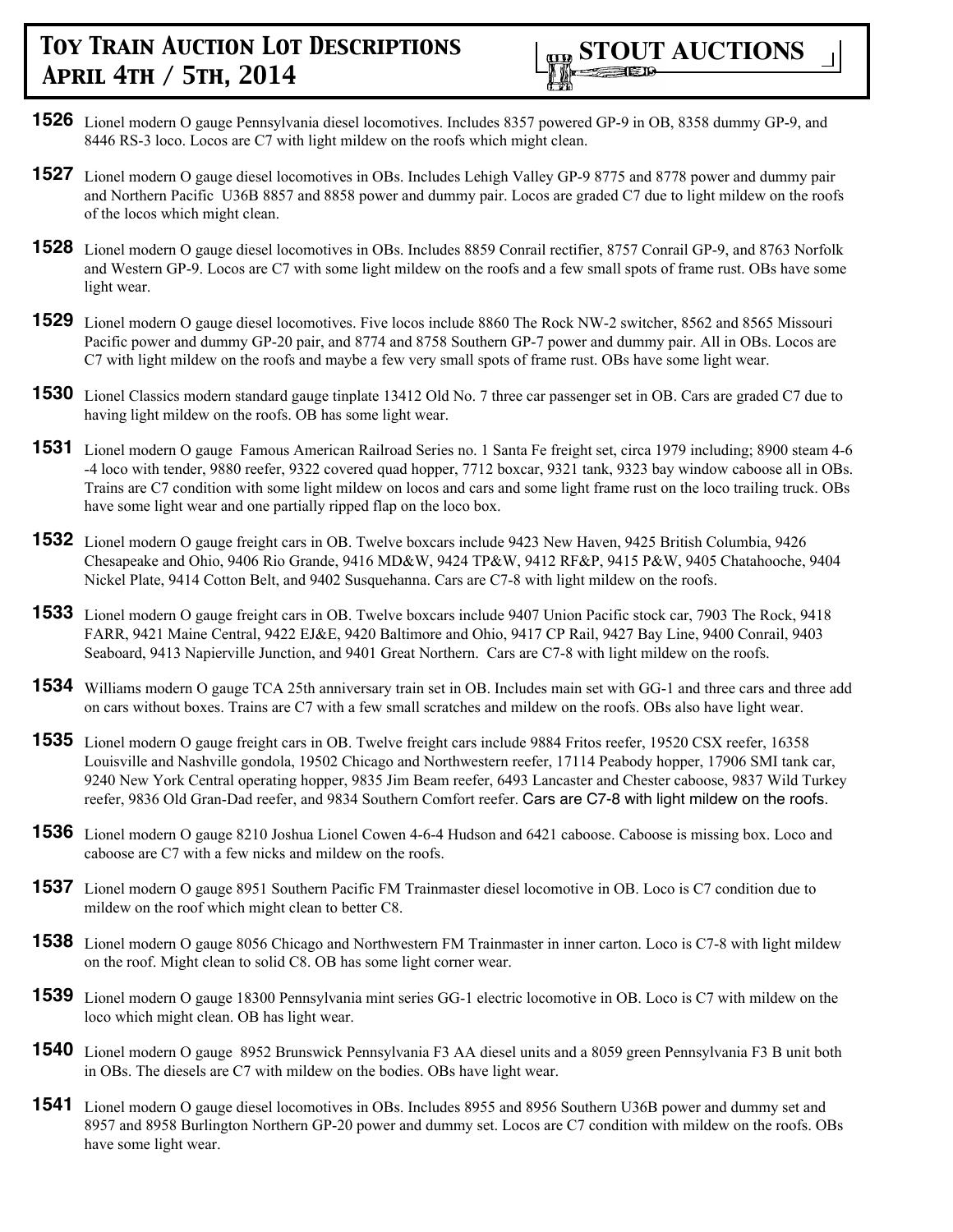**1526** Lionel modern O gauge Pennsylvania diesel locomotives. Includes 8357 powered GP-9 in OB, 8358 dummy GP-9, and 8446 RS-3 loco. Locos are C7 with light mildew on the roofs which might clean.

**1527** Lionel modern O gauge diesel locomotives in OBs. Includes Lehigh Valley GP-9 8775 and 8778 power and dummy pair and Northern Pacific U36B 8857 and 8858 power and dummy pair. Locos are graded C7 due to light mildew on the roofs of the locos which might clean.

**1528** Lionel modern O gauge diesel locomotives in OBs. Includes 8859 Conrail rectifier, 8757 Conrail GP-9, and 8763 Norfolk and Western GP-9. Locos are C7 with some light mildew on the roofs and a few small spots of frame rust. OBs have some light wear.

**1529** Lionel modern O gauge diesel locomotives. Five locos include 8860 The Rock NW-2 switcher, 8562 and 8565 Missouri Pacific power and dummy GP-20 pair, and 8774 and 8758 Southern GP-7 power and dummy pair. All in OBs. Locos are C7 with light mildew on the roofs and maybe a few very small spots of frame rust. OBs have some light wear.

**1530** Lionel Classics modern standard gauge tinplate 13412 Old No. 7 three car passenger set in OB. Cars are graded C7 due to having light mildew on the roofs. OB has some light wear.

**1531** Lionel modern O gauge Famous American Railroad Series no. 1 Santa Fe freight set, circa 1979 including; 8900 steam 4-6-4 loco with tender, 9880 reefer, 9322 covered quad hopper, 7712 boxcar, 9321 tank, 9323 bay window caboose all in OBs. Trains are C7 condition with some light mildew on locos and cars and some light frame rust on the loco trailing truck. OBs have some light wear and one partially ripped flap on the loco box.

**1532** Lionel modern O gauge freight cars in OB. Twelve boxcars include 9423 New Haven, 9425 British Columbia, 9426 Chesapeake and Ohio, 9406 Rio Grande, 9416 MD&W, 9424 TP&W, 9412 RF&P, 9415 P&W, 9405 Chatahooche, 9404 Nickel Plate, 9414 Cotton Belt, and 9402 Susquehanna. Cars are C7-8 with light mildew on the roofs.

**1533** Lionel modern O gauge freight cars in OB. Twelve boxcars include 9407 Union Pacific stock car, 7903 The Rock, 9418 FARR, 9421 Maine Central, 9422 EJ&E, 9420 Baltimore and Ohio, 9417 CP Rail, 9427 Bay Line, 9400 Conrail, 9403 Seaboard, 9413 Napierville Junction, and 9401 Great Northern. Cars are C7-8 with light mildew on the roofs.

**1534** Williams modern O gauge TCA 25th anniversary train set in OB. Includes main set with GG-1 and three cars and three add on cars without boxes. Trains are C7 with a few small scratches and mildew on the roofs. OBs also have light wear.

**1535** Lionel modern O gauge freight cars in OB. Twelve freight cars include 9884 Fritos reefer, 19520 CSX reefer, 16358 Louisville and Nashville gondola, 19502 Chicago and Northwestern reefer, 17114 Peabody hopper, 17906 SMI tank car, 9240 New York Central operating hopper, 9835 Jim Beam reefer, 6493 Lancaster and Chester caboose, 9837 Wild Turkey reefer, 9836 Old Gran-Dad reefer, and 9834 Southern Comfort reefer. Cars are C7-8 with light mildew on the roofs.

**1536** Lionel modern O gauge 8210 Joshua Lionel Cowen 4-6-4 Hudson and 6421 caboose. Caboose is missing box. Loco and caboose are C7 with a few nicks and mildew on the roofs.

**1537** Lionel modern O gauge 8951 Southern Pacific FM Trainmaster diesel locomotive in OB. Loco is C7 condition due to mildew on the roof which might clean to better C8.

**1538** Lionel modern O gauge 8056 Chicago and Northwestern FM Trainmaster in inner carton. Loco is C7-8 with light mildew on the roof. Might clean to solid C8. OB has some light corner wear.

**1539** Lionel modern O gauge 18300 Pennsylvania mint series GG-1 electric locomotive in OB. Loco is C7 with mildew on the loco which might clean. OB has light wear.

**1540** Lionel modern O gauge 8952 Brunswick Pennsylvania F3 AA diesel units and a 8059 green Pennsylvania F3 B unit both in OBs. The diesels are C7 with mildew on the bodies. OBs have light wear.

**1541** Lionel modern O gauge diesel locomotives in OBs. Includes 8955 and 8956 Southern U36B power and dummy set and 8957 and 8958 Burlington Northern GP-20 power and dummy set. Locos are C7 condition with mildew on the roofs. OBs have some light wear.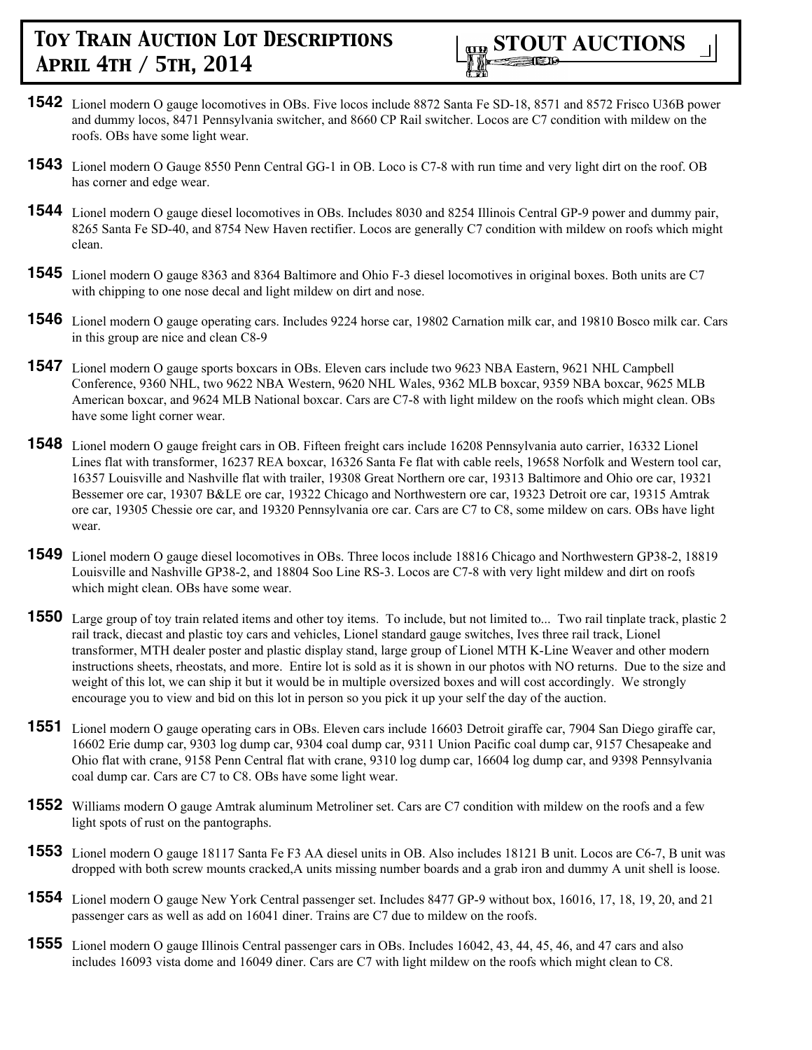**1542** Lionel modern O gauge locomotives in OBs. Five locos include 8872 Santa Fe SD-18, 8571 and 8572 Frisco U36B power and dummy locos, 8471 Pennsylvania switcher, and 8660 CP Rail switcher. Locos are C7 condition with mildew on the roofs. OBs have some light wear.

**1543** Lionel modern O Gauge 8550 Penn Central GG-1 in OB. Loco is C7-8 with run time and very light dirt on the roof. OB has corner and edge wear.

**1544** Lionel modern O gauge diesel locomotives in OBs. Includes 8030 and 8254 Illinois Central GP-9 power and dummy pair, 8265 Santa Fe SD-40, and 8754 New Haven rectifier. Locos are generally C7 condition with mildew on roofs which might clean.

**1545** Lionel modern O gauge 8363 and 8364 Baltimore and Ohio F-3 diesel locomotives in original boxes. Both units are C7 with chipping to one nose decal and light mildew on dirt and nose.

**1546** Lionel modern O gauge operating cars. Includes 9224 horse car, 19802 Carnation milk car, and 19810 Bosco milk car. Cars in this group are nice and clean C8-9

**1547** Lionel modern O gauge sports boxcars in OBs. Eleven cars include two 9623 NBA Eastern, 9621 NHL Campbell Conference, 9360 NHL, two 9622 NBA Western, 9620 NHL Wales, 9362 MLB boxcar, 9359 NBA boxcar, 9625 MLB American boxcar, and 9624 MLB National boxcar. Cars are C7-8 with light mildew on the roofs which might clean. OBs have some light corner wear.

**1548** Lionel modern O gauge freight cars in OB. Fifteen freight cars include 16208 Pennsylvania auto carrier, 16332 Lionel Lines flat with transformer, 16237 REA boxcar, 16326 Santa Fe flat with cable reels, 19658 Norfolk and Western tool car, 16357 Louisville and Nashville flat with trailer, 19308 Great Northern ore car, 19313 Baltimore and Ohio ore car, 19321 Bessemer ore car, 19307 B&LE ore car, 19322 Chicago and Northwestern ore car, 19323 Detroit ore car, 19315 Amtrak ore car, 19305 Chessie ore car, and 19320 Pennsylvania ore car. Cars are C7 to C8, some mildew on cars. OBs have light wear.

**1549** Lionel modern O gauge diesel locomotives in OBs. Three locos include 18816 Chicago and Northwestern GP38-2, 18819 Louisville and Nashville GP38-2, and 18804 Soo Line RS-3. Locos are C7-8 with very light mildew and dirt on roofs which might clean. OBs have some wear.

**1550** Large group of toy train related items and other toy items. To include, but not limited to... Two rail tinplate track, plastic 2 rail track, diecast and plastic toy cars and vehicles, Lionel standard gauge switches, Ives three rail track, Lionel transformer, MTH dealer poster and plastic display stand, large group of Lionel MTH K-Line Weaver and other modern instructions sheets, rheostats, and more. Entire lot is sold as it is shown in our photos with NO returns. Due to the size and weight of this lot, we can ship it but it would be in multiple oversized boxes and will cost accordingly. We strongly encourage you to view and bid on this lot in person so you pick it up your self the day of the auction.

**1551** Lionel modern O gauge operating cars in OBs. Eleven cars include 16603 Detroit giraffe car, 7904 San Diego giraffe car, 16602 Erie dump car, 9303 log dump car, 9304 coal dump car, 9311 Union Pacific coal dump car, 9157 Chesapeake and Ohio flat with crane, 9158 Penn Central flat with crane, 9310 log dump car, 16604 log dump car, and 9398 Pennsylvania coal dump car. Cars are C7 to C8. OBs have some light wear.

**1552** Williams modern O gauge Amtrak aluminum Metroliner set. Cars are C7 condition with mildew on the roofs and a few light spots of rust on the pantographs.

**1553** Lionel modern O gauge 18117 Santa Fe F3 AA diesel units in OB. Also includes 18121 B unit. Locos are C6-7, B unit was dropped with both screw mounts cracked,A units missing number boards and a grab iron and dummy A unit shell is loose.

**1554** Lionel modern O gauge New York Central passenger set. Includes 8477 GP-9 without box, 16016, 17, 18, 19, 20, and 21 passenger cars as well as add on 16041 diner. Trains are C7 due to mildew on the roofs.

**1555** Lionel modern O gauge Illinois Central passenger cars in OBs. Includes 16042, 43, 44, 45, 46, and 47 cars and also includes 16093 vista dome and 16049 diner. Cars are C7 with light mildew on the roofs which might clean to C8.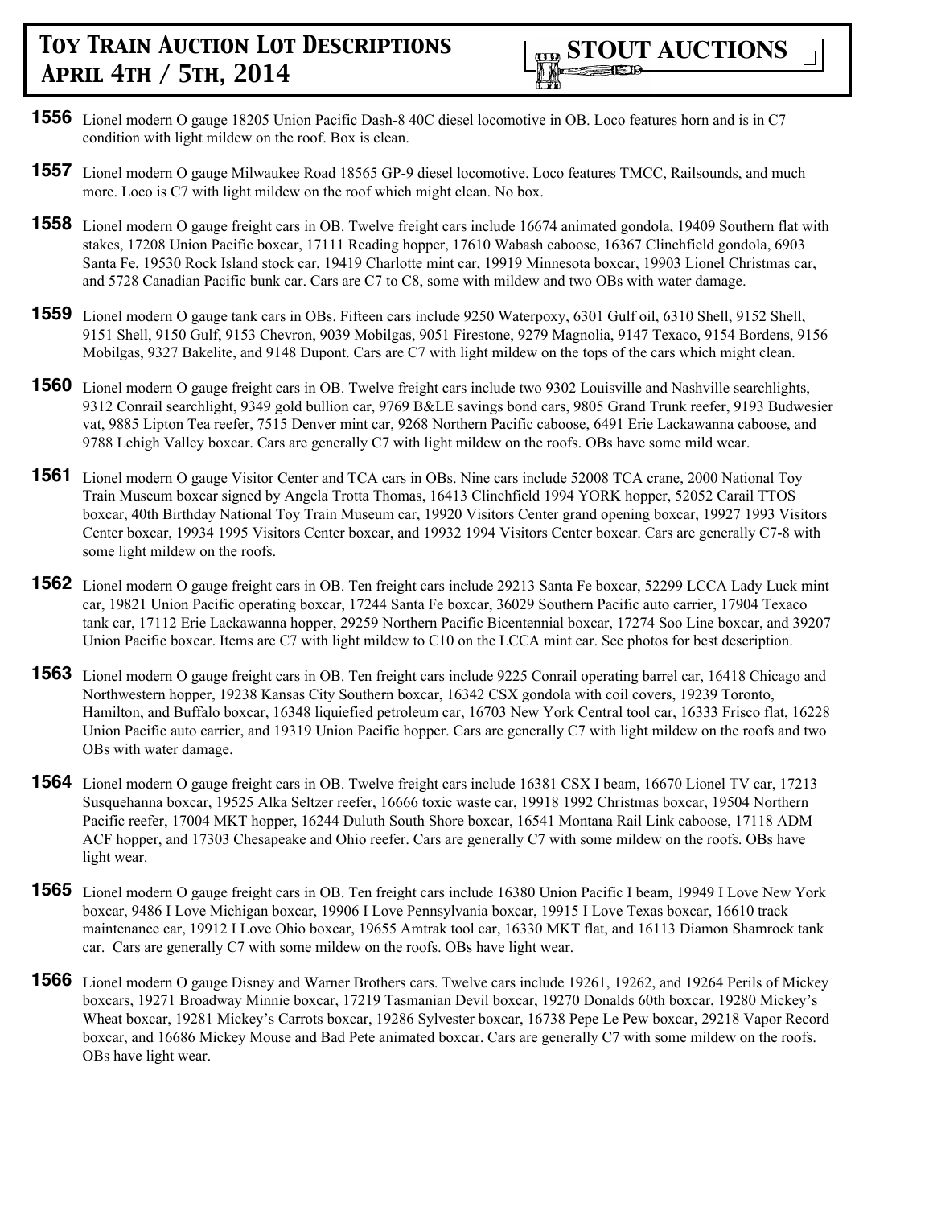**1556** Lionel modern O gauge 18205 Union Pacific Dash-8 40C diesel locomotive in OB. Loco features horn and is in C7 condition with light mildew on the roof. Box is clean.

**1557** Lionel modern O gauge Milwaukee Road 18565 GP-9 diesel locomotive. Loco features TMCC, Railsounds, and much more. Loco is C7 with light mildew on the roof which might clean. No box.

**1558** Lionel modern O gauge freight cars in OB. Twelve freight cars include 16674 animated gondola, 19409 Southern flat with stakes, 17208 Union Pacific boxcar, 17111 Reading hopper, 17610 Wabash caboose, 16367 Clinchfield gondola, 6903 Santa Fe, 19530 Rock Island stock car, 19419 Charlotte mint car, 19919 Minnesota boxcar, 19903 Lionel Christmas car, and 5728 Canadian Pacific bunk car. Cars are C7 to C8, some with mildew and two OBs with water damage.

**1559** Lionel modern O gauge tank cars in OBs. Fifteen cars include 9250 Waterpoxy, 6301 Gulf oil, 6310 Shell, 9152 Shell, 9151 Shell, 9150 Gulf, 9153 Chevron, 9039 Mobilgas, 9051 Firestone, 9279 Magnolia, 9147 Texaco, 9154 Bordens, 9156 Mobilgas, 9327 Bakelite, and 9148 Dupont. Cars are C7 with light mildew on the tops of the cars which might clean.

**1560** Lionel modern O gauge freight cars in OB. Twelve freight cars include two 9302 Louisville and Nashville searchlights, 9312 Conrail searchlight, 9349 gold bullion car, 9769 B&LE savings bond cars, 9805 Grand Trunk reefer, 9193 Budwesier vat, 9885 Lipton Tea reefer, 7515 Denver mint car, 9268 Northern Pacific caboose, 6491 Erie Lackawanna caboose, and 9788 Lehigh Valley boxcar. Cars are generally C7 with light mildew on the roofs. OBs have some mild wear.

**1561** Lionel modern O gauge Visitor Center and TCA cars in OBs. Nine cars include 52008 TCA crane, 2000 National Toy Train Museum boxcar signed by Angela Trotta Thomas, 16413 Clinchfield 1994 YORK hopper, 52052 Carail TTOS boxcar, 40th Birthday National Toy Train Museum car, 19920 Visitors Center grand opening boxcar, 19927 1993 Visitors Center boxcar, 19934 1995 Visitors Center boxcar, and 19932 1994 Visitors Center boxcar. Cars are generally C7-8 with some light mildew on the roofs.

**1562** Lionel modern O gauge freight cars in OB. Ten freight cars include 29213 Santa Fe boxcar, 52299 LCCA Lady Luck mint car, 19821 Union Pacific operating boxcar, 17244 Santa Fe boxcar, 36029 Southern Pacific auto carrier, 17904 Texaco tank car, 17112 Erie Lackawanna hopper, 29259 Northern Pacific Bicentennial boxcar, 17274 Soo Line boxcar, and 39207 Union Pacific boxcar. Items are C7 with light mildew to C10 on the LCCA mint car. See photos for best description.

**1563** Lionel modern O gauge freight cars in OB. Ten freight cars include 9225 Conrail operating barrel car, 16418 Chicago and Northwestern hopper, 19238 Kansas City Southern boxcar, 16342 CSX gondola with coil covers, 19239 Toronto, Hamilton, and Buffalo boxcar, 16348 liquiefied petroleum car, 16703 New York Central tool car, 16333 Frisco flat, 16228 Union Pacific auto carrier, and 19319 Union Pacific hopper. Cars are generally C7 with light mildew on the roofs and two OBs with water damage.

**1564** Lionel modern O gauge freight cars in OB. Twelve freight cars include 16381 CSX I beam, 16670 Lionel TV car, 17213 Susquehanna boxcar, 19525 Alka Seltzer reefer, 16666 toxic waste car, 19918 1992 Christmas boxcar, 19504 Northern Pacific reefer, 17004 MKT hopper, 16244 Duluth South Shore boxcar, 16541 Montana Rail Link caboose, 17118 ADM ACF hopper, and 17303 Chesapeake and Ohio reefer. Cars are generally C7 with some mildew on the roofs. OBs have light wear.

**1565** Lionel modern O gauge freight cars in OB. Ten freight cars include 16380 Union Pacific I beam, 19949 I Love New York boxcar, 9486 I Love Michigan boxcar, 19906 I Love Pennsylvania boxcar, 19915 I Love Texas boxcar, 16610 track maintenance car, 19912 I Love Ohio boxcar, 19655 Amtrak tool car, 16330 MKT flat, and 16113 Diamon Shamrock tank car. Cars are generally C7 with some mildew on the roofs. OBs have light wear.

**1566** Lionel modern O gauge Disney and Warner Brothers cars. Twelve cars include 19261, 19262, and 19264 Perils of Mickey boxcars, 19271 Broadway Minnie boxcar, 17219 Tasmanian Devil boxcar, 19270 Donalds 60th boxcar, 19280 Mickey's Wheat boxcar, 19281 Mickey's Carrots boxcar, 19286 Sylvester boxcar, 16738 Pepe Le Pew boxcar, 29218 Vapor Record boxcar, and 16686 Mickey Mouse and Bad Pete animated boxcar. Cars are generally C7 with some mildew on the roofs. OBs have light wear.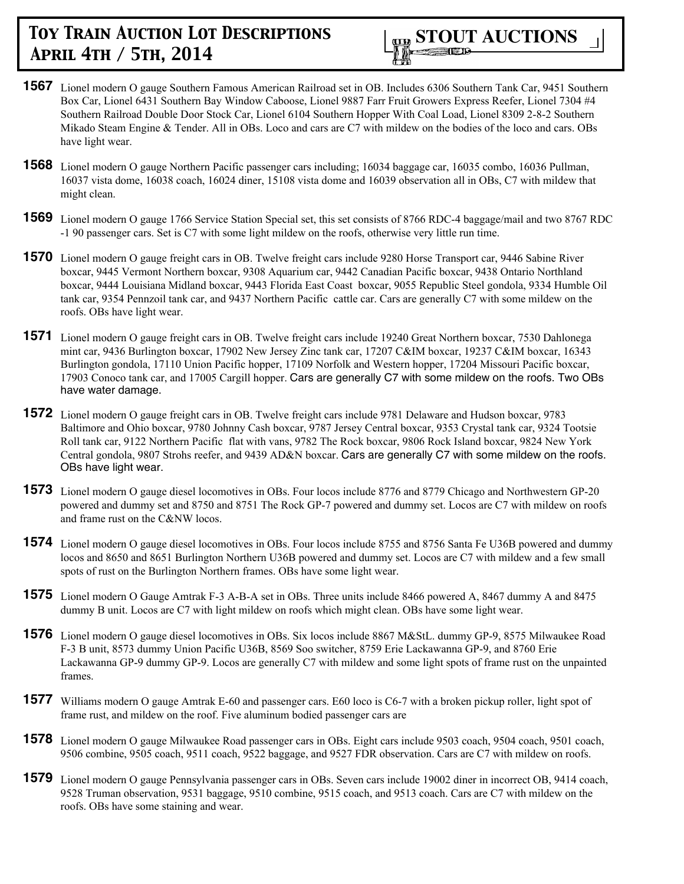**1567** Lionel modern O gauge Southern Famous American Railroad set in OB. Includes 6306 Southern Tank Car, 9451 Southern Box Car, Lionel 6431 Southern Bay Window Caboose, Lionel 9887 Farr Fruit Growers Express Reefer, Lionel 7304 #4 Southern Railroad Double Door Stock Car, Lionel 6104 Southern Hopper With Coal Load, Lionel 8309 2-8-2 Southern Mikado Steam Engine & Tender. All in OBs. Loco and cars are C7 with mildew on the bodies of the loco and cars. OBs have light wear.

**1568** Lionel modern O gauge Northern Pacific passenger cars including; 16034 baggage car, 16035 combo, 16036 Pullman, 16037 vista dome, 16038 coach, 16024 diner, 15108 vista dome and 16039 observation all in OBs, C7 with mildew that might clean.

**1569** Lionel modern O gauge 1766 Service Station Special set, this set consists of 8766 RDC-4 baggage/mail and two 8767 RDC -1 90 passenger cars. Set is C7 with some light mildew on the roofs, otherwise very little run time.

**1570** Lionel modern O gauge freight cars in OB. Twelve freight cars include 9280 Horse Transport car, 9446 Sabine River boxcar, 9445 Vermont Northern boxcar, 9308 Aquarium car, 9442 Canadian Pacific boxcar, 9438 Ontario Northland boxcar, 9444 Louisiana Midland boxcar, 9443 Florida East Coast boxcar, 9055 Republic Steel gondola, 9334 Humble Oil tank car, 9354 Pennzoil tank car, and 9437 Northern Pacific cattle car. Cars are generally C7 with some mildew on the roofs. OBs have light wear.

**1571** Lionel modern O gauge freight cars in OB. Twelve freight cars include 19240 Great Northern boxcar, 7530 Dahlonega mint car, 9436 Burlington boxcar, 17902 New Jersey Zinc tank car, 17207 C&IM boxcar, 19237 C&IM boxcar, 16343 Burlington gondola, 17110 Union Pacific hopper, 17109 Norfolk and Western hopper, 17204 Missouri Pacific boxcar, 17903 Conoco tank car, and 17005 Cargill hopper. Cars are generally C7 with some mildew on the roofs. Two OBs have water damage.

**1572** Lionel modern O gauge freight cars in OB. Twelve freight cars include 9781 Delaware and Hudson boxcar, 9783 Baltimore and Ohio boxcar, 9780 Johnny Cash boxcar, 9787 Jersey Central boxcar, 9353 Crystal tank car, 9324 Tootsie Roll tank car, 9122 Northern Pacific flat with vans, 9782 The Rock boxcar, 9806 Rock Island boxcar, 9824 New York Central gondola, 9807 Strohs reefer, and 9439 AD&N boxcar. Cars are generally C7 with some mildew on the roofs. OBs have light wear.

**1573** Lionel modern O gauge diesel locomotives in OBs. Four locos include 8776 and 8779 Chicago and Northwestern GP-20 powered and dummy set and 8750 and 8751 The Rock GP-7 powered and dummy set. Locos are C7 with mildew on roofs and frame rust on the C&NW locos.

**1574** Lionel modern O gauge diesel locomotives in OBs. Four locos include 8755 and 8756 Santa Fe U36B powered and dummy locos and 8650 and 8651 Burlington Northern U36B powered and dummy set. Locos are C7 with mildew and a few small spots of rust on the Burlington Northern frames. OBs have some light wear.

**1575** Lionel modern O Gauge Amtrak F-3 A-B-A set in OBs. Three units include 8466 powered A, 8467 dummy A and 8475 dummy B unit. Locos are C7 with light mildew on roofs which might clean. OBs have some light wear.

**1576** Lionel modern O gauge diesel locomotives in OBs. Six locos include 8867 M&StL. dummy GP-9, 8575 Milwaukee Road F-3 B unit, 8573 dummy Union Pacific U36B, 8569 Soo switcher, 8759 Erie Lackawanna GP-9, and 8760 Erie Lackawanna GP-9 dummy GP-9. Locos are generally C7 with mildew and some light spots of frame rust on the unpainted frames.

**1577** Williams modern O gauge Amtrak E-60 and passenger cars. E60 loco is C6-7 with a broken pickup roller, light spot of frame rust, and mildew on the roof. Five aluminum bodied passenger cars are

**1578** Lionel modern O gauge Milwaukee Road passenger cars in OBs. Eight cars include 9503 coach, 9504 coach, 9501 coach, 9506 combine, 9505 coach, 9511 coach, 9522 baggage, and 9527 FDR observation. Cars are C7 with mildew on roofs.

**1579** Lionel modern O gauge Pennsylvania passenger cars in OBs. Seven cars include 19002 diner in incorrect OB, 9414 coach, 9528 Truman observation, 9531 baggage, 9510 combine, 9515 coach, and 9513 coach. Cars are C7 with mildew on the roofs. OBs have some staining and wear.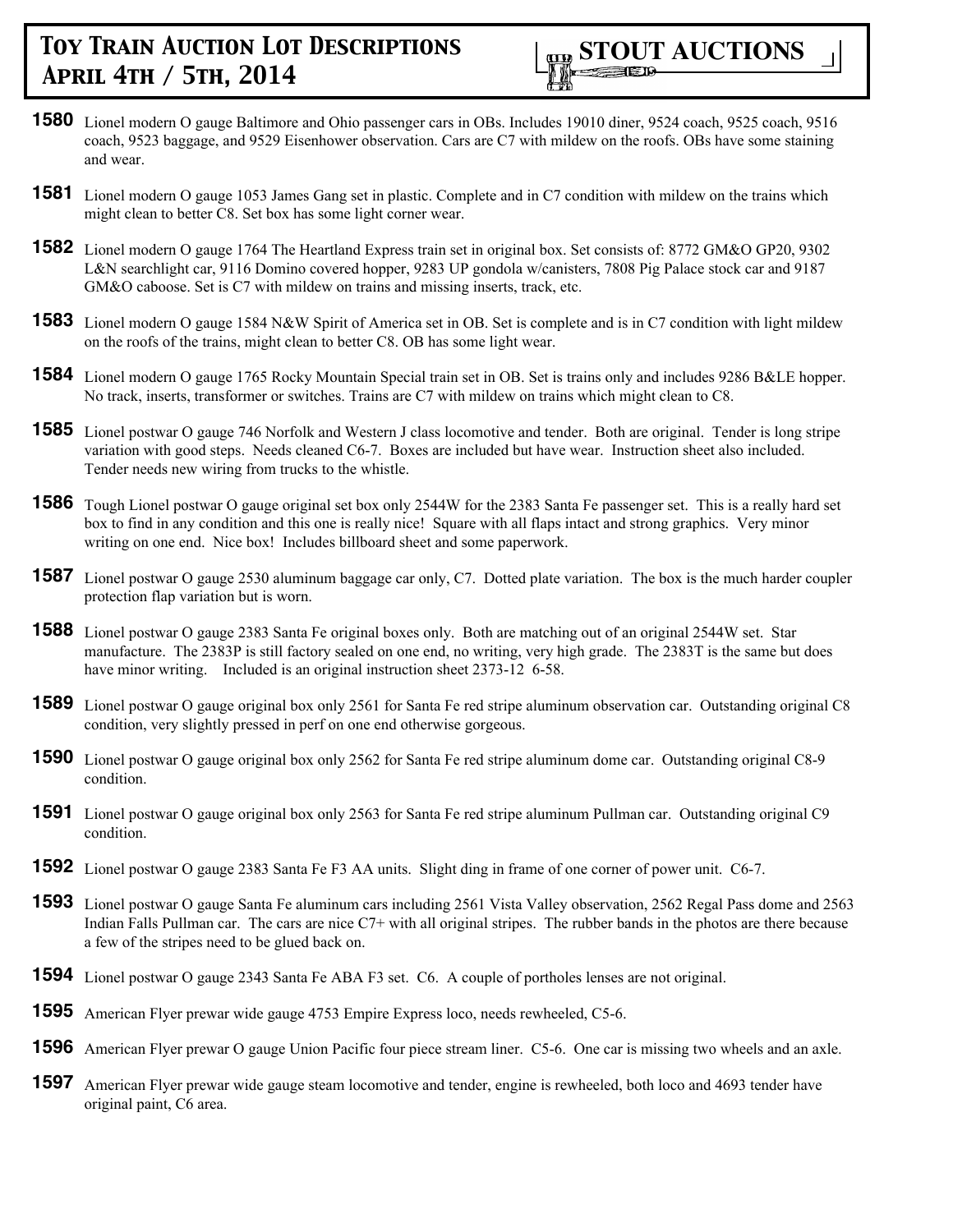**1580** Lionel modern O gauge Baltimore and Ohio passenger cars in OBs. Includes 19010 diner, 9524 coach, 9525 coach, 9516 coach, 9523 baggage, and 9529 Eisenhower observation. Cars are C7 with mildew on the roofs. OBs have some staining and wear.

**1581** Lionel modern O gauge 1053 James Gang set in plastic. Complete and in C7 condition with mildew on the trains which might clean to better C8. Set box has some light corner wear.

**1582** Lionel modern O gauge 1764 The Heartland Express train set in original box. Set consists of: 8772 GM&O GP20, 9302 L&N searchlight car, 9116 Domino covered hopper, 9283 UP gondola w/canisters, 7808 Pig Palace stock car and 9187 GM&O caboose. Set is C7 with mildew on trains and missing inserts, track, etc.

**1583** Lionel modern O gauge 1584 N&W Spirit of America set in OB. Set is complete and is in C7 condition with light mildew on the roofs of the trains, might clean to better C8. OB has some light wear.

**1584** Lionel modern O gauge 1765 Rocky Mountain Special train set in OB. Set is trains only and includes 9286 B&LE hopper. No track, inserts, transformer or switches. Trains are C7 with mildew on trains which might clean to C8.

**1585** Lionel postwar O gauge 746 Norfolk and Western J class locomotive and tender. Both are original. Tender is long stripe variation with good steps. Needs cleaned C6-7. Boxes are included but have wear. Instruction sheet also included. Tender needs new wiring from trucks to the whistle.

**1586** Tough Lionel postwar O gauge original set box only 2544W for the 2383 Santa Fe passenger set. This is a really hard set box to find in any condition and this one is really nice! Square with all flaps intact and strong graphics. Very minor writing on one end. Nice box! Includes billboard sheet and some paperwork.

**1587** Lionel postwar O gauge 2530 aluminum baggage car only, C7. Dotted plate variation. The box is the much harder coupler protection flap variation but is worn.

**1588** Lionel postwar O gauge 2383 Santa Fe original boxes only. Both are matching out of an original 2544W set. Star manufacture. The 2383P is still factory sealed on one end, no writing, very high grade. The 2383T is the same but does have minor writing. Included is an original instruction sheet 2373-12 6-58.

**1589** Lionel postwar O gauge original box only 2561 for Santa Fe red stripe aluminum observation car. Outstanding original C8 condition, very slightly pressed in perf on one end otherwise gorgeous.

**1590** Lionel postwar O gauge original box only 2562 for Santa Fe red stripe aluminum dome car. Outstanding original C8-9 condition.

**1591** Lionel postwar O gauge original box only 2563 for Santa Fe red stripe aluminum Pullman car. Outstanding original C9 condition.

**1592** Lionel postwar O gauge 2383 Santa Fe F3 AA units. Slight ding in frame of one corner of power unit. C6-7.

**1593** Lionel postwar O gauge Santa Fe aluminum cars including 2561 Vista Valley observation, 2562 Regal Pass dome and 2563 Indian Falls Pullman car. The cars are nice C7+ with all original stripes. The rubber bands in the photos are there because a few of the stripes need to be glued back on.

**1594** Lionel postwar O gauge 2343 Santa Fe ABA F3 set. C6. A couple of portholes lenses are not original.

**1595** American Flyer prewar wide gauge 4753 Empire Express loco, needs rewheeled, C5-6.

**1596** American Flyer prewar O gauge Union Pacific four piece stream liner. C5-6. One car is missing two wheels and an axle.

**1597** American Flyer prewar wide gauge steam locomotive and tender, engine is rewheeled, both loco and 4693 tender have original paint, C6 area.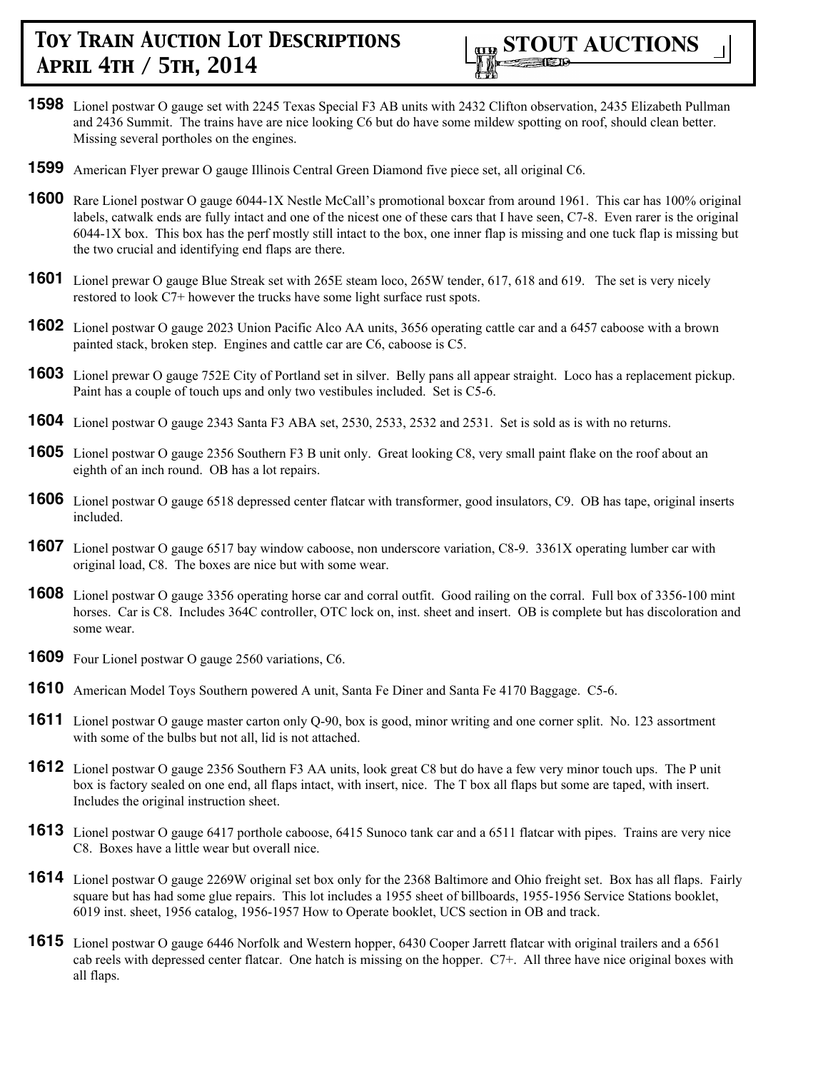**1598** Lionel postwar O gauge set with 2245 Texas Special F3 AB units with 2432 Clifton observation, 2435 Elizabeth Pullman and 2436 Summit. The trains have are nice looking C6 but do have some mildew spotting on roof, should clean better. Missing several portholes on the engines.

**1599** American Flyer prewar O gauge Illinois Central Green Diamond five piece set, all original C6.

**1600** Rare Lionel postwar O gauge 6044-1X Nestle McCall's promotional boxcar from around 1961. This car has 100% original labels, catwalk ends are fully intact and one of the nicest one of these cars that I have seen, C7-8. Even rarer is the original 6044-1X box. This box has the perf mostly still intact to the box, one inner flap is missing and one tuck flap is missing but the two crucial and identifying end flaps are there.

**1601** Lionel prewar O gauge Blue Streak set with 265E steam loco, 265W tender, 617, 618 and 619. The set is very nicely restored to look C7+ however the trucks have some light surface rust spots.

**1602** Lionel postwar O gauge 2023 Union Pacific Alco AA units, 3656 operating cattle car and a 6457 caboose with a brown painted stack, broken step. Engines and cattle car are C6, caboose is C5.

**1603** Lionel prewar O gauge 752E City of Portland set in silver. Belly pans all appear straight. Loco has a replacement pickup. Paint has a couple of touch ups and only two vestibules included. Set is C5-6.

**1604** Lionel postwar O gauge 2343 Santa F3 ABA set, 2530, 2533, 2532 and 2531. Set is sold as is with no returns.

**1605** Lionel postwar O gauge 2356 Southern F3 B unit only. Great looking C8, very small paint flake on the roof about an eighth of an inch round. OB has a lot repairs.

**1606** Lionel postwar O gauge 6518 depressed center flatcar with transformer, good insulators, C9. OB has tape, original inserts included.

**1607** Lionel postwar O gauge 6517 bay window caboose, non underscore variation, C8-9. 3361X operating lumber car with original load, C8. The boxes are nice but with some wear.

**1608** Lionel postwar O gauge 3356 operating horse car and corral outfit. Good railing on the corral. Full box of 3356-100 mint horses. Car is C8. Includes 364C controller, OTC lock on, inst. sheet and insert. OB is complete but has discoloration and some wear.

**1609** Four Lionel postwar O gauge 2560 variations, C6.

**1610** American Model Toys Southern powered A unit, Santa Fe Diner and Santa Fe 4170 Baggage. C5-6.

**1611** Lionel postwar O gauge master carton only Q-90, box is good, minor writing and one corner split. No. 123 assortment with some of the bulbs but not all, lid is not attached.

**1612** Lionel postwar O gauge 2356 Southern F3 AA units, look great C8 but do have a few very minor touch ups. The P unit box is factory sealed on one end, all flaps intact, with insert, nice. The T box all flaps but some are taped, with insert. Includes the original instruction sheet.

**1613** Lionel postwar O gauge 6417 porthole caboose, 6415 Sunoco tank car and a 6511 flatcar with pipes. Trains are very nice C8. Boxes have a little wear but overall nice.

**1614** Lionel postwar O gauge 2269W original set box only for the 2368 Baltimore and Ohio freight set. Box has all flaps. Fairly square but has had some glue repairs. This lot includes a 1955 sheet of billboards, 1955-1956 Service Stations booklet, 6019 inst. sheet, 1956 catalog, 1956-1957 How to Operate booklet, UCS section in OB and track.

**1615** Lionel postwar O gauge 6446 Norfolk and Western hopper, 6430 Cooper Jarrett flatcar with original trailers and a 6561 cab reels with depressed center flatcar. One hatch is missing on the hopper. C7+. All three have nice original boxes with all flaps.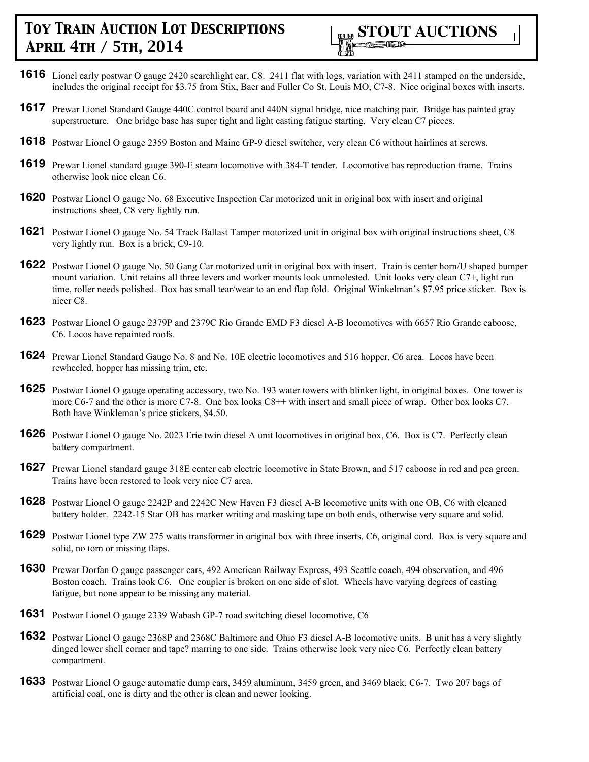**1616** Lionel early postwar O gauge 2420 searchlight car, C8. 2411 flat with logs, variation with 2411 stamped on the underside, includes the original receipt for $3.75 from Stix, Baer and Fuller Co St. Louis MO, C7-8. Nice original boxes with inserts.

**1617** Prewar Lionel Standard Gauge 440C control board and 440N signal bridge, nice matching pair. Bridge has painted gray superstructure. One bridge base has super tight and light casting fatigue starting. Very clean C7 pieces.

**1618** Postwar Lionel O gauge 2359 Boston and Maine GP-9 diesel switcher, very clean C6 without hairlines at screws.

**1619** Prewar Lionel standard gauge 390-E steam locomotive with 384-T tender. Locomotive has reproduction frame. Trains otherwise look nice clean C6.

**1620** Postwar Lionel O gauge No. 68 Executive Inspection Car motorized unit in original box with insert and original instructions sheet, C8 very lightly run.

**1621** Postwar Lionel O gauge No. 54 Track Ballast Tamper motorized unit in original box with original instructions sheet, C8 very lightly run. Box is a brick, C9-10.

**1622** Postwar Lionel O gauge No. 50 Gang Car motorized unit in original box with insert. Train is center horn/U shaped bumper mount variation. Unit retains all three levers and worker mounts look unmolested. Unit looks very clean C7+, light run time, roller needs polished. Box has small tear/wear to an end flap fold. Original Winkelman's $7.95 price sticker. Box is nicer C8.

**1623** Postwar Lionel O gauge 2379P and 2379C Rio Grande EMD F3 diesel A-B locomotives with 6657 Rio Grande caboose, C6. Locos have repainted roofs.

**1624** Prewar Lionel Standard Gauge No. 8 and No. 10E electric locomotives and 516 hopper, C6 area. Locos have been rewheeled, hopper has missing trim, etc.

**1625** Postwar Lionel O gauge operating accessory, two No. 193 water towers with blinker light, in original boxes. One tower is more C6-7 and the other is more C7-8. One box looks C8++ with insert and small piece of wrap. Other box looks C7. Both have Winkleman's price stickers, $4.50.

**1626** Postwar Lionel O gauge No. 2023 Erie twin diesel A unit locomotives in original box, C6. Box is C7. Perfectly clean battery compartment.

**1627** Prewar Lionel standard gauge 318E center cab electric locomotive in State Brown, and 517 caboose in red and pea green. Trains have been restored to look very nice C7 area.

**1628** Postwar Lionel O gauge 2242P and 2242C New Haven F3 diesel A-B locomotive units with one OB, C6 with cleaned battery holder. 2242-15 Star OB has marker writing and masking tape on both ends, otherwise very square and solid.

**1629** Postwar Lionel type ZW 275 watts transformer in original box with three inserts, C6, original cord. Box is very square and solid, no torn or missing flaps.

**1630** Prewar Dorfan O gauge passenger cars, 492 American Railway Express, 493 Seattle coach, 494 observation, and 496 Boston coach. Trains look C6. One coupler is broken on one side of slot. Wheels have varying degrees of casting fatigue, but none appear to be missing any material.

**1631** Postwar Lionel O gauge 2339 Wabash GP-7 road switching diesel locomotive, C6

**1632** Postwar Lionel O gauge 2368P and 2368C Baltimore and Ohio F3 diesel A-B locomotive units. B unit has a very slightly dinged lower shell corner and tape? marring to one side. Trains otherwise look very nice C6. Perfectly clean battery compartment.

**1633** Postwar Lionel O gauge automatic dump cars, 3459 aluminum, 3459 green, and 3469 black, C6-7. Two 207 bags of artificial coal, one is dirty and the other is clean and newer looking.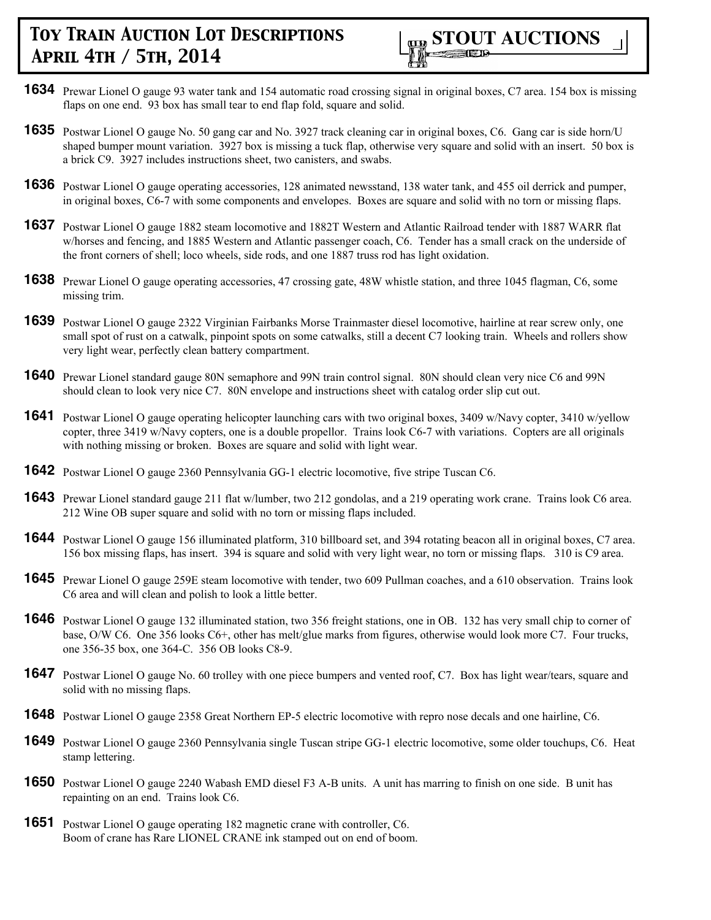**1634** Prewar Lionel O gauge 93 water tank and 154 automatic road crossing signal in original boxes, C7 area. 154 box is missing flaps on one end. 93 box has small tear to end flap fold, square and solid.

**1635** Postwar Lionel O gauge No. 50 gang car and No. 3927 track cleaning car in original boxes, C6. Gang car is side horn/U shaped bumper mount variation. 3927 box is missing a tuck flap, otherwise very square and solid with an insert. 50 box is a brick C9. 3927 includes instructions sheet, two canisters, and swabs.

**1636** Postwar Lionel O gauge operating accessories, 128 animated newsstand, 138 water tank, and 455 oil derrick and pumper, in original boxes, C6-7 with some components and envelopes. Boxes are square and solid with no torn or missing flaps.

**1637** Postwar Lionel O gauge 1882 steam locomotive and 1882T Western and Atlantic Railroad tender with 1887 WARR flat w/horses and fencing, and 1885 Western and Atlantic passenger coach, C6. Tender has a small crack on the underside of the front corners of shell; loco wheels, side rods, and one 1887 truss rod has light oxidation.

**1638** Prewar Lionel O gauge operating accessories, 47 crossing gate, 48W whistle station, and three 1045 flagman, C6, some missing trim.

**1639** Postwar Lionel O gauge 2322 Virginian Fairbanks Morse Trainmaster diesel locomotive, hairline at rear screw only, one small spot of rust on a catwalk, pinpoint spots on some catwalks, still a decent C7 looking train. Wheels and rollers show very light wear, perfectly clean battery compartment.

**1640** Prewar Lionel standard gauge 80N semaphore and 99N train control signal. 80N should clean very nice C6 and 99N should clean to look very nice C7. 80N envelope and instructions sheet with catalog order slip cut out.

**1641** Postwar Lionel O gauge operating helicopter launching cars with two original boxes, 3409 w/Navy copter, 3410 w/yellow copter, three 3419 w/Navy copters, one is a double propellor. Trains look C6-7 with variations. Copters are all originals with nothing missing or broken. Boxes are square and solid with light wear.

**1642** Postwar Lionel O gauge 2360 Pennsylvania GG-1 electric locomotive, five stripe Tuscan C6.

**1643** Prewar Lionel standard gauge 211 flat w/lumber, two 212 gondolas, and a 219 operating work crane. Trains look C6 area. 212 Wine OB super square and solid with no torn or missing flaps included.

**1644** Postwar Lionel O gauge 156 illuminated platform, 310 billboard set, and 394 rotating beacon all in original boxes, C7 area. 156 box missing flaps, has insert. 394 is square and solid with very light wear, no torn or missing flaps. 310 is C9 area.

**1645** Prewar Lionel O gauge 259E steam locomotive with tender, two 609 Pullman coaches, and a 610 observation. Trains look C6 area and will clean and polish to look a little better.

**1646** Postwar Lionel O gauge 132 illuminated station, two 356 freight stations, one in OB. 132 has very small chip to corner of base, O/W C6. One 356 looks C6+, other has melt/glue marks from figures, otherwise would look more C7. Four trucks, one 356-35 box, one 364-C. 356 OB looks C8-9.

**1647** Postwar Lionel O gauge No. 60 trolley with one piece bumpers and vented roof, C7. Box has light wear/tears, square and solid with no missing flaps.

**1648** Postwar Lionel O gauge 2358 Great Northern EP-5 electric locomotive with repro nose decals and one hairline, C6.

**1649** Postwar Lionel O gauge 2360 Pennsylvania single Tuscan stripe GG-1 electric locomotive, some older touchups, C6. Heat stamp lettering.

**1650** Postwar Lionel O gauge 2240 Wabash EMD diesel F3 A-B units. A unit has marring to finish on one side. B unit has repainting on an end. Trains look C6.

**1651** Postwar Lionel O gauge operating 182 magnetic crane with controller, C6.
Boom of crane has Rare LIONEL CRANE ink stamped out on end of boom.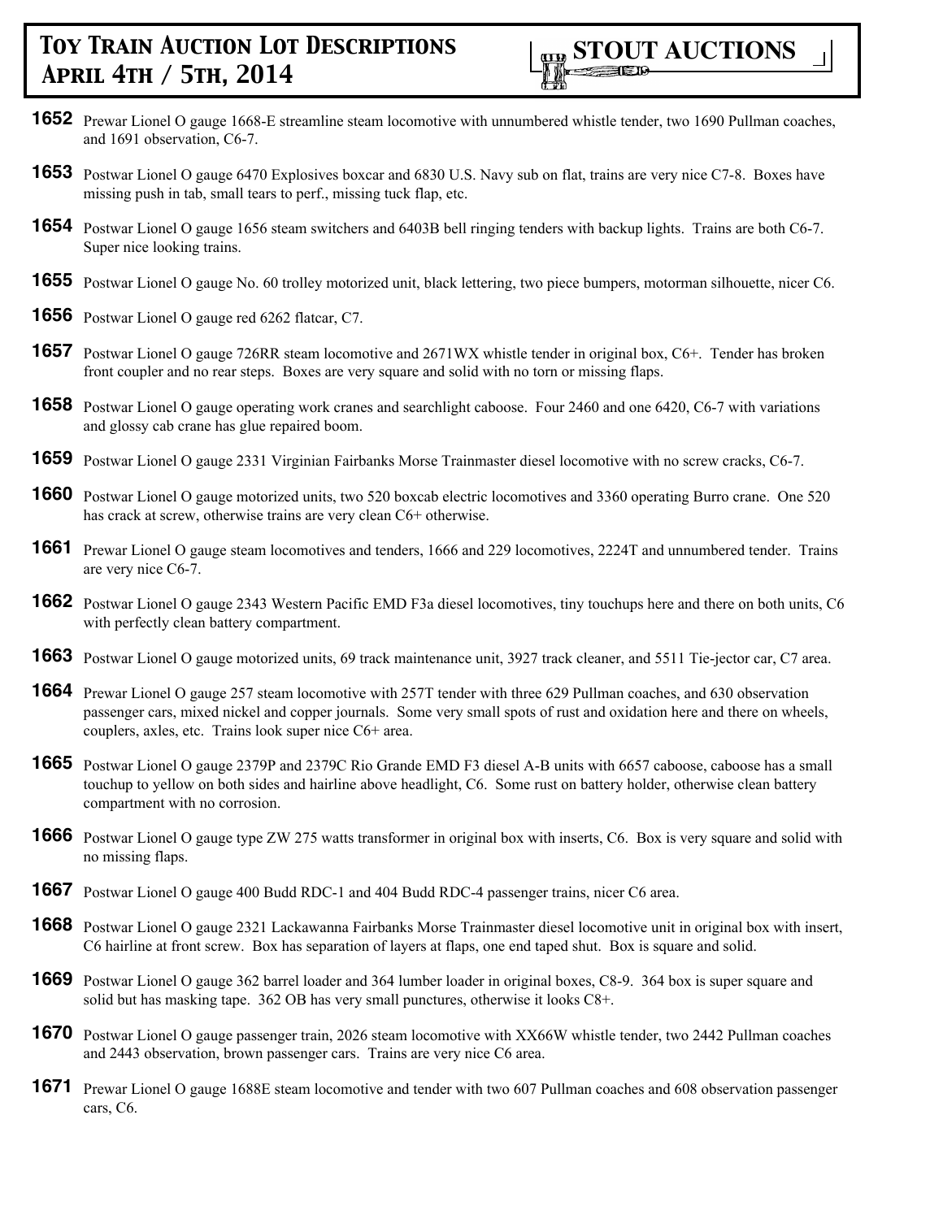**1652** Prewar Lionel O gauge 1668-E streamline steam locomotive with unnumbered whistle tender, two 1690 Pullman coaches, and 1691 observation, C6-7.

**1653** Postwar Lionel O gauge 6470 Explosives boxcar and 6830 U.S. Navy sub on flat, trains are very nice C7-8. Boxes have missing push in tab, small tears to perf., missing tuck flap, etc.

**1654** Postwar Lionel O gauge 1656 steam switchers and 6403B bell ringing tenders with backup lights. Trains are both C6-7. Super nice looking trains.

**1655** Postwar Lionel O gauge No. 60 trolley motorized unit, black lettering, two piece bumpers, motorman silhouette, nicer C6.

**1656** Postwar Lionel O gauge red 6262 flatcar, C7.

**1657** Postwar Lionel O gauge 726RR steam locomotive and 2671WX whistle tender in original box, C6+. Tender has broken front coupler and no rear steps. Boxes are very square and solid with no torn or missing flaps.

**1658** Postwar Lionel O gauge operating work cranes and searchlight caboose. Four 2460 and one 6420, C6-7 with variations and glossy cab crane has glue repaired boom.

**1659** Postwar Lionel O gauge 2331 Virginian Fairbanks Morse Trainmaster diesel locomotive with no screw cracks, C6-7.

**1660** Postwar Lionel O gauge motorized units, two 520 boxcab electric locomotives and 3360 operating Burro crane. One 520 has crack at screw, otherwise trains are very clean C6+ otherwise.

**1661** Prewar Lionel O gauge steam locomotives and tenders, 1666 and 229 locomotives, 2224T and unnumbered tender. Trains are very nice C6-7.

**1662** Postwar Lionel O gauge 2343 Western Pacific EMD F3a diesel locomotives, tiny touchups here and there on both units, C6 with perfectly clean battery compartment.

**1663** Postwar Lionel O gauge motorized units, 69 track maintenance unit, 3927 track cleaner, and 5511 Tie-jector car, C7 area.

**1664** Prewar Lionel O gauge 257 steam locomotive with 257T tender with three 629 Pullman coaches, and 630 observation passenger cars, mixed nickel and copper journals. Some very small spots of rust and oxidation here and there on wheels, couplers, axles, etc. Trains look super nice C6+ area.

**1665** Postwar Lionel O gauge 2379P and 2379C Rio Grande EMD F3 diesel A-B units with 6657 caboose, caboose has a small touchup to yellow on both sides and hairline above headlight, C6. Some rust on battery holder, otherwise clean battery compartment with no corrosion.

**1666** Postwar Lionel O gauge type ZW 275 watts transformer in original box with inserts, C6. Box is very square and solid with no missing flaps.

**1667** Postwar Lionel O gauge 400 Budd RDC-1 and 404 Budd RDC-4 passenger trains, nicer C6 area.

**1668** Postwar Lionel O gauge 2321 Lackawanna Fairbanks Morse Trainmaster diesel locomotive unit in original box with insert, C6 hairline at front screw. Box has separation of layers at flaps, one end taped shut. Box is square and solid.

**1669** Postwar Lionel O gauge 362 barrel loader and 364 lumber loader in original boxes, C8-9. 364 box is super square and solid but has masking tape. 362 OB has very small punctures, otherwise it looks C8+.

**1670** Postwar Lionel O gauge passenger train, 2026 steam locomotive with XX66W whistle tender, two 2442 Pullman coaches and 2443 observation, brown passenger cars. Trains are very nice C6 area.

**1671** Prewar Lionel O gauge 1688E steam locomotive and tender with two 607 Pullman coaches and 608 observation passenger cars, C6.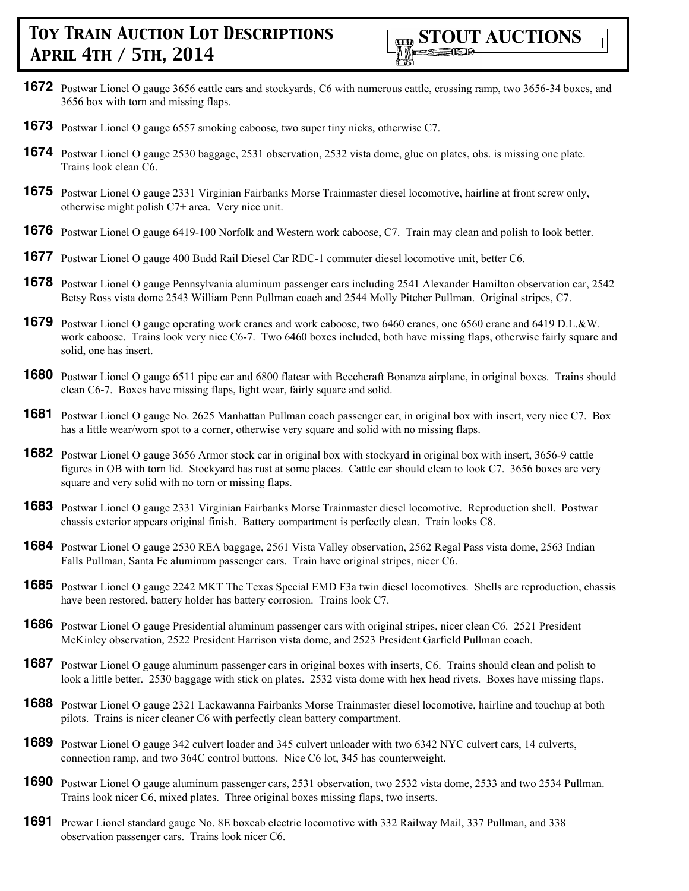**1672** Postwar Lionel O gauge 3656 cattle cars and stockyards, C6 with numerous cattle, crossing ramp, two 3656-34 boxes, and 3656 box with torn and missing flaps.

**1673** Postwar Lionel O gauge 6557 smoking caboose, two super tiny nicks, otherwise C7.

**1674** Postwar Lionel O gauge 2530 baggage, 2531 observation, 2532 vista dome, glue on plates, obs. is missing one plate. Trains look clean C6.

**1675** Postwar Lionel O gauge 2331 Virginian Fairbanks Morse Trainmaster diesel locomotive, hairline at front screw only, otherwise might polish C7+ area. Very nice unit.

**1676** Postwar Lionel O gauge 6419-100 Norfolk and Western work caboose, C7. Train may clean and polish to look better.

**1677** Postwar Lionel O gauge 400 Budd Rail Diesel Car RDC-1 commuter diesel locomotive unit, better C6.

**1678** Postwar Lionel O gauge Pennsylvania aluminum passenger cars including 2541 Alexander Hamilton observation car, 2542 Betsy Ross vista dome 2543 William Penn Pullman coach and 2544 Molly Pitcher Pullman. Original stripes, C7.

**1679** Postwar Lionel O gauge operating work cranes and work caboose, two 6460 cranes, one 6560 crane and 6419 D.L.&W. work caboose. Trains look very nice C6-7. Two 6460 boxes included, both have missing flaps, otherwise fairly square and solid, one has insert.

**1680** Postwar Lionel O gauge 6511 pipe car and 6800 flatcar with Beechcraft Bonanza airplane, in original boxes. Trains should clean C6-7. Boxes have missing flaps, light wear, fairly square and solid.

**1681** Postwar Lionel O gauge No. 2625 Manhattan Pullman coach passenger car, in original box with insert, very nice C7. Box has a little wear/worn spot to a corner, otherwise very square and solid with no missing flaps.

**1682** Postwar Lionel O gauge 3656 Armor stock car in original box with stockyard in original box with insert, 3656-9 cattle figures in OB with torn lid. Stockyard has rust at some places. Cattle car should clean to look C7. 3656 boxes are very square and very solid with no torn or missing flaps.

**1683** Postwar Lionel O gauge 2331 Virginian Fairbanks Morse Trainmaster diesel locomotive. Reproduction shell. Postwar chassis exterior appears original finish. Battery compartment is perfectly clean. Train looks C8.

**1684** Postwar Lionel O gauge 2530 REA baggage, 2561 Vista Valley observation, 2562 Regal Pass vista dome, 2563 Indian Falls Pullman, Santa Fe aluminum passenger cars. Train have original stripes, nicer C6.

**1685** Postwar Lionel O gauge 2242 MKT The Texas Special EMD F3a twin diesel locomotives. Shells are reproduction, chassis have been restored, battery holder has battery corrosion. Trains look C7.

**1686** Postwar Lionel O gauge Presidential aluminum passenger cars with original stripes, nicer clean C6. 2521 President McKinley observation, 2522 President Harrison vista dome, and 2523 President Garfield Pullman coach.

**1687** Postwar Lionel O gauge aluminum passenger cars in original boxes with inserts, C6. Trains should clean and polish to look a little better. 2530 baggage with stick on plates. 2532 vista dome with hex head rivets. Boxes have missing flaps.

**1688** Postwar Lionel O gauge 2321 Lackawanna Fairbanks Morse Trainmaster diesel locomotive, hairline and touchup at both pilots. Trains is nicer cleaner C6 with perfectly clean battery compartment.

**1689** Postwar Lionel O gauge 342 culvert loader and 345 culvert unloader with two 6342 NYC culvert cars, 14 culverts, connection ramp, and two 364C control buttons. Nice C6 lot, 345 has counterweight.

**1690** Postwar Lionel O gauge aluminum passenger cars, 2531 observation, two 2532 vista dome, 2533 and two 2534 Pullman. Trains look nicer C6, mixed plates. Three original boxes missing flaps, two inserts.

**1691** Prewar Lionel standard gauge No. 8E boxcab electric locomotive with 332 Railway Mail, 337 Pullman, and 338 observation passenger cars. Trains look nicer C6.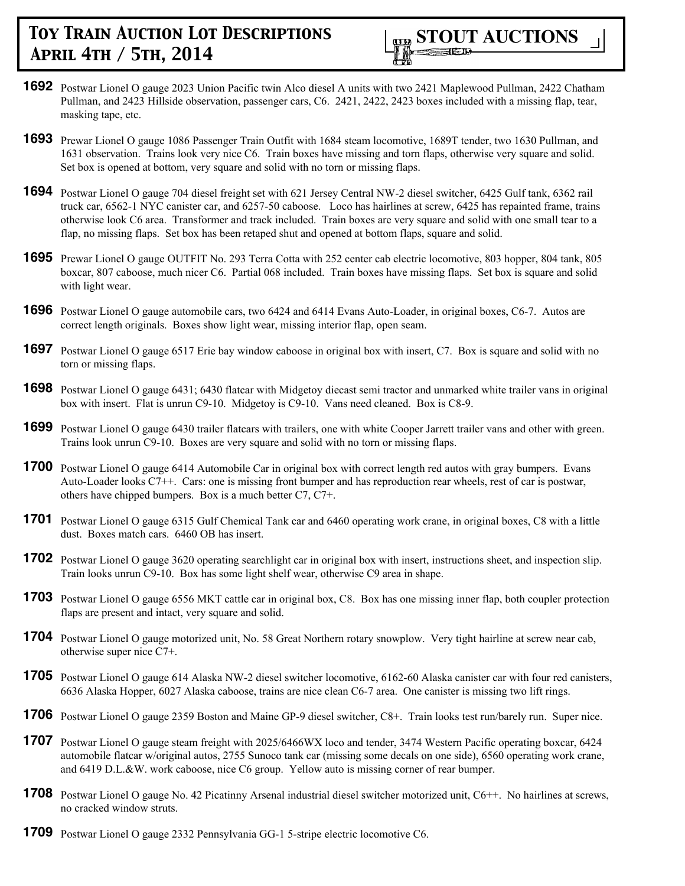**1692** Postwar Lionel O gauge 2023 Union Pacific twin Alco diesel A units with two 2421 Maplewood Pullman, 2422 Chatham Pullman, and 2423 Hillside observation, passenger cars, C6. 2421, 2422, 2423 boxes included with a missing flap, tear, masking tape, etc.

**1693** Prewar Lionel O gauge 1086 Passenger Train Outfit with 1684 steam locomotive, 1689T tender, two 1630 Pullman, and 1631 observation. Trains look very nice C6. Train boxes have missing and torn flaps, otherwise very square and solid. Set box is opened at bottom, very square and solid with no torn or missing flaps.

**1694** Postwar Lionel O gauge 704 diesel freight set with 621 Jersey Central NW-2 diesel switcher, 6425 Gulf tank, 6362 rail truck car, 6562-1 NYC canister car, and 6257-50 caboose. Loco has hairlines at screw, 6425 has repainted frame, trains otherwise look C6 area. Transformer and track included. Train boxes are very square and solid with one small tear to a flap, no missing flaps. Set box has been retaped shut and opened at bottom flaps, square and solid.

**1695** Prewar Lionel O gauge OUTFIT No. 293 Terra Cotta with 252 center cab electric locomotive, 803 hopper, 804 tank, 805 boxcar, 807 caboose, much nicer C6. Partial 068 included. Train boxes have missing flaps. Set box is square and solid with light wear.

**1696** Postwar Lionel O gauge automobile cars, two 6424 and 6414 Evans Auto-Loader, in original boxes, C6-7. Autos are correct length originals. Boxes show light wear, missing interior flap, open seam.

**1697** Postwar Lionel O gauge 6517 Erie bay window caboose in original box with insert, C7. Box is square and solid with no torn or missing flaps.

**1698** Postwar Lionel O gauge 6431; 6430 flatcar with Midgetoy diecast semi tractor and unmarked white trailer vans in original box with insert. Flat is unrun C9-10. Midgetoy is C9-10. Vans need cleaned. Box is C8-9.

**1699** Postwar Lionel O gauge 6430 trailer flatcars with trailers, one with white Cooper Jarrett trailer vans and other with green. Trains look unrun C9-10. Boxes are very square and solid with no torn or missing flaps.

**1700** Postwar Lionel O gauge 6414 Automobile Car in original box with correct length red autos with gray bumpers. Evans Auto-Loader looks C7++. Cars: one is missing front bumper and has reproduction rear wheels, rest of car is postwar, others have chipped bumpers. Box is a much better C7, C7+.

**1701** Postwar Lionel O gauge 6315 Gulf Chemical Tank car and 6460 operating work crane, in original boxes, C8 with a little dust. Boxes match cars. 6460 OB has insert.

**1702** Postwar Lionel O gauge 3620 operating searchlight car in original box with insert, instructions sheet, and inspection slip. Train looks unrun C9-10. Box has some light shelf wear, otherwise C9 area in shape.

**1703** Postwar Lionel O gauge 6556 MKT cattle car in original box, C8. Box has one missing inner flap, both coupler protection flaps are present and intact, very square and solid.

**1704** Postwar Lionel O gauge motorized unit, No. 58 Great Northern rotary snowplow. Very tight hairline at screw near cab, otherwise super nice C7+.

**1705** Postwar Lionel O gauge 614 Alaska NW-2 diesel switcher locomotive, 6162-60 Alaska canister car with four red canisters, 6636 Alaska Hopper, 6027 Alaska caboose, trains are nice clean C6-7 area. One canister is missing two lift rings.

**1706** Postwar Lionel O gauge 2359 Boston and Maine GP-9 diesel switcher, C8+. Train looks test run/barely run. Super nice.

**1707** Postwar Lionel O gauge steam freight with 2025/6466WX loco and tender, 3474 Western Pacific operating boxcar, 6424 automobile flatcar w/original autos, 2755 Sunoco tank car (missing some decals on one side), 6560 operating work crane, and 6419 D.L.&W. work caboose, nice C6 group. Yellow auto is missing corner of rear bumper.

**1708** Postwar Lionel O gauge No. 42 Picatinny Arsenal industrial diesel switcher motorized unit, C6++. No hairlines at screws, no cracked window struts.

**1709** Postwar Lionel O gauge 2332 Pennsylvania GG-1 5-stripe electric locomotive C6.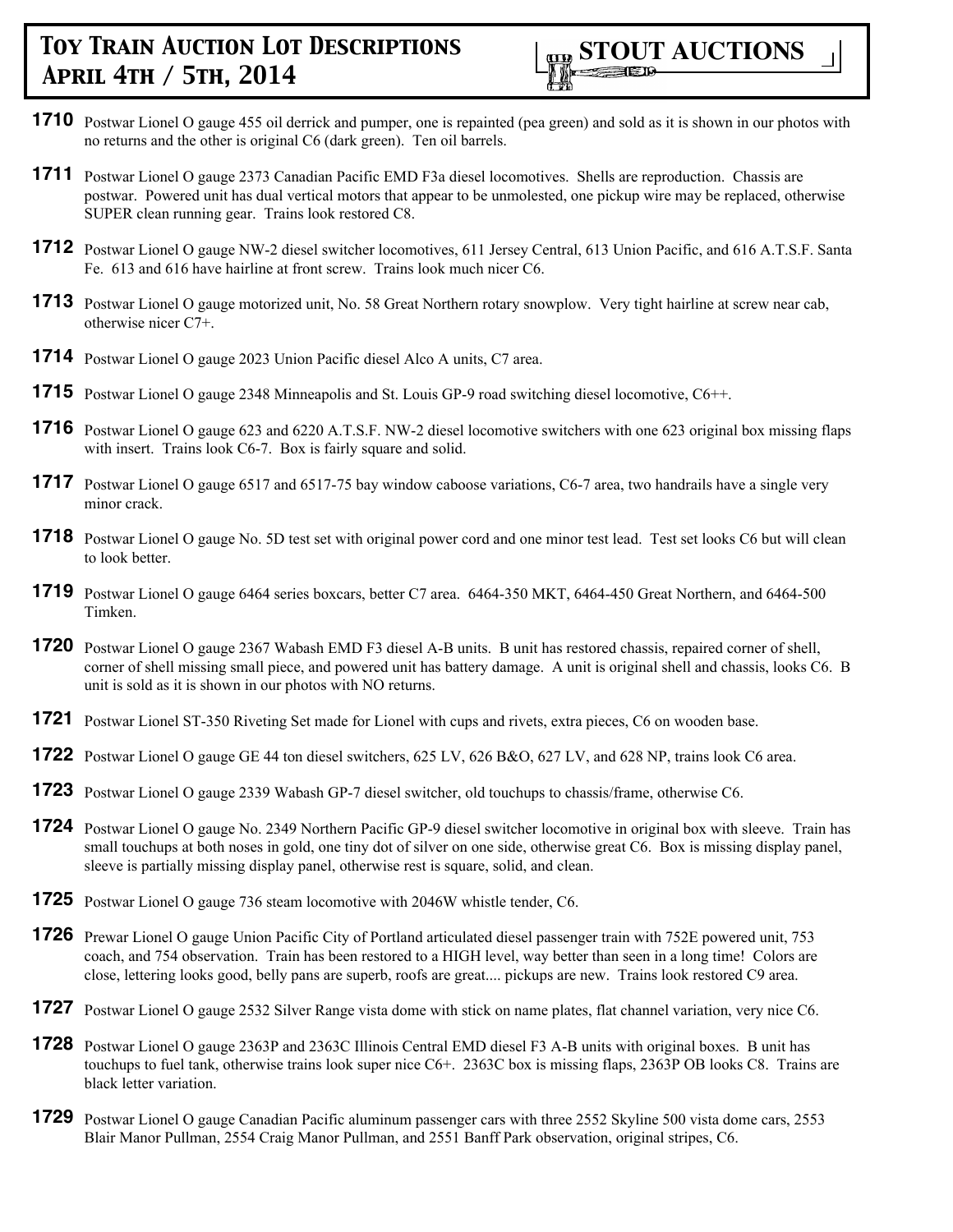**1710** Postwar Lionel O gauge 455 oil derrick and pumper, one is repainted (pea green) and sold as it is shown in our photos with no returns and the other is original C6 (dark green). Ten oil barrels.

**1711** Postwar Lionel O gauge 2373 Canadian Pacific EMD F3a diesel locomotives. Shells are reproduction. Chassis are postwar. Powered unit has dual vertical motors that appear to be unmolested, one pickup wire may be replaced, otherwise SUPER clean running gear. Trains look restored C8.

**1712** Postwar Lionel O gauge NW-2 diesel switcher locomotives, 611 Jersey Central, 613 Union Pacific, and 616 A.T.S.F. Santa Fe. 613 and 616 have hairline at front screw. Trains look much nicer C6.

**1713** Postwar Lionel O gauge motorized unit, No. 58 Great Northern rotary snowplow. Very tight hairline at screw near cab, otherwise nicer C7+.

**1714** Postwar Lionel O gauge 2023 Union Pacific diesel Alco A units, C7 area.

**1715** Postwar Lionel O gauge 2348 Minneapolis and St. Louis GP-9 road switching diesel locomotive, C6++.

**1716** Postwar Lionel O gauge 623 and 6220 A.T.S.F. NW-2 diesel locomotive switchers with one 623 original box missing flaps with insert. Trains look C6-7. Box is fairly square and solid.

**1717** Postwar Lionel O gauge 6517 and 6517-75 bay window caboose variations, C6-7 area, two handrails have a single very minor crack.

**1718** Postwar Lionel O gauge No. 5D test set with original power cord and one minor test lead. Test set looks C6 but will clean to look better.

**1719** Postwar Lionel O gauge 6464 series boxcars, better C7 area. 6464-350 MKT, 6464-450 Great Northern, and 6464-500 Timken.

**1720** Postwar Lionel O gauge 2367 Wabash EMD F3 diesel A-B units. B unit has restored chassis, repaired corner of shell, corner of shell missing small piece, and powered unit has battery damage. A unit is original shell and chassis, looks C6. B unit is sold as it is shown in our photos with NO returns.

**1721** Postwar Lionel ST-350 Riveting Set made for Lionel with cups and rivets, extra pieces, C6 on wooden base.

**1722** Postwar Lionel O gauge GE 44 ton diesel switchers, 625 LV, 626 B&O, 627 LV, and 628 NP, trains look C6 area.

**1723** Postwar Lionel O gauge 2339 Wabash GP-7 diesel switcher, old touchups to chassis/frame, otherwise C6.

**1724** Postwar Lionel O gauge No. 2349 Northern Pacific GP-9 diesel switcher locomotive in original box with sleeve. Train has small touchups at both noses in gold, one tiny dot of silver on one side, otherwise great C6. Box is missing display panel, sleeve is partially missing display panel, otherwise rest is square, solid, and clean.

**1725** Postwar Lionel O gauge 736 steam locomotive with 2046W whistle tender, C6.

**1726** Prewar Lionel O gauge Union Pacific City of Portland articulated diesel passenger train with 752E powered unit, 753 coach, and 754 observation. Train has been restored to a HIGH level, way better than seen in a long time! Colors are close, lettering looks good, belly pans are superb, roofs are great.... pickups are new. Trains look restored C9 area.

**1727** Postwar Lionel O gauge 2532 Silver Range vista dome with stick on name plates, flat channel variation, very nice C6.

**1728** Postwar Lionel O gauge 2363P and 2363C Illinois Central EMD diesel F3 A-B units with original boxes. B unit has touchups to fuel tank, otherwise trains look super nice C6+. 2363C box is missing flaps, 2363P OB looks C8. Trains are black letter variation.

**1729** Postwar Lionel O gauge Canadian Pacific aluminum passenger cars with three 2552 Skyline 500 vista dome cars, 2553 Blair Manor Pullman, 2554 Craig Manor Pullman, and 2551 Banff Park observation, original stripes, C6.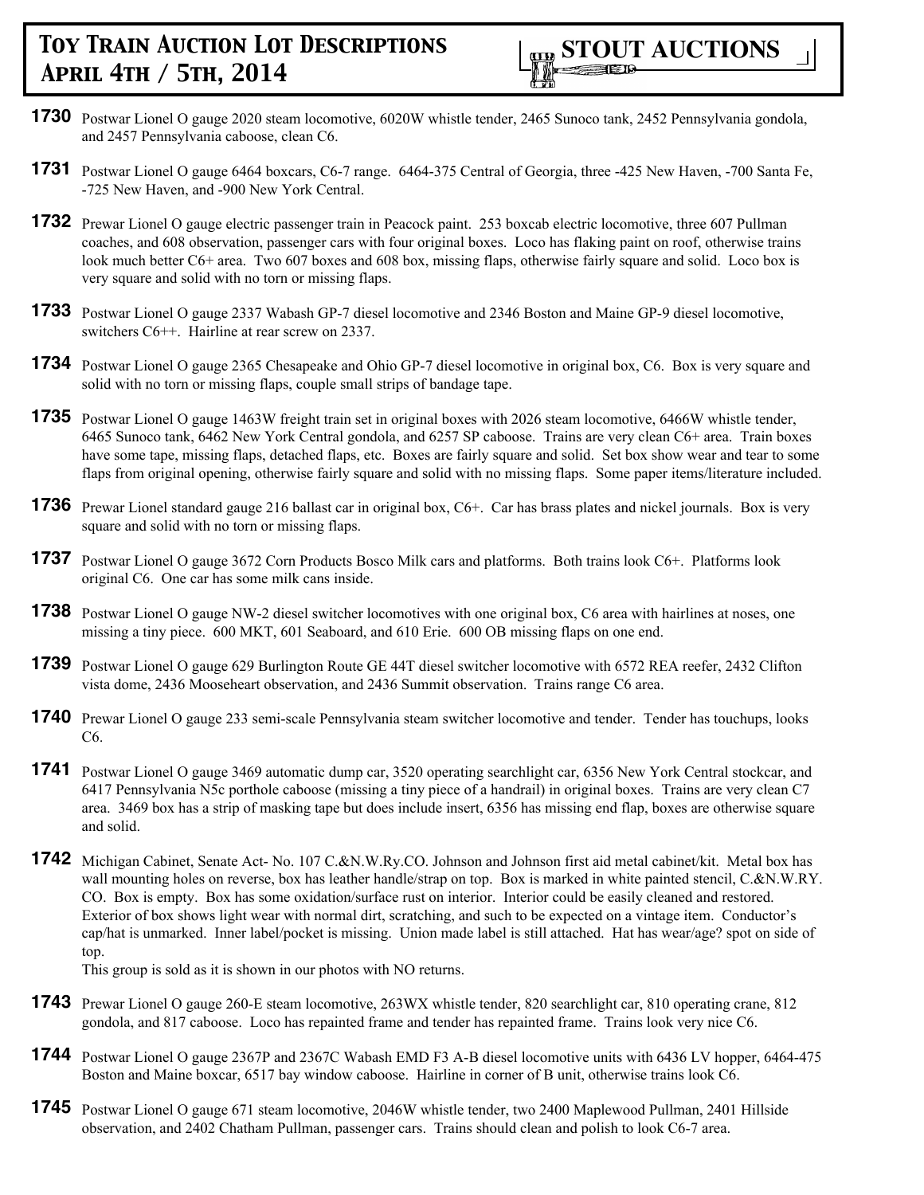**1730** Postwar Lionel O gauge 2020 steam locomotive, 6020W whistle tender, 2465 Sunoco tank, 2452 Pennsylvania gondola, and 2457 Pennsylvania caboose, clean C6.

**1731** Postwar Lionel O gauge 6464 boxcars, C6-7 range. 6464-375 Central of Georgia, three -425 New Haven, -700 Santa Fe, -725 New Haven, and -900 New York Central.

**1732** Prewar Lionel O gauge electric passenger train in Peacock paint. 253 boxcab electric locomotive, three 607 Pullman coaches, and 608 observation, passenger cars with four original boxes. Loco has flaking paint on roof, otherwise trains look much better C6+ area. Two 607 boxes and 608 box, missing flaps, otherwise fairly square and solid. Loco box is very square and solid with no torn or missing flaps.

**1733** Postwar Lionel O gauge 2337 Wabash GP-7 diesel locomotive and 2346 Boston and Maine GP-9 diesel locomotive, switchers C6++. Hairline at rear screw on 2337.

**1734** Postwar Lionel O gauge 2365 Chesapeake and Ohio GP-7 diesel locomotive in original box, C6. Box is very square and solid with no torn or missing flaps, couple small strips of bandage tape.

**1735** Postwar Lionel O gauge 1463W freight train set in original boxes with 2026 steam locomotive, 6466W whistle tender, 6465 Sunoco tank, 6462 New York Central gondola, and 6257 SP caboose. Trains are very clean C6+ area. Train boxes have some tape, missing flaps, detached flaps, etc. Boxes are fairly square and solid. Set box show wear and tear to some flaps from original opening, otherwise fairly square and solid with no missing flaps. Some paper items/literature included.

**1736** Prewar Lionel standard gauge 216 ballast car in original box, C6+. Car has brass plates and nickel journals. Box is very square and solid with no torn or missing flaps.

**1737** Postwar Lionel O gauge 3672 Corn Products Bosco Milk cars and platforms. Both trains look C6+. Platforms look original C6. One car has some milk cans inside.

**1738** Postwar Lionel O gauge NW-2 diesel switcher locomotives with one original box, C6 area with hairlines at noses, one missing a tiny piece. 600 MKT, 601 Seaboard, and 610 Erie. 600 OB missing flaps on one end.

**1739** Postwar Lionel O gauge 629 Burlington Route GE 44T diesel switcher locomotive with 6572 REA reefer, 2432 Clifton vista dome, 2436 Mooseheart observation, and 2436 Summit observation. Trains range C6 area.

**1740** Prewar Lionel O gauge 233 semi-scale Pennsylvania steam switcher locomotive and tender. Tender has touchups, looks C6.

**1741** Postwar Lionel O gauge 3469 automatic dump car, 3520 operating searchlight car, 6356 New York Central stockcar, and 6417 Pennsylvania N5c porthole caboose (missing a tiny piece of a handrail) in original boxes. Trains are very clean C7 area. 3469 box has a strip of masking tape but does include insert, 6356 has missing end flap, boxes are otherwise square and solid.

**1742** Michigan Cabinet, Senate Act- No. 107 C.&N.W.Ry.CO. Johnson and Johnson first aid metal cabinet/kit. Metal box has wall mounting holes on reverse, box has leather handle/strap on top. Box is marked in white painted stencil, C.&N.W.RY. CO. Box is empty. Box has some oxidation/surface rust on interior. Interior could be easily cleaned and restored. Exterior of box shows light wear with normal dirt, scratching, and such to be expected on a vintage item. Conductor's cap/hat is unmarked. Inner label/pocket is missing. Union made label is still attached. Hat has wear/age? spot on side of top.
This group is sold as it is shown in our photos with NO returns.

**1743** Prewar Lionel O gauge 260-E steam locomotive, 263WX whistle tender, 820 searchlight car, 810 operating crane, 812 gondola, and 817 caboose. Loco has repainted frame and tender has repainted frame. Trains look very nice C6.

**1744** Postwar Lionel O gauge 2367P and 2367C Wabash EMD F3 A-B diesel locomotive units with 6436 LV hopper, 6464-475 Boston and Maine boxcar, 6517 bay window caboose. Hairline in corner of B unit, otherwise trains look C6.

**1745** Postwar Lionel O gauge 671 steam locomotive, 2046W whistle tender, two 2400 Maplewood Pullman, 2401 Hillside observation, and 2402 Chatham Pullman, passenger cars. Trains should clean and polish to look C6-7 area.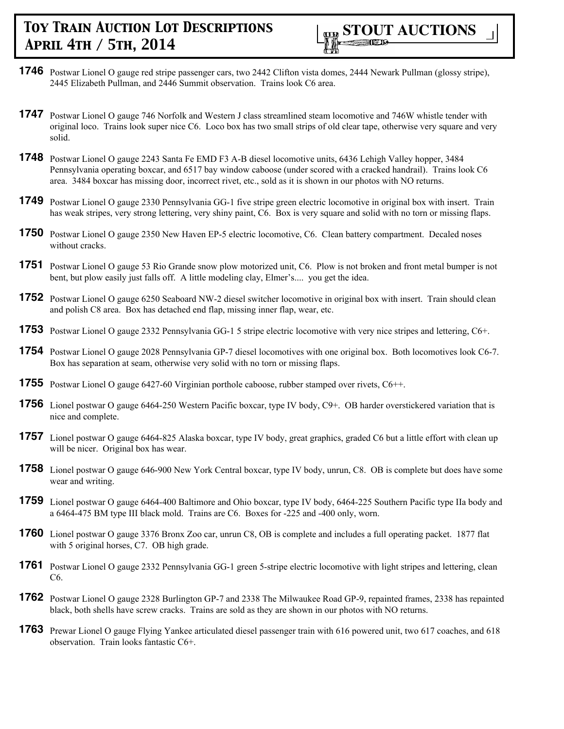**1746** Postwar Lionel O gauge red stripe passenger cars, two 2442 Clifton vista domes, 2444 Newark Pullman (glossy stripe), 2445 Elizabeth Pullman, and 2446 Summit observation. Trains look C6 area.

**1747** Postwar Lionel O gauge 746 Norfolk and Western J class streamlined steam locomotive and 746W whistle tender with original loco. Trains look super nice C6. Loco box has two small strips of old clear tape, otherwise very square and very solid.

**1748** Postwar Lionel O gauge 2243 Santa Fe EMD F3 A-B diesel locomotive units, 6436 Lehigh Valley hopper, 3484 Pennsylvania operating boxcar, and 6517 bay window caboose (under scored with a cracked handrail). Trains look C6 area. 3484 boxcar has missing door, incorrect rivet, etc., sold as it is shown in our photos with NO returns.

**1749** Postwar Lionel O gauge 2330 Pennsylvania GG-1 five stripe green electric locomotive in original box with insert. Train has weak stripes, very strong lettering, very shiny paint, C6. Box is very square and solid with no torn or missing flaps.

**1750** Postwar Lionel O gauge 2350 New Haven EP-5 electric locomotive, C6. Clean battery compartment. Decaled noses without cracks.

**1751** Postwar Lionel O gauge 53 Rio Grande snow plow motorized unit, C6. Plow is not broken and front metal bumper is not bent, but plow easily just falls off. A little modeling clay, Elmer's.... you get the idea.

**1752** Postwar Lionel O gauge 6250 Seaboard NW-2 diesel switcher locomotive in original box with insert. Train should clean and polish C8 area. Box has detached end flap, missing inner flap, wear, etc.

**1753** Postwar Lionel O gauge 2332 Pennsylvania GG-1 5 stripe electric locomotive with very nice stripes and lettering, C6+.

**1754** Postwar Lionel O gauge 2028 Pennsylvania GP-7 diesel locomotives with one original box. Both locomotives look C6-7. Box has separation at seam, otherwise very solid with no torn or missing flaps.

**1755** Postwar Lionel O gauge 6427-60 Virginian porthole caboose, rubber stamped over rivets, C6++.

**1756** Lionel postwar O gauge 6464-250 Western Pacific boxcar, type IV body, C9+. OB harder overstickered variation that is nice and complete.

**1757** Lionel postwar O gauge 6464-825 Alaska boxcar, type IV body, great graphics, graded C6 but a little effort with clean up will be nicer. Original box has wear.

**1758** Lionel postwar O gauge 646-900 New York Central boxcar, type IV body, unrun, C8. OB is complete but does have some wear and writing.

**1759** Lionel postwar O gauge 6464-400 Baltimore and Ohio boxcar, type IV body, 6464-225 Southern Pacific type IIa body and a 6464-475 BM type III black mold. Trains are C6. Boxes for -225 and -400 only, worn.

**1760** Lionel postwar O gauge 3376 Bronx Zoo car, unrun C8, OB is complete and includes a full operating packet. 1877 flat with 5 original horses, C7. OB high grade.

**1761** Postwar Lionel O gauge 2332 Pennsylvania GG-1 green 5-stripe electric locomotive with light stripes and lettering, clean C6.

**1762** Postwar Lionel O gauge 2328 Burlington GP-7 and 2338 The Milwaukee Road GP-9, repainted frames, 2338 has repainted black, both shells have screw cracks. Trains are sold as they are shown in our photos with NO returns.

**1763** Prewar Lionel O gauge Flying Yankee articulated diesel passenger train with 616 powered unit, two 617 coaches, and 618 observation. Train looks fantastic C6+.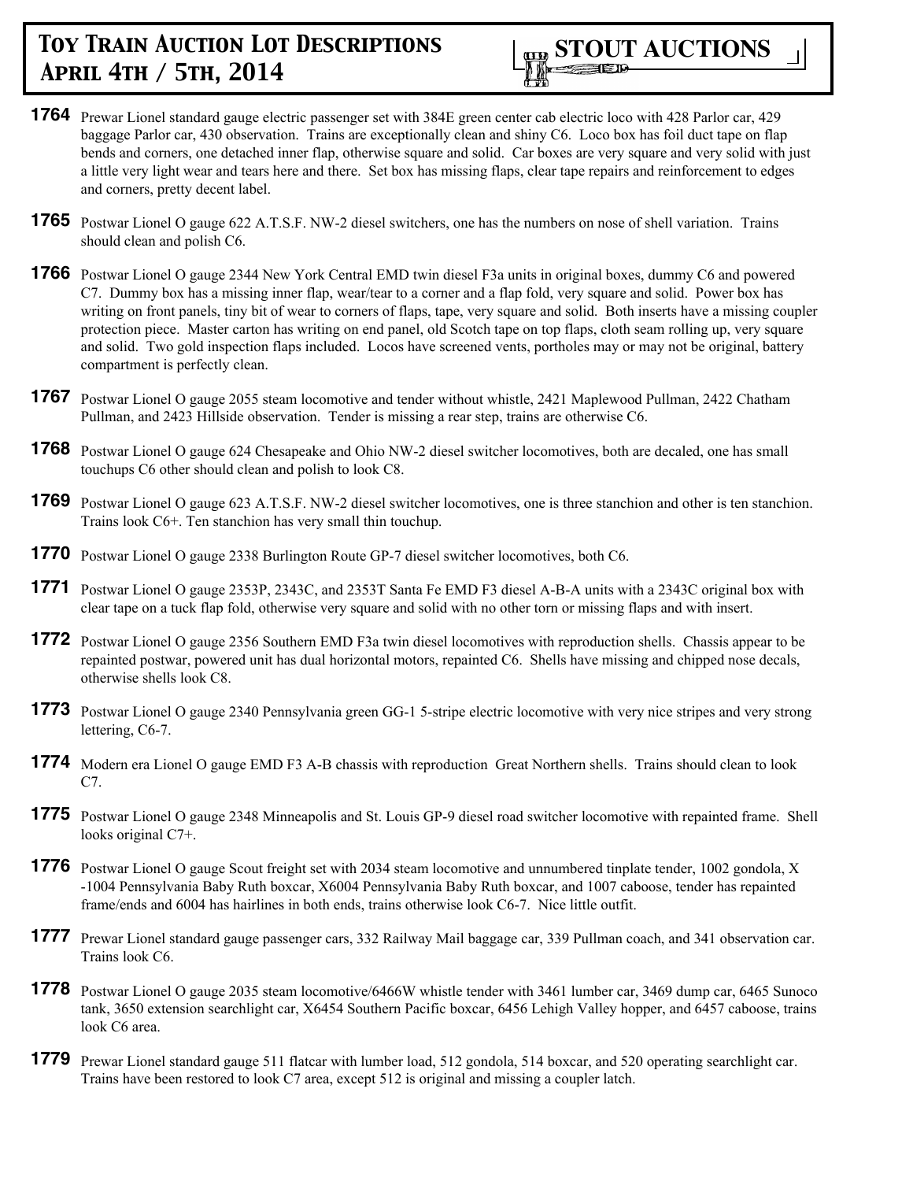**1764** Prewar Lionel standard gauge electric passenger set with 384E green center cab electric loco with 428 Parlor car, 429 baggage Parlor car, 430 observation. Trains are exceptionally clean and shiny C6. Loco box has foil duct tape on flap bends and corners, one detached inner flap, otherwise square and solid. Car boxes are very square and very solid with just a little very light wear and tears here and there. Set box has missing flaps, clear tape repairs and reinforcement to edges and corners, pretty decent label.

**1765** Postwar Lionel O gauge 622 A.T.S.F. NW-2 diesel switchers, one has the numbers on nose of shell variation. Trains should clean and polish C6.

**1766** Postwar Lionel O gauge 2344 New York Central EMD twin diesel F3a units in original boxes, dummy C6 and powered C7. Dummy box has a missing inner flap, wear/tear to a corner and a flap fold, very square and solid. Power box has writing on front panels, tiny bit of wear to corners of flaps, tape, very square and solid. Both inserts have a missing coupler protection piece. Master carton has writing on end panel, old Scotch tape on top flaps, cloth seam rolling up, very square and solid. Two gold inspection flaps included. Locos have screened vents, portholes may or may not be original, battery compartment is perfectly clean.

**1767** Postwar Lionel O gauge 2055 steam locomotive and tender without whistle, 2421 Maplewood Pullman, 2422 Chatham Pullman, and 2423 Hillside observation. Tender is missing a rear step, trains are otherwise C6.

**1768** Postwar Lionel O gauge 624 Chesapeake and Ohio NW-2 diesel switcher locomotives, both are decaled, one has small touchups C6 other should clean and polish to look C8.

**1769** Postwar Lionel O gauge 623 A.T.S.F. NW-2 diesel switcher locomotives, one is three stanchion and other is ten stanchion. Trains look C6+. Ten stanchion has very small thin touchup.

**1770** Postwar Lionel O gauge 2338 Burlington Route GP-7 diesel switcher locomotives, both C6.

**1771** Postwar Lionel O gauge 2353P, 2343C, and 2353T Santa Fe EMD F3 diesel A-B-A units with a 2343C original box with clear tape on a tuck flap fold, otherwise very square and solid with no other torn or missing flaps and with insert.

**1772** Postwar Lionel O gauge 2356 Southern EMD F3a twin diesel locomotives with reproduction shells. Chassis appear to be repainted postwar, powered unit has dual horizontal motors, repainted C6. Shells have missing and chipped nose decals, otherwise shells look C8.

**1773** Postwar Lionel O gauge 2340 Pennsylvania green GG-1 5-stripe electric locomotive with very nice stripes and very strong lettering, C6-7.

**1774** Modern era Lionel O gauge EMD F3 A-B chassis with reproduction Great Northern shells. Trains should clean to look C7.

**1775** Postwar Lionel O gauge 2348 Minneapolis and St. Louis GP-9 diesel road switcher locomotive with repainted frame. Shell looks original C7+.

**1776** Postwar Lionel O gauge Scout freight set with 2034 steam locomotive and unnumbered tinplate tender, 1002 gondola, X -1004 Pennsylvania Baby Ruth boxcar, X6004 Pennsylvania Baby Ruth boxcar, and 1007 caboose, tender has repainted frame/ends and 6004 has hairlines in both ends, trains otherwise look C6-7. Nice little outfit.

**1777** Prewar Lionel standard gauge passenger cars, 332 Railway Mail baggage car, 339 Pullman coach, and 341 observation car. Trains look C6.

**1778** Postwar Lionel O gauge 2035 steam locomotive/6466W whistle tender with 3461 lumber car, 3469 dump car, 6465 Sunoco tank, 3650 extension searchlight car, X6454 Southern Pacific boxcar, 6456 Lehigh Valley hopper, and 6457 caboose, trains look C6 area.

**1779** Prewar Lionel standard gauge 511 flatcar with lumber load, 512 gondola, 514 boxcar, and 520 operating searchlight car. Trains have been restored to look C7 area, except 512 is original and missing a coupler latch.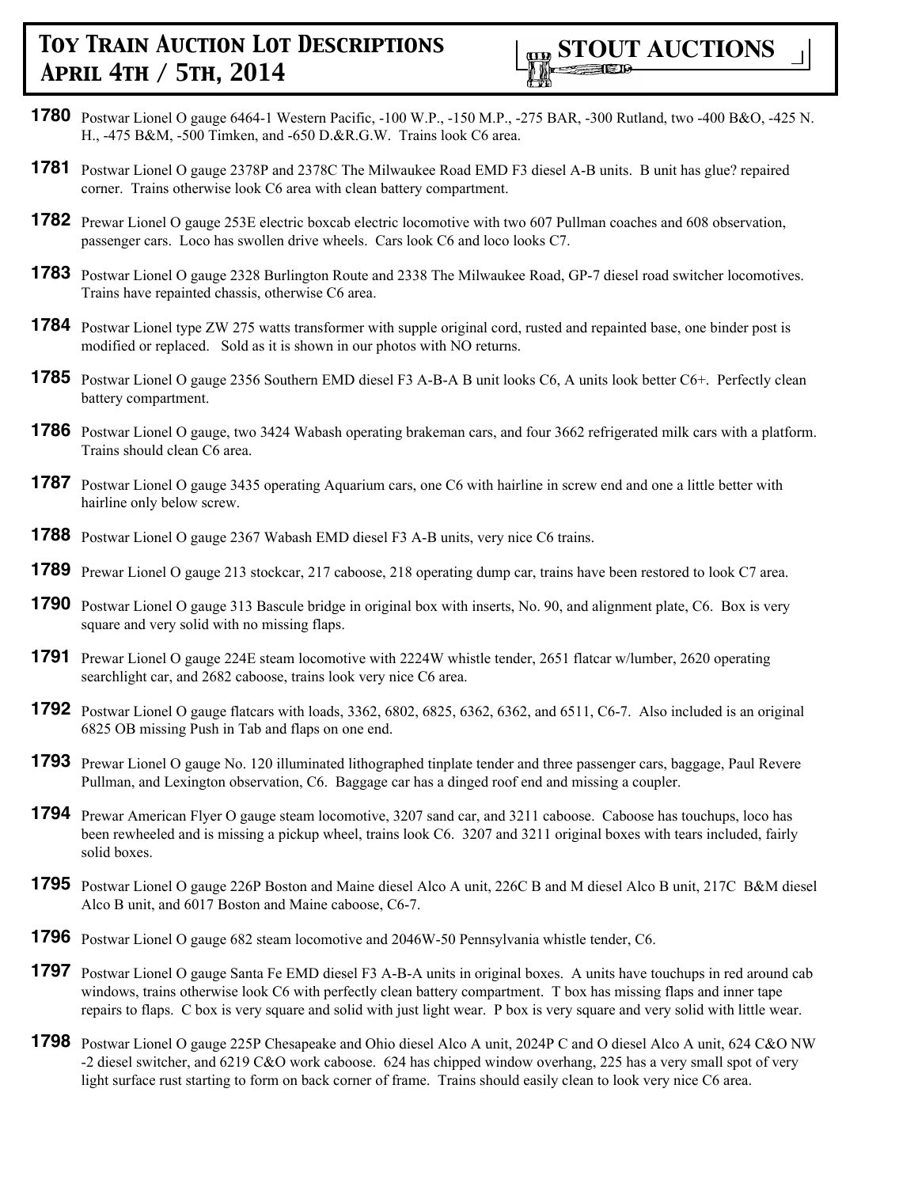**1780** Postwar Lionel O gauge 6464-1 Western Pacific, -100 W.P., -150 M.P., -275 BAR, -300 Rutland, two -400 B&O, -425 N. H., -475 B&M, -500 Timken, and -650 D.&R.G.W. Trains look C6 area.

**1781** Postwar Lionel O gauge 2378P and 2378C The Milwaukee Road EMD F3 diesel A-B units. B unit has glue? repaired corner. Trains otherwise look C6 area with clean battery compartment.

**1782** Prewar Lionel O gauge 253E electric boxcab electric locomotive with two 607 Pullman coaches and 608 observation, passenger cars. Loco has swollen drive wheels. Cars look C6 and loco looks C7.

**1783** Postwar Lionel O gauge 2328 Burlington Route and 2338 The Milwaukee Road, GP-7 diesel road switcher locomotives. Trains have repainted chassis, otherwise C6 area.

**1784** Postwar Lionel type ZW 275 watts transformer with supple original cord, rusted and repainted base, one binder post is modified or replaced. Sold as it is shown in our photos with NO returns.

**1785** Postwar Lionel O gauge 2356 Southern EMD diesel F3 A-B-A B unit looks C6, A units look better C6+. Perfectly clean battery compartment.

**1786** Postwar Lionel O gauge, two 3424 Wabash operating brakeman cars, and four 3662 refrigerated milk cars with a platform. Trains should clean C6 area.

**1787** Postwar Lionel O gauge 3435 operating Aquarium cars, one C6 with hairline in screw end and one a little better with hairline only below screw.

**1788** Postwar Lionel O gauge 2367 Wabash EMD diesel F3 A-B units, very nice C6 trains.

**1789** Prewar Lionel O gauge 213 stockcar, 217 caboose, 218 operating dump car, trains have been restored to look C7 area.

**1790** Postwar Lionel O gauge 313 Bascule bridge in original box with inserts, No. 90, and alignment plate, C6. Box is very square and very solid with no missing flaps.

**1791** Prewar Lionel O gauge 224E steam locomotive with 2224W whistle tender, 2651 flatcar w/lumber, 2620 operating searchlight car, and 2682 caboose, trains look very nice C6 area.

**1792** Postwar Lionel O gauge flatcars with loads, 3362, 6802, 6825, 6362, 6362, and 6511, C6-7. Also included is an original 6825 OB missing Push in Tab and flaps on one end.

**1793** Prewar Lionel O gauge No. 120 illuminated lithographed tinplate tender and three passenger cars, baggage, Paul Revere Pullman, and Lexington observation, C6. Baggage car has a dinged roof end and missing a coupler.

**1794** Prewar American Flyer O gauge steam locomotive, 3207 sand car, and 3211 caboose. Caboose has touchups, loco has been rewheeled and is missing a pickup wheel, trains look C6. 3207 and 3211 original boxes with tears included, fairly solid boxes.

**1795** Postwar Lionel O gauge 226P Boston and Maine diesel Alco A unit, 226C B and M diesel Alco B unit, 217C B&M diesel Alco B unit, and 6017 Boston and Maine caboose, C6-7.

**1796** Postwar Lionel O gauge 682 steam locomotive and 2046W-50 Pennsylvania whistle tender, C6.

**1797** Postwar Lionel O gauge Santa Fe EMD diesel F3 A-B-A units in original boxes. A units have touchups in red around cab windows, trains otherwise look C6 with perfectly clean battery compartment. T box has missing flaps and inner tape repairs to flaps. C box is very square and solid with just light wear. P box is very square and very solid with little wear.

**1798** Postwar Lionel O gauge 225P Chesapeake and Ohio diesel Alco A unit, 2024P C and O diesel Alco A unit, 624 C&O NW -2 diesel switcher, and 6219 C&O work caboose. 624 has chipped window overhang, 225 has a very small spot of very light surface rust starting to form on back corner of frame. Trains should easily clean to look very nice C6 area.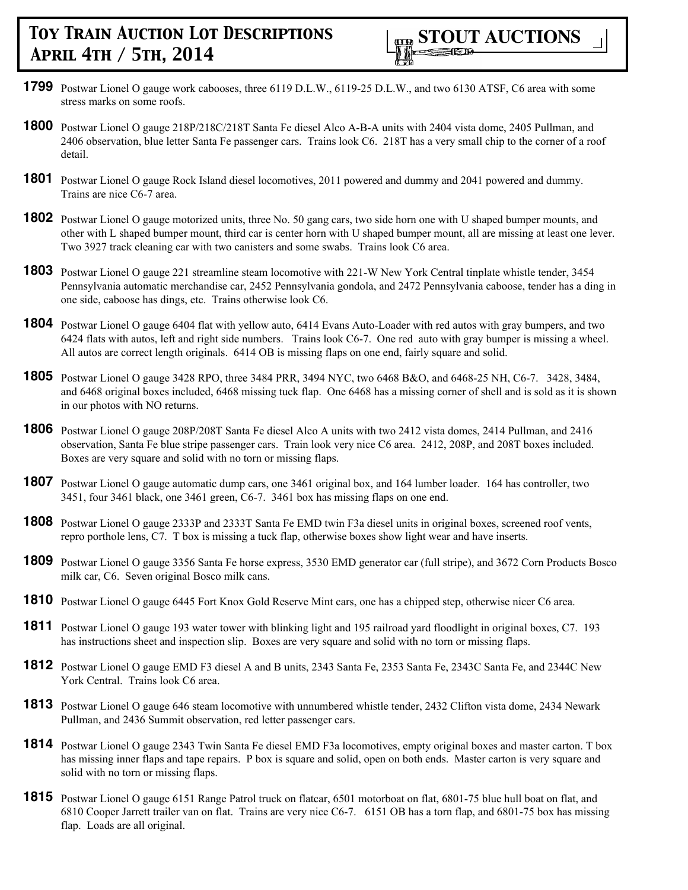**1799** Postwar Lionel O gauge work cabooses, three 6119 D.L.W., 6119-25 D.L.W., and two 6130 ATSF, C6 area with some stress marks on some roofs.

**1800** Postwar Lionel O gauge 218P/218C/218T Santa Fe diesel Alco A-B-A units with 2404 vista dome, 2405 Pullman, and 2406 observation, blue letter Santa Fe passenger cars. Trains look C6. 218T has a very small chip to the corner of a roof detail.

**1801** Postwar Lionel O gauge Rock Island diesel locomotives, 2011 powered and dummy and 2041 powered and dummy. Trains are nice C6-7 area.

**1802** Postwar Lionel O gauge motorized units, three No. 50 gang cars, two side horn one with U shaped bumper mounts, and other with L shaped bumper mount, third car is center horn with U shaped bumper mount, all are missing at least one lever. Two 3927 track cleaning car with two canisters and some swabs. Trains look C6 area.

**1803** Postwar Lionel O gauge 221 streamline steam locomotive with 221-W New York Central tinplate whistle tender, 3454 Pennsylvania automatic merchandise car, 2452 Pennsylvania gondola, and 2472 Pennsylvania caboose, tender has a ding in one side, caboose has dings, etc. Trains otherwise look C6.

**1804** Postwar Lionel O gauge 6404 flat with yellow auto, 6414 Evans Auto-Loader with red autos with gray bumpers, and two 6424 flats with autos, left and right side numbers. Trains look C6-7. One red auto with gray bumper is missing a wheel. All autos are correct length originals. 6414 OB is missing flaps on one end, fairly square and solid.

**1805** Postwar Lionel O gauge 3428 RPO, three 3484 PRR, 3494 NYC, two 6468 B&O, and 6468-25 NH, C6-7. 3428, 3484, and 6468 original boxes included, 6468 missing tuck flap. One 6468 has a missing corner of shell and is sold as it is shown in our photos with NO returns.

**1806** Postwar Lionel O gauge 208P/208T Santa Fe diesel Alco A units with two 2412 vista domes, 2414 Pullman, and 2416 observation, Santa Fe blue stripe passenger cars. Train look very nice C6 area. 2412, 208P, and 208T boxes included. Boxes are very square and solid with no torn or missing flaps.

**1807** Postwar Lionel O gauge automatic dump cars, one 3461 original box, and 164 lumber loader. 164 has controller, two 3451, four 3461 black, one 3461 green, C6-7. 3461 box has missing flaps on one end.

**1808** Postwar Lionel O gauge 2333P and 2333T Santa Fe EMD twin F3a diesel units in original boxes, screened roof vents, repro porthole lens, C7. T box is missing a tuck flap, otherwise boxes show light wear and have inserts.

**1809** Postwar Lionel O gauge 3356 Santa Fe horse express, 3530 EMD generator car (full stripe), and 3672 Corn Products Bosco milk car, C6. Seven original Bosco milk cans.

**1810** Postwar Lionel O gauge 6445 Fort Knox Gold Reserve Mint cars, one has a chipped step, otherwise nicer C6 area.

**1811** Postwar Lionel O gauge 193 water tower with blinking light and 195 railroad yard floodlight in original boxes, C7. 193 has instructions sheet and inspection slip. Boxes are very square and solid with no torn or missing flaps.

**1812** Postwar Lionel O gauge EMD F3 diesel A and B units, 2343 Santa Fe, 2353 Santa Fe, 2343C Santa Fe, and 2344C New York Central. Trains look C6 area.

**1813** Postwar Lionel O gauge 646 steam locomotive with unnumbered whistle tender, 2432 Clifton vista dome, 2434 Newark Pullman, and 2436 Summit observation, red letter passenger cars.

**1814** Postwar Lionel O gauge 2343 Twin Santa Fe diesel EMD F3a locomotives, empty original boxes and master carton. T box has missing inner flaps and tape repairs. P box is square and solid, open on both ends. Master carton is very square and solid with no torn or missing flaps.

**1815** Postwar Lionel O gauge 6151 Range Patrol truck on flatcar, 6501 motorboat on flat, 6801-75 blue hull boat on flat, and 6810 Cooper Jarrett trailer van on flat. Trains are very nice C6-7. 6151 OB has a torn flap, and 6801-75 box has missing flap. Loads are all original.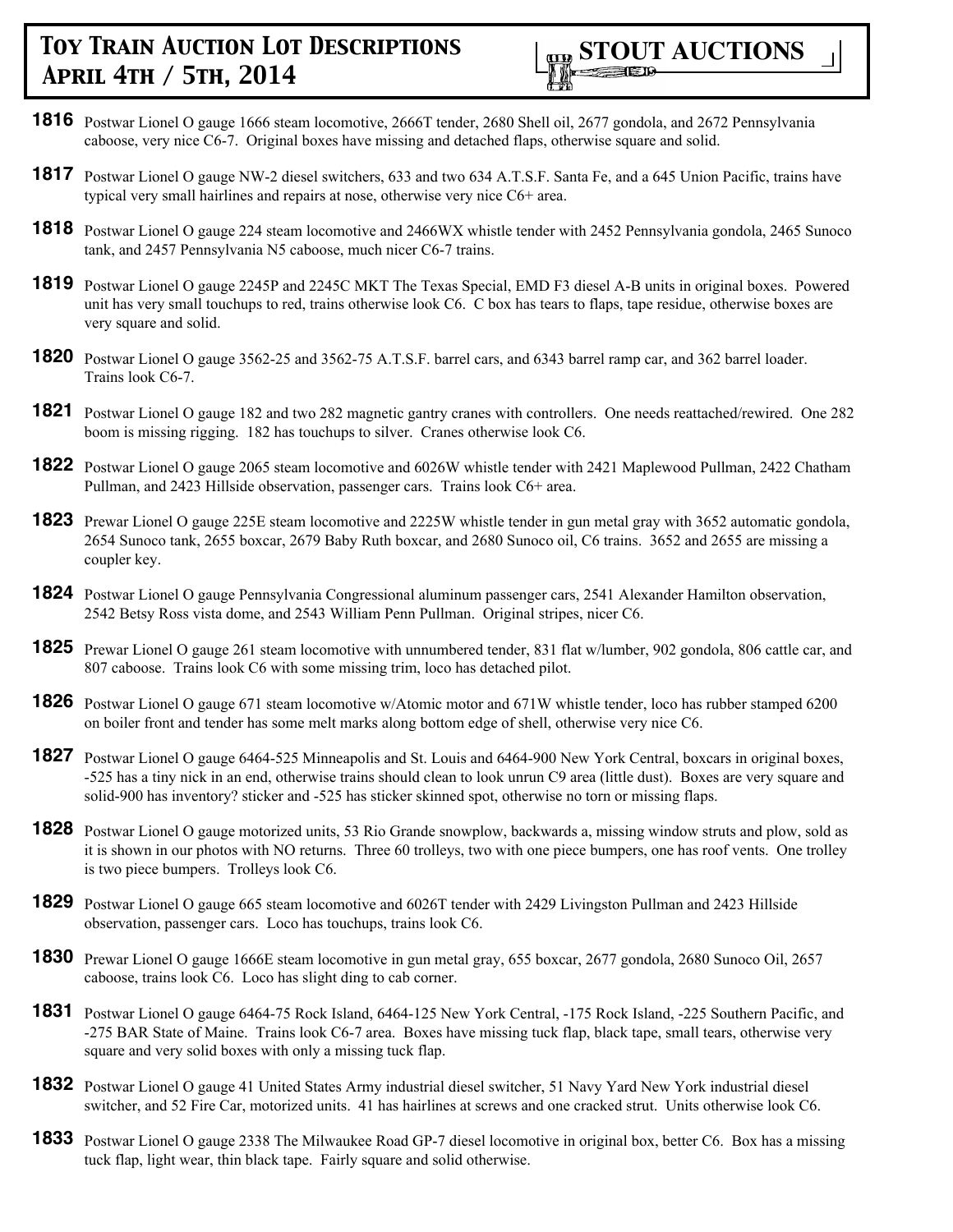**1816** Postwar Lionel O gauge 1666 steam locomotive, 2666T tender, 2680 Shell oil, 2677 gondola, and 2672 Pennsylvania caboose, very nice C6-7. Original boxes have missing and detached flaps, otherwise square and solid.

**1817** Postwar Lionel O gauge NW-2 diesel switchers, 633 and two 634 A.T.S.F. Santa Fe, and a 645 Union Pacific, trains have typical very small hairlines and repairs at nose, otherwise very nice C6+ area.

**1818** Postwar Lionel O gauge 224 steam locomotive and 2466WX whistle tender with 2452 Pennsylvania gondola, 2465 Sunoco tank, and 2457 Pennsylvania N5 caboose, much nicer C6-7 trains.

**1819** Postwar Lionel O gauge 2245P and 2245C MKT The Texas Special, EMD F3 diesel A-B units in original boxes. Powered unit has very small touchups to red, trains otherwise look C6. C box has tears to flaps, tape residue, otherwise boxes are very square and solid.

**1820** Postwar Lionel O gauge 3562-25 and 3562-75 A.T.S.F. barrel cars, and 6343 barrel ramp car, and 362 barrel loader. Trains look C6-7.

**1821** Postwar Lionel O gauge 182 and two 282 magnetic gantry cranes with controllers. One needs reattached/rewired. One 282 boom is missing rigging. 182 has touchups to silver. Cranes otherwise look C6.

**1822** Postwar Lionel O gauge 2065 steam locomotive and 6026W whistle tender with 2421 Maplewood Pullman, 2422 Chatham Pullman, and 2423 Hillside observation, passenger cars. Trains look C6+ area.

**1823** Prewar Lionel O gauge 225E steam locomotive and 2225W whistle tender in gun metal gray with 3652 automatic gondola, 2654 Sunoco tank, 2655 boxcar, 2679 Baby Ruth boxcar, and 2680 Sunoco oil, C6 trains. 3652 and 2655 are missing a coupler key.

**1824** Postwar Lionel O gauge Pennsylvania Congressional aluminum passenger cars, 2541 Alexander Hamilton observation, 2542 Betsy Ross vista dome, and 2543 William Penn Pullman. Original stripes, nicer C6.

**1825** Prewar Lionel O gauge 261 steam locomotive with unnumbered tender, 831 flat w/lumber, 902 gondola, 806 cattle car, and 807 caboose. Trains look C6 with some missing trim, loco has detached pilot.

**1826** Postwar Lionel O gauge 671 steam locomotive w/Atomic motor and 671W whistle tender, loco has rubber stamped 6200 on boiler front and tender has some melt marks along bottom edge of shell, otherwise very nice C6.

**1827** Postwar Lionel O gauge 6464-525 Minneapolis and St. Louis and 6464-900 New York Central, boxcars in original boxes, -525 has a tiny nick in an end, otherwise trains should clean to look unrun C9 area (little dust). Boxes are very square and solid-900 has inventory? sticker and -525 has sticker skinned spot, otherwise no torn or missing flaps.

**1828** Postwar Lionel O gauge motorized units, 53 Rio Grande snowplow, backwards a, missing window struts and plow, sold as it is shown in our photos with NO returns. Three 60 trolleys, two with one piece bumpers, one has roof vents. One trolley is two piece bumpers. Trolleys look C6.

**1829** Postwar Lionel O gauge 665 steam locomotive and 6026T tender with 2429 Livingston Pullman and 2423 Hillside observation, passenger cars. Loco has touchups, trains look C6.

**1830** Prewar Lionel O gauge 1666E steam locomotive in gun metal gray, 655 boxcar, 2677 gondola, 2680 Sunoco Oil, 2657 caboose, trains look C6. Loco has slight ding to cab corner.

**1831** Postwar Lionel O gauge 6464-75 Rock Island, 6464-125 New York Central, -175 Rock Island, -225 Southern Pacific, and -275 BAR State of Maine. Trains look C6-7 area. Boxes have missing tuck flap, black tape, small tears, otherwise very square and very solid boxes with only a missing tuck flap.

**1832** Postwar Lionel O gauge 41 United States Army industrial diesel switcher, 51 Navy Yard New York industrial diesel switcher, and 52 Fire Car, motorized units. 41 has hairlines at screws and one cracked strut. Units otherwise look C6.

**1833** Postwar Lionel O gauge 2338 The Milwaukee Road GP-7 diesel locomotive in original box, better C6. Box has a missing tuck flap, light wear, thin black tape. Fairly square and solid otherwise.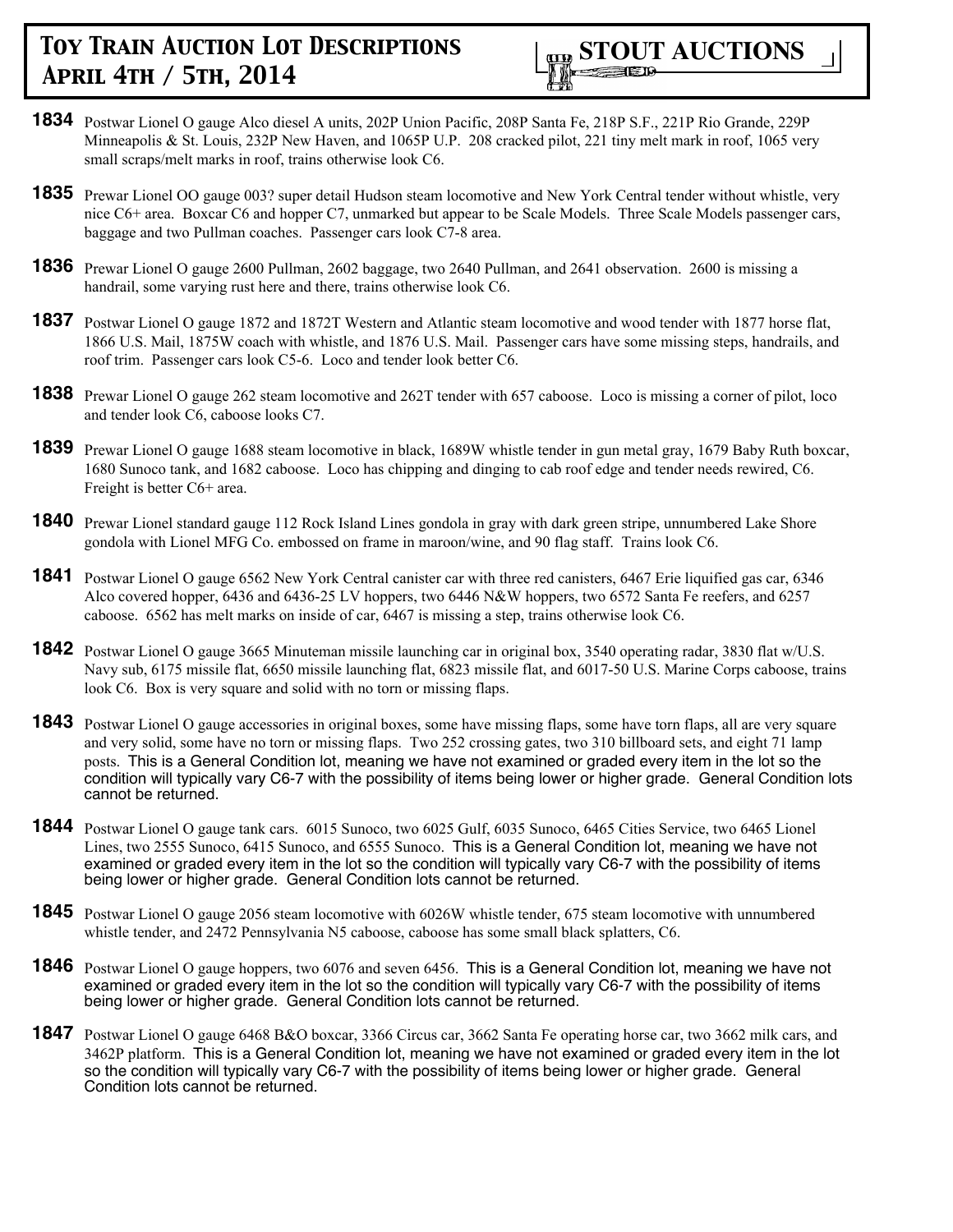**1834** Postwar Lionel O gauge Alco diesel A units, 202P Union Pacific, 208P Santa Fe, 218P S.F., 221P Rio Grande, 229P Minneapolis & St. Louis, 232P New Haven, and 1065P U.P. 208 cracked pilot, 221 tiny melt mark in roof, 1065 very small scraps/melt marks in roof, trains otherwise look C6.

**1835** Prewar Lionel OO gauge 003? super detail Hudson steam locomotive and New York Central tender without whistle, very nice C6+ area. Boxcar C6 and hopper C7, unmarked but appear to be Scale Models. Three Scale Models passenger cars, baggage and two Pullman coaches. Passenger cars look C7-8 area.

**1836** Prewar Lionel O gauge 2600 Pullman, 2602 baggage, two 2640 Pullman, and 2641 observation. 2600 is missing a handrail, some varying rust here and there, trains otherwise look C6.

**1837** Postwar Lionel O gauge 1872 and 1872T Western and Atlantic steam locomotive and wood tender with 1877 horse flat, 1866 U.S. Mail, 1875W coach with whistle, and 1876 U.S. Mail. Passenger cars have some missing steps, handrails, and roof trim. Passenger cars look C5-6. Loco and tender look better C6.

**1838** Prewar Lionel O gauge 262 steam locomotive and 262T tender with 657 caboose. Loco is missing a corner of pilot, loco and tender look C6, caboose looks C7.

**1839** Prewar Lionel O gauge 1688 steam locomotive in black, 1689W whistle tender in gun metal gray, 1679 Baby Ruth boxcar, 1680 Sunoco tank, and 1682 caboose. Loco has chipping and dinging to cab roof edge and tender needs rewired, C6. Freight is better C6+ area.

**1840** Prewar Lionel standard gauge 112 Rock Island Lines gondola in gray with dark green stripe, unnumbered Lake Shore gondola with Lionel MFG Co. embossed on frame in maroon/wine, and 90 flag staff. Trains look C6.

**1841** Postwar Lionel O gauge 6562 New York Central canister car with three red canisters, 6467 Erie liquified gas car, 6346 Alco covered hopper, 6436 and 6436-25 LV hoppers, two 6446 N&W hoppers, two 6572 Santa Fe reefers, and 6257 caboose. 6562 has melt marks on inside of car, 6467 is missing a step, trains otherwise look C6.

**1842** Postwar Lionel O gauge 3665 Minuteman missile launching car in original box, 3540 operating radar, 3830 flat w/U.S. Navy sub, 6175 missile flat, 6650 missile launching flat, 6823 missile flat, and 6017-50 U.S. Marine Corps caboose, trains look C6. Box is very square and solid with no torn or missing flaps.

**1843** Postwar Lionel O gauge accessories in original boxes, some have missing flaps, some have torn flaps, all are very square and very solid, some have no torn or missing flaps. Two 252 crossing gates, two 310 billboard sets, and eight 71 lamp posts. This is a General Condition lot, meaning we have not examined or graded every item in the lot so the condition will typically vary C6-7 with the possibility of items being lower or higher grade. General Condition lots cannot be returned.

**1844** Postwar Lionel O gauge tank cars. 6015 Sunoco, two 6025 Gulf, 6035 Sunoco, 6465 Cities Service, two 6465 Lionel Lines, two 2555 Sunoco, 6415 Sunoco, and 6555 Sunoco. This is a General Condition lot, meaning we have not examined or graded every item in the lot so the condition will typically vary C6-7 with the possibility of items being lower or higher grade. General Condition lots cannot be returned.

**1845** Postwar Lionel O gauge 2056 steam locomotive with 6026W whistle tender, 675 steam locomotive with unnumbered whistle tender, and 2472 Pennsylvania N5 caboose, caboose has some small black splatters, C6.

**1846** Postwar Lionel O gauge hoppers, two 6076 and seven 6456. This is a General Condition lot, meaning we have not examined or graded every item in the lot so the condition will typically vary C6-7 with the possibility of items being lower or higher grade. General Condition lots cannot be returned.

**1847** Postwar Lionel O gauge 6468 B&O boxcar, 3366 Circus car, 3662 Santa Fe operating horse car, two 3662 milk cars, and 3462P platform. This is a General Condition lot, meaning we have not examined or graded every item in the lot so the condition will typically vary C6-7 with the possibility of items being lower or higher grade. General Condition lots cannot be returned.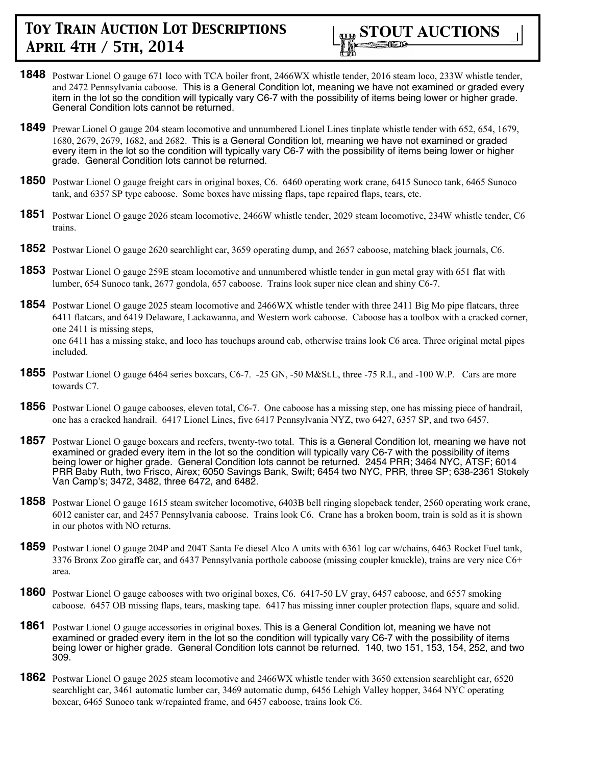**1848** Postwar Lionel O gauge 671 loco with TCA boiler front, 2466WX whistle tender, 2016 steam loco, 233W whistle tender, and 2472 Pennsylvania caboose. This is a General Condition lot, meaning we have not examined or graded every item in the lot so the condition will typically vary C6-7 with the possibility of items being lower or higher grade. General Condition lots cannot be returned.

**1849** Prewar Lionel O gauge 204 steam locomotive and unnumbered Lionel Lines tinplate whistle tender with 652, 654, 1679, 1680, 2679, 2679, 1682, and 2682. This is a General Condition lot, meaning we have not examined or graded every item in the lot so the condition will typically vary C6-7 with the possibility of items being lower or higher grade. General Condition lots cannot be returned.

**1850** Postwar Lionel O gauge freight cars in original boxes, C6. 6460 operating work crane, 6415 Sunoco tank, 6465 Sunoco tank, and 6357 SP type caboose. Some boxes have missing flaps, tape repaired flaps, tears, etc.

**1851** Postwar Lionel O gauge 2026 steam locomotive, 2466W whistle tender, 2029 steam locomotive, 234W whistle tender, C6 trains.

**1852** Postwar Lionel O gauge 2620 searchlight car, 3659 operating dump, and 2657 caboose, matching black journals, C6.

**1853** Postwar Lionel O gauge 259E steam locomotive and unnumbered whistle tender in gun metal gray with 651 flat with lumber, 654 Sunoco tank, 2677 gondola, 657 caboose. Trains look super nice clean and shiny C6-7.

**1854** Postwar Lionel O gauge 2025 steam locomotive and 2466WX whistle tender with three 2411 Big Mo pipe flatcars, three 6411 flatcars, and 6419 Delaware, Lackawanna, and Western work caboose. Caboose has a toolbox with a cracked corner, one 2411 is missing steps,
one 6411 has a missing stake, and loco has touchups around cab, otherwise trains look C6 area. Three original metal pipes included.

**1855** Postwar Lionel O gauge 6464 series boxcars, C6-7. -25 GN, -50 M&St.L, three -75 R.I., and -100 W.P. Cars are more towards C7.

**1856** Postwar Lionel O gauge cabooses, eleven total, C6-7. One caboose has a missing step, one has missing piece of handrail, one has a cracked handrail. 6417 Lionel Lines, five 6417 Pennsylvania NYZ, two 6427, 6357 SP, and two 6457.

**1857** Postwar Lionel O gauge boxcars and reefers, twenty-two total. This is a General Condition lot, meaning we have not examined or graded every item in the lot so the condition will typically vary C6-7 with the possibility of items being lower or higher grade. General Condition lots cannot be returned. 2454 PRR; 3464 NYC, ATSF; 6014 PRR Baby Ruth, two Frisco, Airex; 6050 Savings Bank, Swift; 6454 two NYC, PRR, three SP; 638-2361 Stokely Van Camp's; 3472, 3482, three 6472, and 6482.

**1858** Postwar Lionel O gauge 1615 steam switcher locomotive, 6403B bell ringing slopeback tender, 2560 operating work crane, 6012 canister car, and 2457 Pennsylvania caboose. Trains look C6. Crane has a broken boom, train is sold as it is shown in our photos with NO returns.

**1859** Postwar Lionel O gauge 204P and 204T Santa Fe diesel Alco A units with 6361 log car w/chains, 6463 Rocket Fuel tank, 3376 Bronx Zoo giraffe car, and 6437 Pennsylvania porthole caboose (missing coupler knuckle), trains are very nice C6+ area.

**1860** Postwar Lionel O gauge cabooses with two original boxes, C6. 6417-50 LV gray, 6457 caboose, and 6557 smoking caboose. 6457 OB missing flaps, tears, masking tape. 6417 has missing inner coupler protection flaps, square and solid.

**1861** Postwar Lionel O gauge accessories in original boxes. This is a General Condition lot, meaning we have not examined or graded every item in the lot so the condition will typically vary C6-7 with the possibility of items being lower or higher grade. General Condition lots cannot be returned. 140, two 151, 153, 154, 252, and two 309.

**1862** Postwar Lionel O gauge 2025 steam locomotive and 2466WX whistle tender with 3650 extension searchlight car, 6520 searchlight car, 3461 automatic lumber car, 3469 automatic dump, 6456 Lehigh Valley hopper, 3464 NYC operating boxcar, 6465 Sunoco tank w/repainted frame, and 6457 caboose, trains look C6.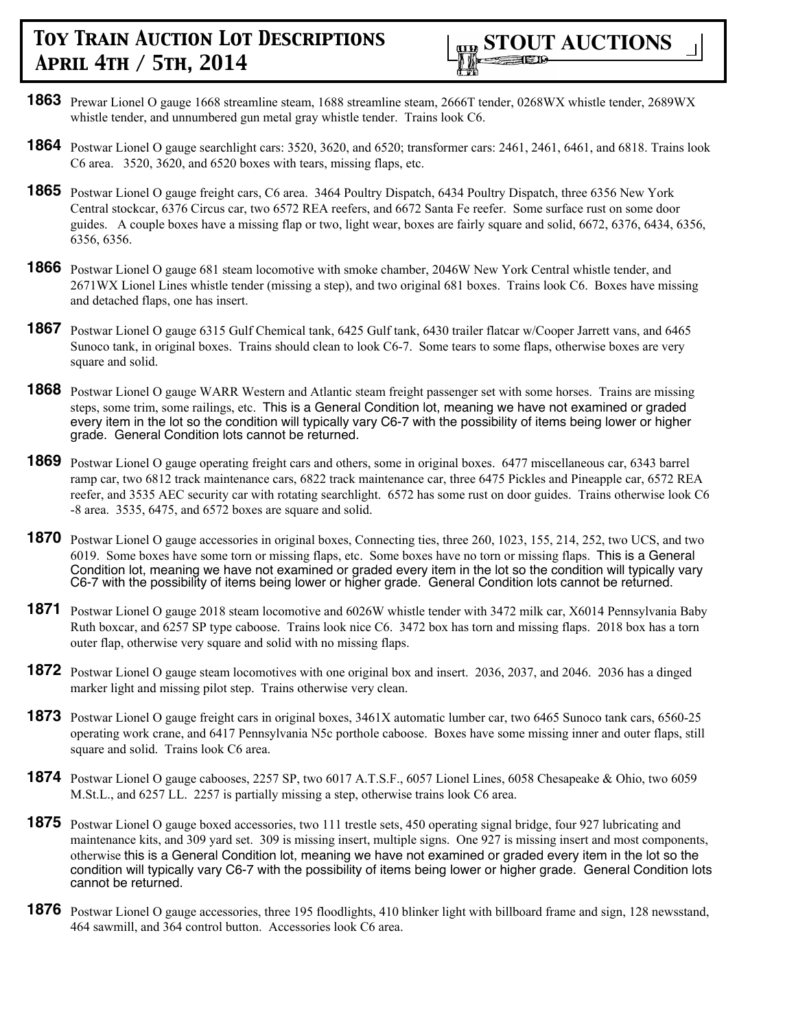**1863** Prewar Lionel O gauge 1668 streamline steam, 1688 streamline steam, 2666T tender, 0268WX whistle tender, 2689WX whistle tender, and unnumbered gun metal gray whistle tender. Trains look C6.

**1864** Postwar Lionel O gauge searchlight cars: 3520, 3620, and 6520; transformer cars: 2461, 2461, 6461, and 6818. Trains look C6 area. 3520, 3620, and 6520 boxes with tears, missing flaps, etc.

**1865** Postwar Lionel O gauge freight cars, C6 area. 3464 Poultry Dispatch, 6434 Poultry Dispatch, three 6356 New York Central stockcar, 6376 Circus car, two 6572 REA reefers, and 6672 Santa Fe reefer. Some surface rust on some door guides. A couple boxes have a missing flap or two, light wear, boxes are fairly square and solid, 6672, 6376, 6434, 6356, 6356, 6356.

**1866** Postwar Lionel O gauge 681 steam locomotive with smoke chamber, 2046W New York Central whistle tender, and 2671WX Lionel Lines whistle tender (missing a step), and two original 681 boxes. Trains look C6. Boxes have missing and detached flaps, one has insert.

**1867** Postwar Lionel O gauge 6315 Gulf Chemical tank, 6425 Gulf tank, 6430 trailer flatcar w/Cooper Jarrett vans, and 6465 Sunoco tank, in original boxes. Trains should clean to look C6-7. Some tears to some flaps, otherwise boxes are very square and solid.

**1868** Postwar Lionel O gauge WARR Western and Atlantic steam freight passenger set with some horses. Trains are missing steps, some trim, some railings, etc. This is a General Condition lot, meaning we have not examined or graded every item in the lot so the condition will typically vary C6-7 with the possibility of items being lower or higher grade. General Condition lots cannot be returned.

**1869** Postwar Lionel O gauge operating freight cars and others, some in original boxes. 6477 miscellaneous car, 6343 barrel ramp car, two 6812 track maintenance cars, 6822 track maintenance car, three 6475 Pickles and Pineapple car, 6572 REA reefer, and 3535 AEC security car with rotating searchlight. 6572 has some rust on door guides. Trains otherwise look C6 -8 area. 3535, 6475, and 6572 boxes are square and solid.

**1870** Postwar Lionel O gauge accessories in original boxes, Connecting ties, three 260, 1023, 155, 214, 252, two UCS, and two 6019. Some boxes have some torn or missing flaps, etc. Some boxes have no torn or missing flaps. This is a General Condition lot, meaning we have not examined or graded every item in the lot so the condition will typically vary C6-7 with the possibility of items being lower or higher grade. General Condition lots cannot be returned.

**1871** Postwar Lionel O gauge 2018 steam locomotive and 6026W whistle tender with 3472 milk car, X6014 Pennsylvania Baby Ruth boxcar, and 6257 SP type caboose. Trains look nice C6. 3472 box has torn and missing flaps. 2018 box has a torn outer flap, otherwise very square and solid with no missing flaps.

**1872** Postwar Lionel O gauge steam locomotives with one original box and insert. 2036, 2037, and 2046. 2036 has a dinged marker light and missing pilot step. Trains otherwise very clean.

**1873** Postwar Lionel O gauge freight cars in original boxes, 3461X automatic lumber car, two 6465 Sunoco tank cars, 6560-25 operating work crane, and 6417 Pennsylvania N5c porthole caboose. Boxes have some missing inner and outer flaps, still square and solid. Trains look C6 area.

**1874** Postwar Lionel O gauge cabooses, 2257 SP, two 6017 A.T.S.F., 6057 Lionel Lines, 6058 Chesapeake & Ohio, two 6059 M.St.L., and 6257 LL. 2257 is partially missing a step, otherwise trains look C6 area.

**1875** Postwar Lionel O gauge boxed accessories, two 111 trestle sets, 450 operating signal bridge, four 927 lubricating and maintenance kits, and 309 yard set. 309 is missing insert, multiple signs. One 927 is missing insert and most components, otherwise this is a General Condition lot, meaning we have not examined or graded every item in the lot so the condition will typically vary C6-7 with the possibility of items being lower or higher grade. General Condition lots cannot be returned.

**1876** Postwar Lionel O gauge accessories, three 195 floodlights, 410 blinker light with billboard frame and sign, 128 newsstand, 464 sawmill, and 364 control button. Accessories look C6 area.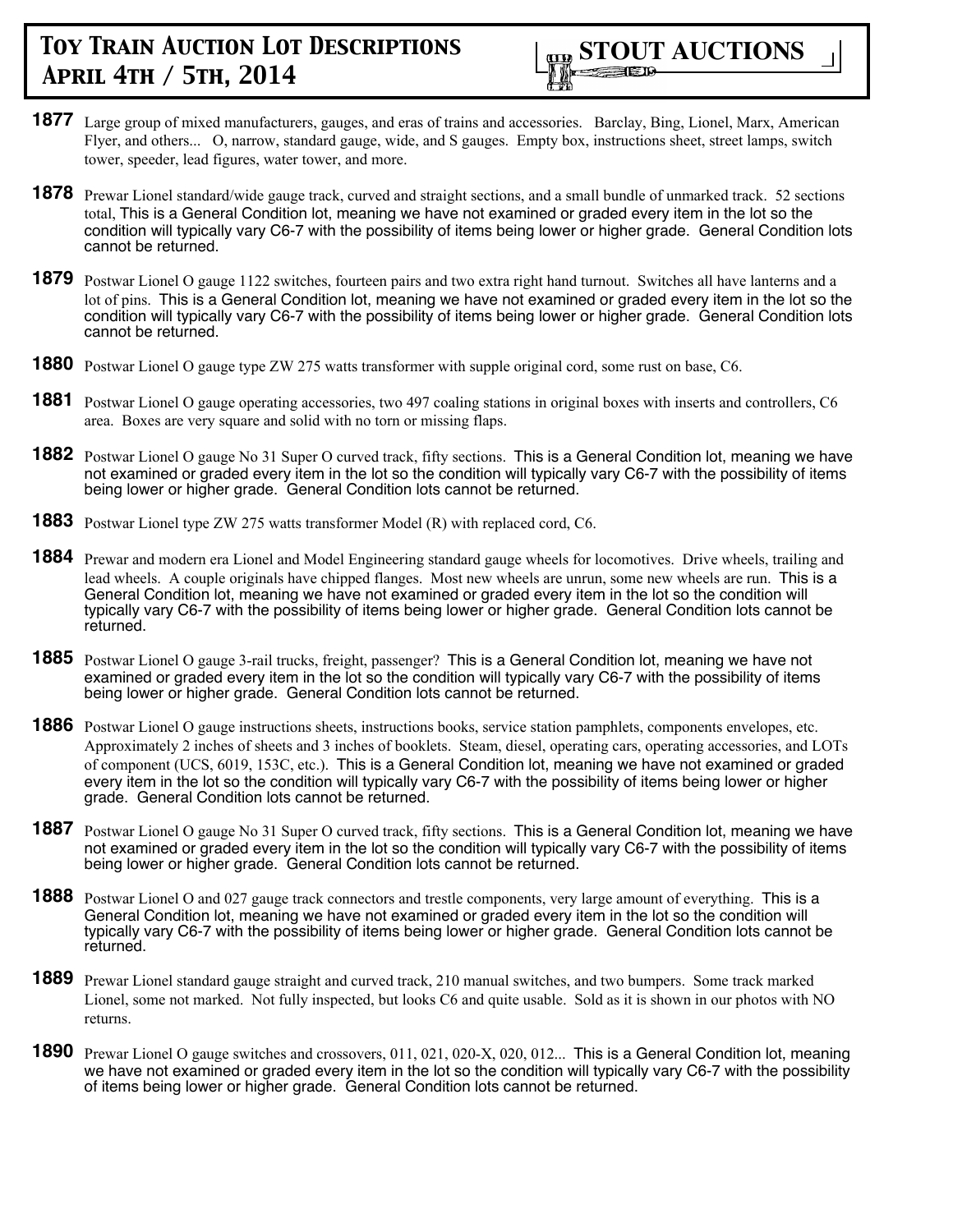**1877** Large group of mixed manufacturers, gauges, and eras of trains and accessories. Barclay, Bing, Lionel, Marx, American Flyer, and others... O, narrow, standard gauge, wide, and S gauges. Empty box, instructions sheet, street lamps, switch tower, speeder, lead figures, water tower, and more.

**1878** Prewar Lionel standard/wide gauge track, curved and straight sections, and a small bundle of unmarked track. 52 sections total, This is a General Condition lot, meaning we have not examined or graded every item in the lot so the condition will typically vary C6-7 with the possibility of items being lower or higher grade. General Condition lots cannot be returned.

**1879** Postwar Lionel O gauge 1122 switches, fourteen pairs and two extra right hand turnout. Switches all have lanterns and a lot of pins. This is a General Condition lot, meaning we have not examined or graded every item in the lot so the condition will typically vary C6-7 with the possibility of items being lower or higher grade. General Condition lots cannot be returned.

**1880** Postwar Lionel O gauge type ZW 275 watts transformer with supple original cord, some rust on base, C6.

**1881** Postwar Lionel O gauge operating accessories, two 497 coaling stations in original boxes with inserts and controllers, C6 area. Boxes are very square and solid with no torn or missing flaps.

**1882** Postwar Lionel O gauge No 31 Super O curved track, fifty sections. This is a General Condition lot, meaning we have not examined or graded every item in the lot so the condition will typically vary C6-7 with the possibility of items being lower or higher grade. General Condition lots cannot be returned.

**1883** Postwar Lionel type ZW 275 watts transformer Model (R) with replaced cord, C6.

**1884** Prewar and modern era Lionel and Model Engineering standard gauge wheels for locomotives. Drive wheels, trailing and lead wheels. A couple originals have chipped flanges. Most new wheels are unrun, some new wheels are run. This is a General Condition lot, meaning we have not examined or graded every item in the lot so the condition will typically vary C6-7 with the possibility of items being lower or higher grade. General Condition lots cannot be returned.

**1885** Postwar Lionel O gauge 3-rail trucks, freight, passenger? This is a General Condition lot, meaning we have not examined or graded every item in the lot so the condition will typically vary C6-7 with the possibility of items being lower or higher grade. General Condition lots cannot be returned.

**1886** Postwar Lionel O gauge instructions sheets, instructions books, service station pamphlets, components envelopes, etc. Approximately 2 inches of sheets and 3 inches of booklets. Steam, diesel, operating cars, operating accessories, and LOTs of component (UCS, 6019, 153C, etc.). This is a General Condition lot, meaning we have not examined or graded every item in the lot so the condition will typically vary C6-7 with the possibility of items being lower or higher grade. General Condition lots cannot be returned.

**1887** Postwar Lionel O gauge No 31 Super O curved track, fifty sections. This is a General Condition lot, meaning we have not examined or graded every item in the lot so the condition will typically vary C6-7 with the possibility of items being lower or higher grade. General Condition lots cannot be returned.

**1888** Postwar Lionel O and 027 gauge track connectors and trestle components, very large amount of everything. This is a General Condition lot, meaning we have not examined or graded every item in the lot so the condition will typically vary C6-7 with the possibility of items being lower or higher grade. General Condition lots cannot be returned.

**1889** Prewar Lionel standard gauge straight and curved track, 210 manual switches, and two bumpers. Some track marked Lionel, some not marked. Not fully inspected, but looks C6 and quite usable. Sold as it is shown in our photos with NO returns.

**1890** Prewar Lionel O gauge switches and crossovers, 011, 021, 020-X, 020, 012... This is a General Condition lot, meaning we have not examined or graded every item in the lot so the condition will typically vary C6-7 with the possibility of items being lower or higher grade. General Condition lots cannot be returned.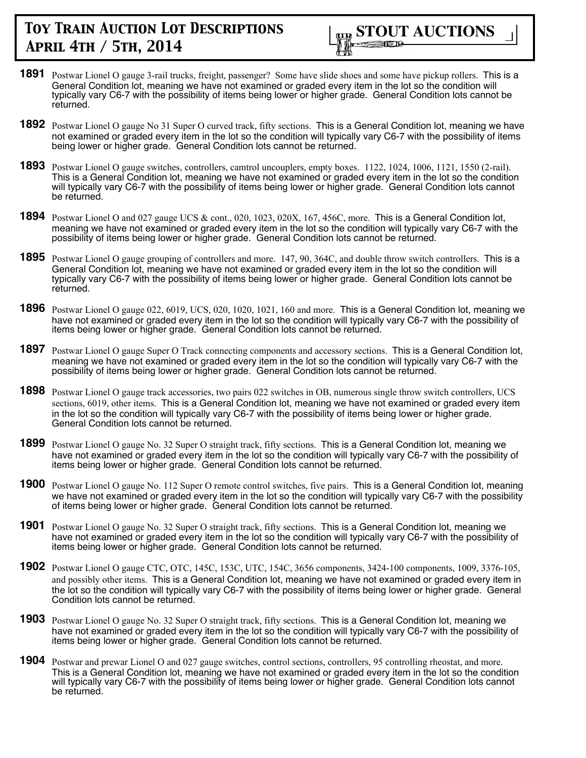**1891** Postwar Lionel O gauge 3-rail trucks, freight, passenger? Some have slide shoes and some have pickup rollers. This is a General Condition lot, meaning we have not examined or graded every item in the lot so the condition will typically vary C6-7 with the possibility of items being lower or higher grade. General Condition lots cannot be returned.

**1892** Postwar Lionel O gauge No 31 Super O curved track, fifty sections. This is a General Condition lot, meaning we have not examined or graded every item in the lot so the condition will typically vary C6-7 with the possibility of items being lower or higher grade. General Condition lots cannot be returned.

**1893** Postwar Lionel O gauge switches, controllers, camtrol uncouplers, empty boxes. 1122, 1024, 1006, 1121, 1550 (2-rail). This is a General Condition lot, meaning we have not examined or graded every item in the lot so the condition will typically vary C6-7 with the possibility of items being lower or higher grade. General Condition lots cannot be returned.

**1894** Postwar Lionel O and 027 gauge UCS & cont., 020, 1023, 020X, 167, 456C, more. This is a General Condition lot, meaning we have not examined or graded every item in the lot so the condition will typically vary C6-7 with the possibility of items being lower or higher grade. General Condition lots cannot be returned.

**1895** Postwar Lionel O gauge grouping of controllers and more. 147, 90, 364C, and double throw switch controllers. This is a General Condition lot, meaning we have not examined or graded every item in the lot so the condition will typically vary C6-7 with the possibility of items being lower or higher grade. General Condition lots cannot be returned.

**1896** Postwar Lionel O gauge 022, 6019, UCS, 020, 1020, 1021, 160 and more. This is a General Condition lot, meaning we have not examined or graded every item in the lot so the condition will typically vary C6-7 with the possibility of items being lower or higher grade. General Condition lots cannot be returned.

**1897** Postwar Lionel O gauge Super O Track connecting components and accessory sections. This is a General Condition lot, meaning we have not examined or graded every item in the lot so the condition will typically vary C6-7 with the possibility of items being lower or higher grade. General Condition lots cannot be returned.

**1898** Postwar Lionel O gauge track accessories, two pairs 022 switches in OB, numerous single throw switch controllers, UCS sections, 6019, other items. This is a General Condition lot, meaning we have not examined or graded every item in the lot so the condition will typically vary C6-7 with the possibility of items being lower or higher grade. General Condition lots cannot be returned.

**1899** Postwar Lionel O gauge No. 32 Super O straight track, fifty sections. This is a General Condition lot, meaning we have not examined or graded every item in the lot so the condition will typically vary C6-7 with the possibility of items being lower or higher grade. General Condition lots cannot be returned.

**1900** Postwar Lionel O gauge No. 112 Super O remote control switches, five pairs. This is a General Condition lot, meaning we have not examined or graded every item in the lot so the condition will typically vary C6-7 with the possibility of items being lower or higher grade. General Condition lots cannot be returned.

**1901** Postwar Lionel O gauge No. 32 Super O straight track, fifty sections. This is a General Condition lot, meaning we have not examined or graded every item in the lot so the condition will typically vary C6-7 with the possibility of items being lower or higher grade. General Condition lots cannot be returned.

**1902** Postwar Lionel O gauge CTC, OTC, 145C, 153C, UTC, 154C, 3656 components, 3424-100 components, 1009, 3376-105, and possibly other items. This is a General Condition lot, meaning we have not examined or graded every item in the lot so the condition will typically vary C6-7 with the possibility of items being lower or higher grade. General Condition lots cannot be returned.

**1903** Postwar Lionel O gauge No. 32 Super O straight track, fifty sections. This is a General Condition lot, meaning we have not examined or graded every item in the lot so the condition will typically vary C6-7 with the possibility of items being lower or higher grade. General Condition lots cannot be returned.

**1904** Postwar and prewar Lionel O and 027 gauge switches, control sections, controllers, 95 controlling rheostat, and more. This is a General Condition lot, meaning we have not examined or graded every item in the lot so the condition will typically vary C6-7 with the possibility of items being lower or higher grade. General Condition lots cannot be returned.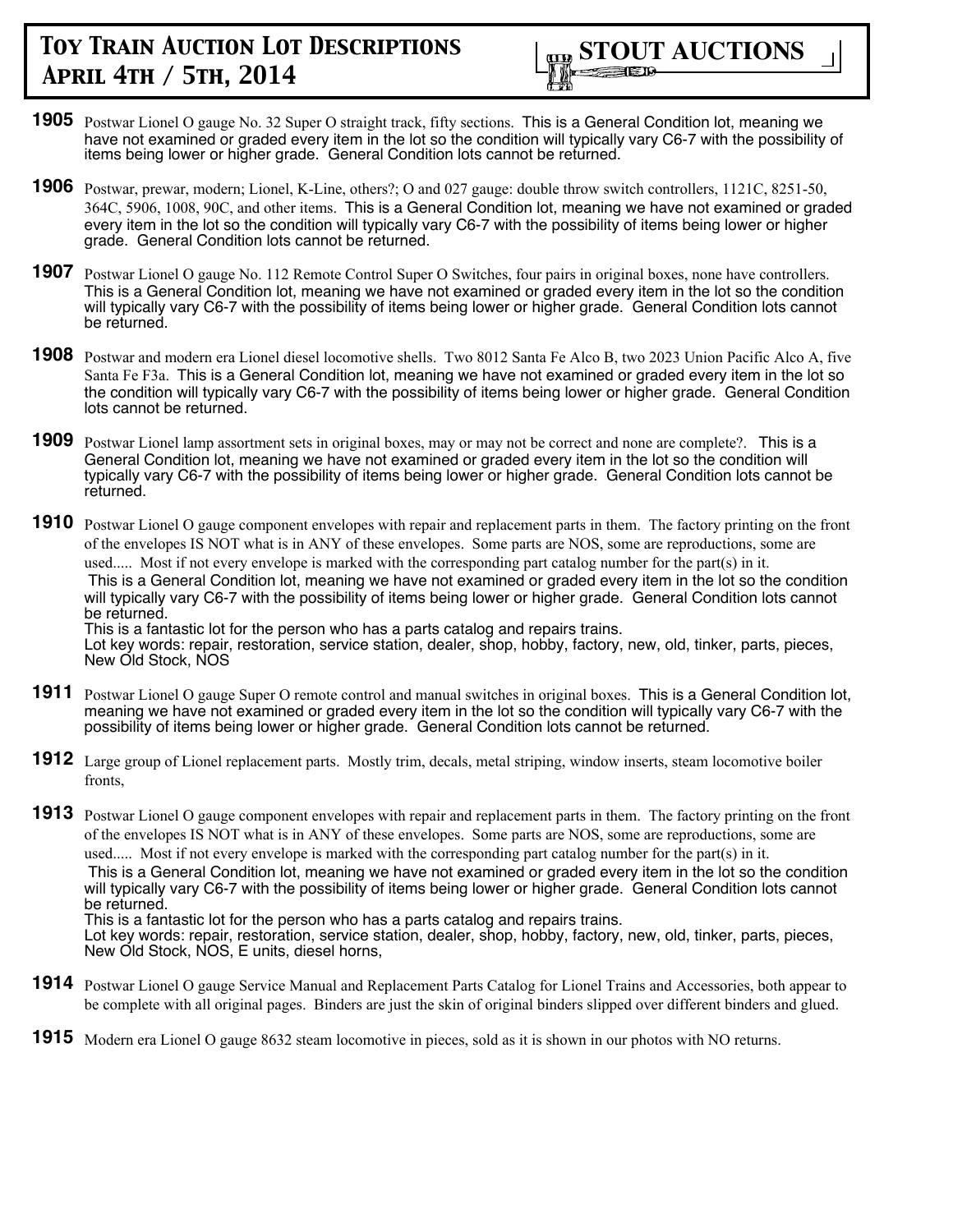**1905** Postwar Lionel O gauge No. 32 Super O straight track, fifty sections. This is a General Condition lot, meaning we have not examined or graded every item in the lot so the condition will typically vary C6-7 with the possibility of items being lower or higher grade. General Condition lots cannot be returned.

**1906** Postwar, prewar, modern; Lionel, K-Line, others?; O and 027 gauge: double throw switch controllers, 1121C, 8251-50, 364C, 5906, 1008, 90C, and other items. This is a General Condition lot, meaning we have not examined or graded every item in the lot so the condition will typically vary C6-7 with the possibility of items being lower or higher grade. General Condition lots cannot be returned.

**1907** Postwar Lionel O gauge No. 112 Remote Control Super O Switches, four pairs in original boxes, none have controllers. This is a General Condition lot, meaning we have not examined or graded every item in the lot so the condition will typically vary C6-7 with the possibility of items being lower or higher grade. General Condition lots cannot be returned.

**1908** Postwar and modern era Lionel diesel locomotive shells. Two 8012 Santa Fe Alco B, two 2023 Union Pacific Alco A, five Santa Fe F3a. This is a General Condition lot, meaning we have not examined or graded every item in the lot so the condition will typically vary C6-7 with the possibility of items being lower or higher grade. General Condition lots cannot be returned.

**1909** Postwar Lionel lamp assortment sets in original boxes, may or may not be correct and none are complete?. This is a General Condition lot, meaning we have not examined or graded every item in the lot so the condition will typically vary C6-7 with the possibility of items being lower or higher grade. General Condition lots cannot be returned.

**1910** Postwar Lionel O gauge component envelopes with repair and replacement parts in them. The factory printing on the front of the envelopes IS NOT what is in ANY of these envelopes. Some parts are NOS, some are reproductions, some are used..... Most if not every envelope is marked with the corresponding part catalog number for the part(s) in it.
This is a General Condition lot, meaning we have not examined or graded every item in the lot so the condition will typically vary C6-7 with the possibility of items being lower or higher grade. General Condition lots cannot be returned.
This is a fantastic lot for the person who has a parts catalog and repairs trains.
Lot key words: repair, restoration, service station, dealer, shop, hobby, factory, new, old, tinker, parts, pieces, New Old Stock, NOS

**1911** Postwar Lionel O gauge Super O remote control and manual switches in original boxes. This is a General Condition lot, meaning we have not examined or graded every item in the lot so the condition will typically vary C6-7 with the possibility of items being lower or higher grade. General Condition lots cannot be returned.

**1912** Large group of Lionel replacement parts. Mostly trim, decals, metal striping, window inserts, steam locomotive boiler fronts,

**1913** Postwar Lionel O gauge component envelopes with repair and replacement parts in them. The factory printing on the front of the envelopes IS NOT what is in ANY of these envelopes. Some parts are NOS, some are reproductions, some are used..... Most if not every envelope is marked with the corresponding part catalog number for the part(s) in it.
This is a General Condition lot, meaning we have not examined or graded every item in the lot so the condition will typically vary C6-7 with the possibility of items being lower or higher grade. General Condition lots cannot be returned.
This is a fantastic lot for the person who has a parts catalog and repairs trains.
Lot key words: repair, restoration, service station, dealer, shop, hobby, factory, new, old, tinker, parts, pieces, New Old Stock, NOS, E units, diesel horns,

**1914** Postwar Lionel O gauge Service Manual and Replacement Parts Catalog for Lionel Trains and Accessories, both appear to be complete with all original pages. Binders are just the skin of original binders slipped over different binders and glued.

**1915** Modern era Lionel O gauge 8632 steam locomotive in pieces, sold as it is shown in our photos with NO returns.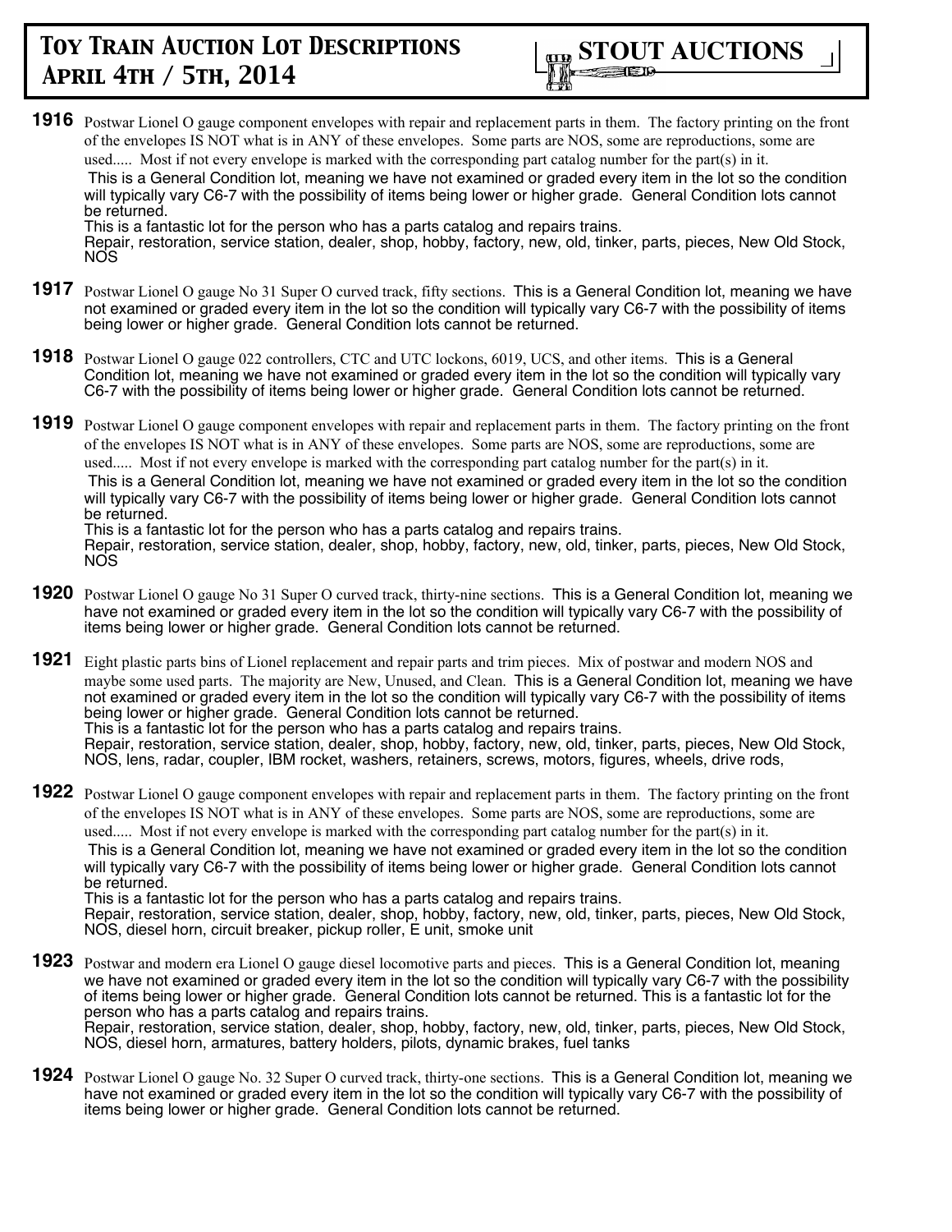**1916** Postwar Lionel O gauge component envelopes with repair and replacement parts in them. The factory printing on the front of the envelopes IS NOT what is in ANY of these envelopes. Some parts are NOS, some are reproductions, some are used..... Most if not every envelope is marked with the corresponding part catalog number for the part(s) in it.
This is a General Condition lot, meaning we have not examined or graded every item in the lot so the condition will typically vary C6-7 with the possibility of items being lower or higher grade. General Condition lots cannot be returned.
This is a fantastic lot for the person who has a parts catalog and repairs trains.
Repair, restoration, service station, dealer, shop, hobby, factory, new, old, tinker, parts, pieces, New Old Stock, NOS

**1917** Postwar Lionel O gauge No 31 Super O curved track, fifty sections. This is a General Condition lot, meaning we have not examined or graded every item in the lot so the condition will typically vary C6-7 with the possibility of items being lower or higher grade. General Condition lots cannot be returned.

**1918** Postwar Lionel O gauge 022 controllers, CTC and UTC lockons, 6019, UCS, and other items. This is a General Condition lot, meaning we have not examined or graded every item in the lot so the condition will typically vary C6-7 with the possibility of items being lower or higher grade. General Condition lots cannot be returned.

**1919** Postwar Lionel O gauge component envelopes with repair and replacement parts in them. The factory printing on the front of the envelopes IS NOT what is in ANY of these envelopes. Some parts are NOS, some are reproductions, some are used..... Most if not every envelope is marked with the corresponding part catalog number for the part(s) in it.
This is a General Condition lot, meaning we have not examined or graded every item in the lot so the condition will typically vary C6-7 with the possibility of items being lower or higher grade. General Condition lots cannot be returned.
This is a fantastic lot for the person who has a parts catalog and repairs trains.
Repair, restoration, service station, dealer, shop, hobby, factory, new, old, tinker, parts, pieces, New Old Stock, NOS

**1920** Postwar Lionel O gauge No 31 Super O curved track, thirty-nine sections. This is a General Condition lot, meaning we have not examined or graded every item in the lot so the condition will typically vary C6-7 with the possibility of items being lower or higher grade. General Condition lots cannot be returned.

**1921** Eight plastic parts bins of Lionel replacement and repair parts and trim pieces. Mix of postwar and modern NOS and maybe some used parts. The majority are New, Unused, and Clean. This is a General Condition lot, meaning we have not examined or graded every item in the lot so the condition will typically vary C6-7 with the possibility of items being lower or higher grade. General Condition lots cannot be returned.
This is a fantastic lot for the person who has a parts catalog and repairs trains.
Repair, restoration, service station, dealer, shop, hobby, factory, new, old, tinker, parts, pieces, New Old Stock, NOS, lens, radar, coupler, IBM rocket, washers, retainers, screws, motors, figures, wheels, drive rods,

**1922** Postwar Lionel O gauge component envelopes with repair and replacement parts in them. The factory printing on the front of the envelopes IS NOT what is in ANY of these envelopes. Some parts are NOS, some are reproductions, some are used..... Most if not every envelope is marked with the corresponding part catalog number for the part(s) in it.
This is a General Condition lot, meaning we have not examined or graded every item in the lot so the condition will typically vary C6-7 with the possibility of items being lower or higher grade. General Condition lots cannot be returned.
This is a fantastic lot for the person who has a parts catalog and repairs trains.
Repair, restoration, service station, dealer, shop, hobby, factory, new, old, tinker, parts, pieces, New Old Stock, NOS, diesel horn, circuit breaker, pickup roller, E unit, smoke unit

**1923** Postwar and modern era Lionel O gauge diesel locomotive parts and pieces. This is a General Condition lot, meaning we have not examined or graded every item in the lot so the condition will typically vary C6-7 with the possibility of items being lower or higher grade. General Condition lots cannot be returned. This is a fantastic lot for the person who has a parts catalog and repairs trains.
Repair, restoration, service station, dealer, shop, hobby, factory, new, old, tinker, parts, pieces, New Old Stock, NOS, diesel horn, armatures, battery holders, pilots, dynamic brakes, fuel tanks

**1924** Postwar Lionel O gauge No. 32 Super O curved track, thirty-one sections. This is a General Condition lot, meaning we have not examined or graded every item in the lot so the condition will typically vary C6-7 with the possibility of items being lower or higher grade. General Condition lots cannot be returned.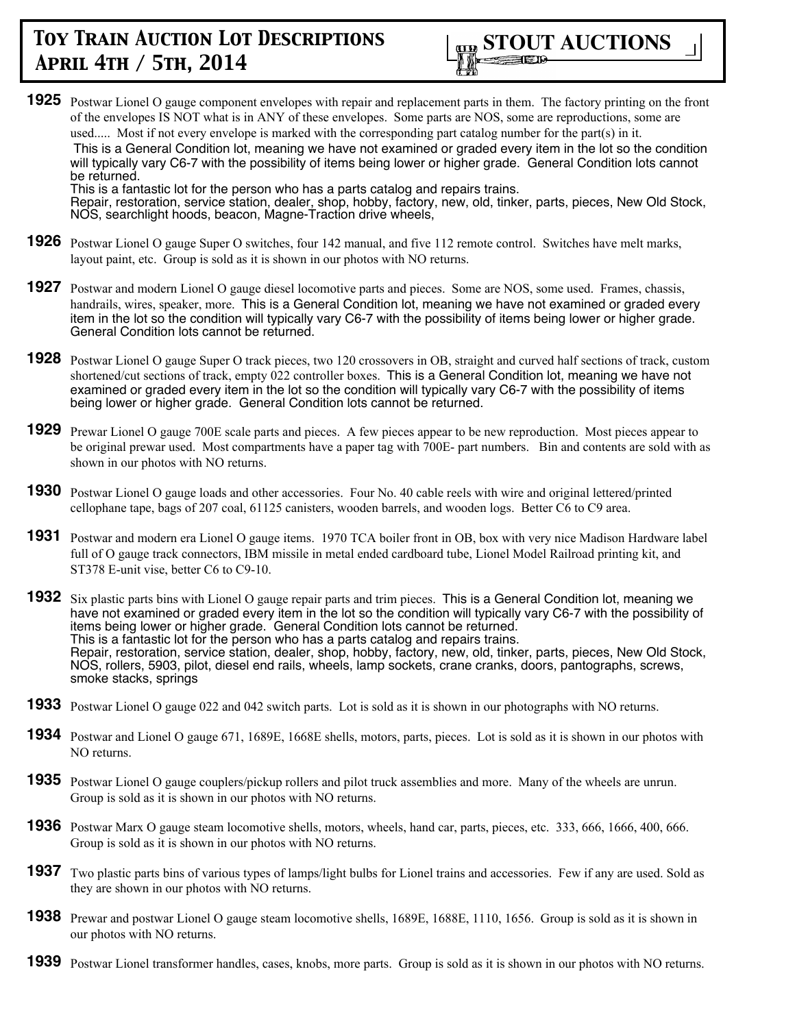**1925** Postwar Lionel O gauge component envelopes with repair and replacement parts in them. The factory printing on the front of the envelopes IS NOT what is in ANY of these envelopes. Some parts are NOS, some are reproductions, some are used..... Most if not every envelope is marked with the corresponding part catalog number for the part(s) in it.
This is a General Condition lot, meaning we have not examined or graded every item in the lot so the condition will typically vary C6-7 with the possibility of items being lower or higher grade. General Condition lots cannot be returned.
This is a fantastic lot for the person who has a parts catalog and repairs trains.
Repair, restoration, service station, dealer, shop, hobby, factory, new, old, tinker, parts, pieces, New Old Stock, NOS, searchlight hoods, beacon, Magne-Traction drive wheels,

**1926** Postwar Lionel O gauge Super O switches, four 142 manual, and five 112 remote control. Switches have melt marks, layout paint, etc. Group is sold as it is shown in our photos with NO returns.

**1927** Postwar and modern Lionel O gauge diesel locomotive parts and pieces. Some are NOS, some used. Frames, chassis, handrails, wires, speaker, more. This is a General Condition lot, meaning we have not examined or graded every item in the lot so the condition will typically vary C6-7 with the possibility of items being lower or higher grade. General Condition lots cannot be returned.

**1928** Postwar Lionel O gauge Super O track pieces, two 120 crossovers in OB, straight and curved half sections of track, custom shortened/cut sections of track, empty 022 controller boxes. This is a General Condition lot, meaning we have not examined or graded every item in the lot so the condition will typically vary C6-7 with the possibility of items being lower or higher grade. General Condition lots cannot be returned.

**1929** Prewar Lionel O gauge 700E scale parts and pieces. A few pieces appear to be new reproduction. Most pieces appear to be original prewar used. Most compartments have a paper tag with 700E- part numbers. Bin and contents are sold with as shown in our photos with NO returns.

**1930** Postwar Lionel O gauge loads and other accessories. Four No. 40 cable reels with wire and original lettered/printed cellophane tape, bags of 207 coal, 61125 canisters, wooden barrels, and wooden logs. Better C6 to C9 area.

**1931** Postwar and modern era Lionel O gauge items. 1970 TCA boiler front in OB, box with very nice Madison Hardware label full of O gauge track connectors, IBM missile in metal ended cardboard tube, Lionel Model Railroad printing kit, and ST378 E-unit vise, better C6 to C9-10.

**1932** Six plastic parts bins with Lionel O gauge repair parts and trim pieces. This is a General Condition lot, meaning we have not examined or graded every item in the lot so the condition will typically vary C6-7 with the possibility of items being lower or higher grade. General Condition lots cannot be returned.
This is a fantastic lot for the person who has a parts catalog and repairs trains.
Repair, restoration, service station, dealer, shop, hobby, factory, new, old, tinker, parts, pieces, New Old Stock, NOS, rollers, 5903, pilot, diesel end rails, wheels, lamp sockets, crane cranks, doors, pantographs, screws, smoke stacks, springs

**1933** Postwar Lionel O gauge 022 and 042 switch parts. Lot is sold as it is shown in our photographs with NO returns.

**1934** Postwar and Lionel O gauge 671, 1689E, 1668E shells, motors, parts, pieces. Lot is sold as it is shown in our photos with NO returns.

**1935** Postwar Lionel O gauge couplers/pickup rollers and pilot truck assemblies and more. Many of the wheels are unrun. Group is sold as it is shown in our photos with NO returns.

**1936** Postwar Marx O gauge steam locomotive shells, motors, wheels, hand car, parts, pieces, etc. 333, 666, 1666, 400, 666. Group is sold as it is shown in our photos with NO returns.

**1937** Two plastic parts bins of various types of lamps/light bulbs for Lionel trains and accessories. Few if any are used. Sold as they are shown in our photos with NO returns.

**1938** Prewar and postwar Lionel O gauge steam locomotive shells, 1689E, 1688E, 1110, 1656. Group is sold as it is shown in our photos with NO returns.

**1939** Postwar Lionel transformer handles, cases, knobs, more parts. Group is sold as it is shown in our photos with NO returns.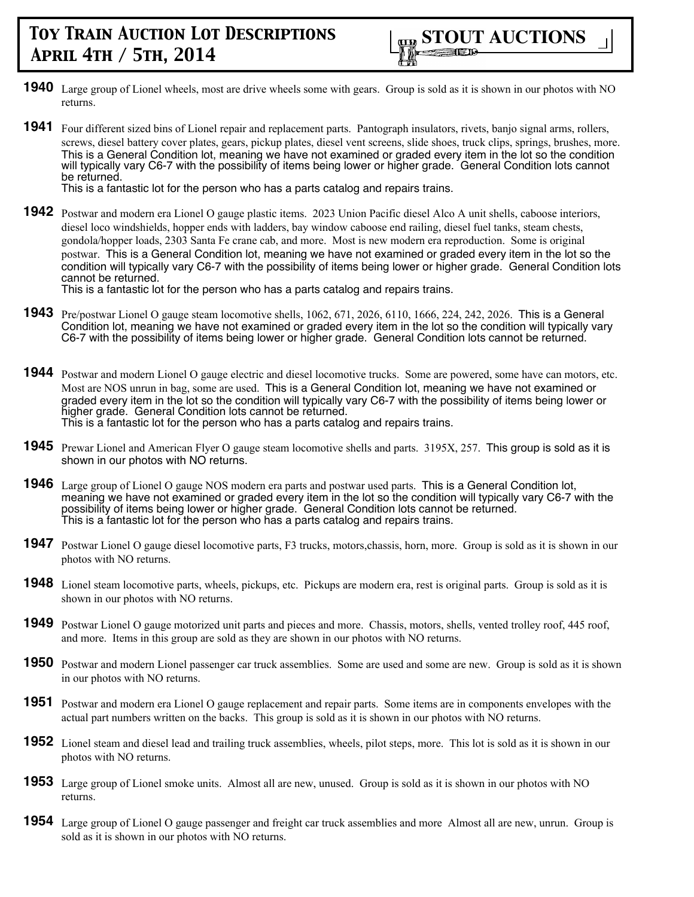# Toy Train Auction Lot Descriptions April 4th / 5th, 2014

**STOUT AUCTIONS**

**1940** Large group of Lionel wheels, most are drive wheels some with gears. Group is sold as it is shown in our photos with NO returns.

**1941** Four different sized bins of Lionel repair and replacement parts. Pantograph insulators, rivets, banjo signal arms, rollers, screws, diesel battery cover plates, gears, pickup plates, diesel vent screens, slide shoes, truck clips, springs, brushes, more. This is a General Condition lot, meaning we have not examined or graded every item in the lot so the condition will typically vary C6-7 with the possibility of items being lower or higher grade. General Condition lots cannot be returned.
This is a fantastic lot for the person who has a parts catalog and repairs trains.

**1942** Postwar and modern era Lionel O gauge plastic items. 2023 Union Pacific diesel Alco A unit shells, caboose interiors, diesel loco windshields, hopper ends with ladders, bay window caboose end railing, diesel fuel tanks, steam chests, gondola/hopper loads, 2303 Santa Fe crane cab, and more. Most is new modern era reproduction. Some is original postwar. This is a General Condition lot, meaning we have not examined or graded every item in the lot so the condition will typically vary C6-7 with the possibility of items being lower or higher grade. General Condition lots cannot be returned.
This is a fantastic lot for the person who has a parts catalog and repairs trains.

**1943** Pre/postwar Lionel O gauge steam locomotive shells, 1062, 671, 2026, 6110, 1666, 224, 242, 2026. This is a General Condition lot, meaning we have not examined or graded every item in the lot so the condition will typically vary C6-7 with the possibility of items being lower or higher grade. General Condition lots cannot be returned.

**1944** Postwar and modern Lionel O gauge electric and diesel locomotive trucks. Some are powered, some have can motors, etc. Most are NOS unrun in bag, some are used. This is a General Condition lot, meaning we have not examined or graded every item in the lot so the condition will typically vary C6-7 with the possibility of items being lower or higher grade. General Condition lots cannot be returned.
This is a fantastic lot for the person who has a parts catalog and repairs trains.

**1945** Prewar Lionel and American Flyer O gauge steam locomotive shells and parts. 3195X, 257. This group is sold as it is shown in our photos with NO returns.

**1946** Large group of Lionel O gauge NOS modern era parts and postwar used parts. This is a General Condition lot, meaning we have not examined or graded every item in the lot so the condition will typically vary C6-7 with the possibility of items being lower or higher grade. General Condition lots cannot be returned.
This is a fantastic lot for the person who has a parts catalog and repairs trains.

**1947** Postwar Lionel O gauge diesel locomotive parts, F3 trucks, motors,chassis, horn, more. Group is sold as it is shown in our photos with NO returns.

**1948** Lionel steam locomotive parts, wheels, pickups, etc. Pickups are modern era, rest is original parts. Group is sold as it is shown in our photos with NO returns.

**1949** Postwar Lionel O gauge motorized unit parts and pieces and more. Chassis, motors, shells, vented trolley roof, 445 roof, and more. Items in this group are sold as they are shown in our photos with NO returns.

**1950** Postwar and modern Lionel passenger car truck assemblies. Some are used and some are new. Group is sold as it is shown in our photos with NO returns.

**1951** Postwar and modern era Lionel O gauge replacement and repair parts. Some items are in components envelopes with the actual part numbers written on the backs. This group is sold as it is shown in our photos with NO returns.

**1952** Lionel steam and diesel lead and trailing truck assemblies, wheels, pilot steps, more. This lot is sold as it is shown in our photos with NO returns.

**1953** Large group of Lionel smoke units. Almost all are new, unused. Group is sold as it is shown in our photos with NO returns.

**1954** Large group of Lionel O gauge passenger and freight car truck assemblies and more Almost all are new, unrun. Group is sold as it is shown in our photos with NO returns.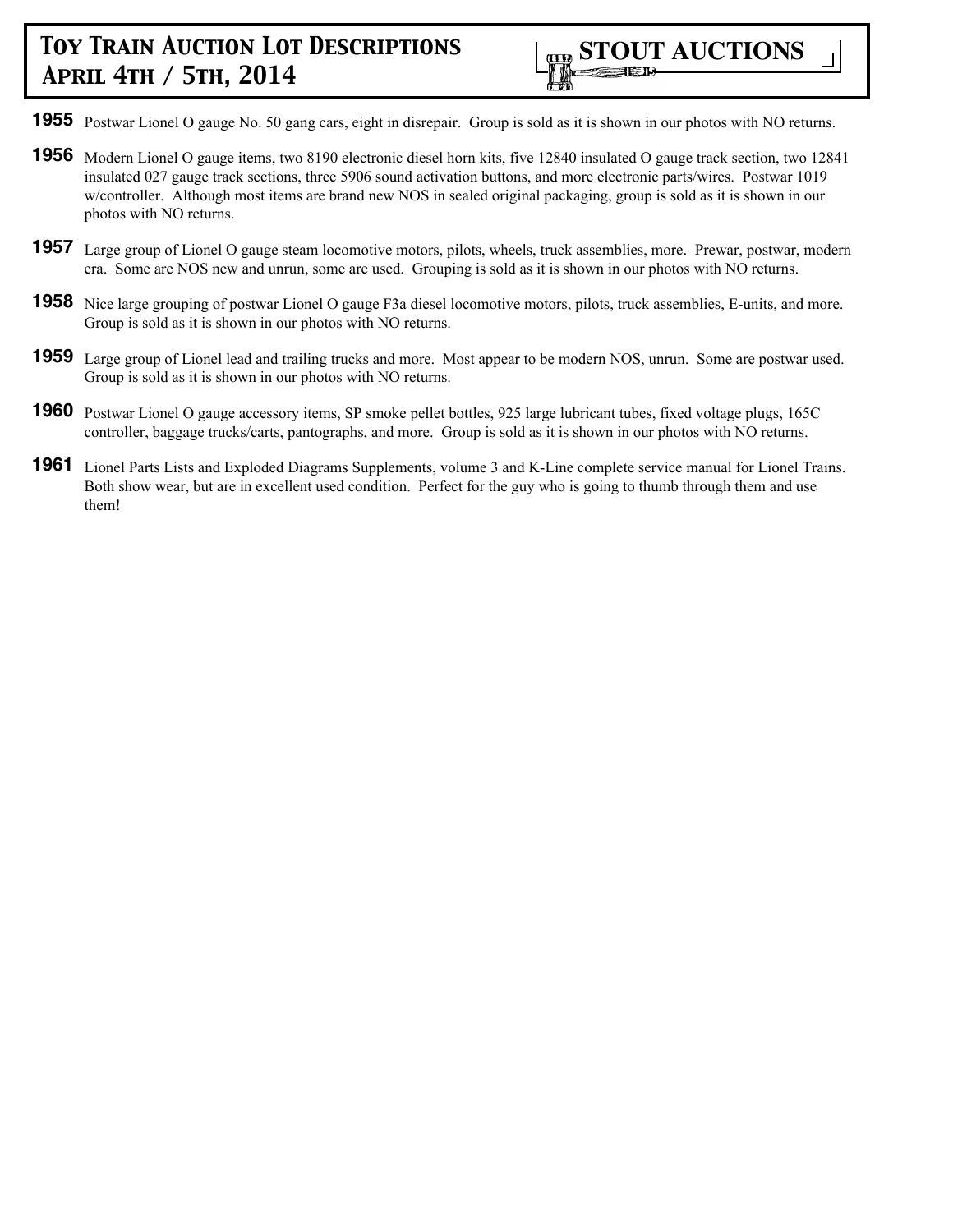**1955** Postwar Lionel O gauge No. 50 gang cars, eight in disrepair. Group is sold as it is shown in our photos with NO returns.

**1956** Modern Lionel O gauge items, two 8190 electronic diesel horn kits, five 12840 insulated O gauge track section, two 12841 insulated 027 gauge track sections, three 5906 sound activation buttons, and more electronic parts/wires. Postwar 1019 w/controller. Although most items are brand new NOS in sealed original packaging, group is sold as it is shown in our photos with NO returns.

**1957** Large group of Lionel O gauge steam locomotive motors, pilots, wheels, truck assemblies, more. Prewar, postwar, modern era. Some are NOS new and unrun, some are used. Grouping is sold as it is shown in our photos with NO returns.

**1958** Nice large grouping of postwar Lionel O gauge F3a diesel locomotive motors, pilots, truck assemblies, E-units, and more. Group is sold as it is shown in our photos with NO returns.

**1959** Large group of Lionel lead and trailing trucks and more. Most appear to be modern NOS, unrun. Some are postwar used. Group is sold as it is shown in our photos with NO returns.

**1960** Postwar Lionel O gauge accessory items, SP smoke pellet bottles, 925 large lubricant tubes, fixed voltage plugs, 165C controller, baggage trucks/carts, pantographs, and more. Group is sold as it is shown in our photos with NO returns.

**1961** Lionel Parts Lists and Exploded Diagrams Supplements, volume 3 and K-Line complete service manual for Lionel Trains. Both show wear, but are in excellent used condition. Perfect for the guy who is going to thumb through them and use them!